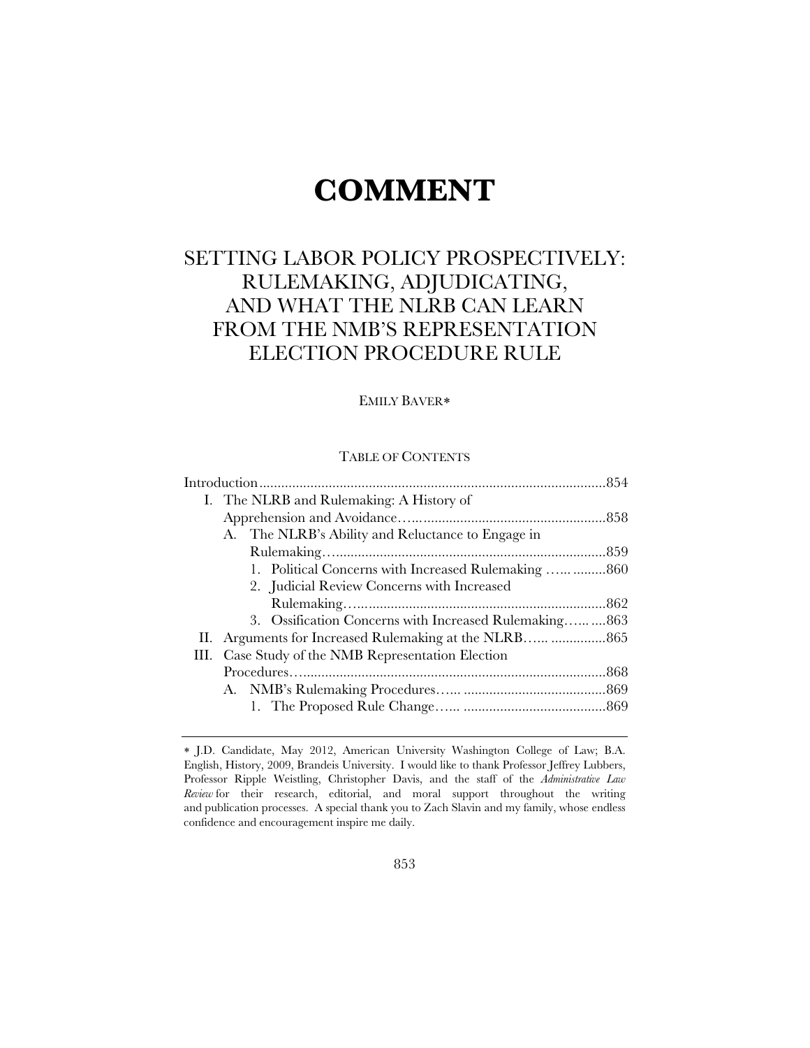# COMMENT

## SETTING LABOR POLICY PROSPECTIVELY: RULEMAKING, ADJUDICATING, AND WHAT THE NLRB CAN LEARN FROM THE NMB'S REPRESENTATION ELECTION PROCEDURE RULE

EMILY BAVER*

TABLE OF CONTENTS

Introduction ............................................................................................ 854
- I. The NLRB and Rulemaking: A History of Apprehension and Avoidance ....................................................... 858
  - A. The NLRB's Ability and Reluctance to Engage in Rulemaking ........................................................................... 859
    - 1. Political Concerns with Increased Rulemaking ...... ......... 860
    - 2. Judicial Review Concerns with Increased Rulemaking ...................................................................... 862
    - 3. Ossification Concerns with Increased Rulemaking ...... .... 863
- II. Arguments for Increased Rulemaking at the NLRB ...... ............... 865
- III. Case Study of the NMB Representation Election Procedures ................................................................................... 868
  - A. NMB's Rulemaking Procedures ...... ....................................... 869
    - 1. The Proposed Rule Change ...... ....................................... 869

---

* J.D. Candidate, May 2012, American University Washington College of Law; B.A. English, History, 2009, Brandeis University. I would like to thank Professor Jeffrey Lubbers, Professor Ripple Weistling, Christopher Davis, and the staff of the *Administrative Law Review* for their research, editorial, and moral support throughout the writing and publication processes. A special thank you to Zach Slavin and my family, whose endless confidence and encouragement inspire me daily.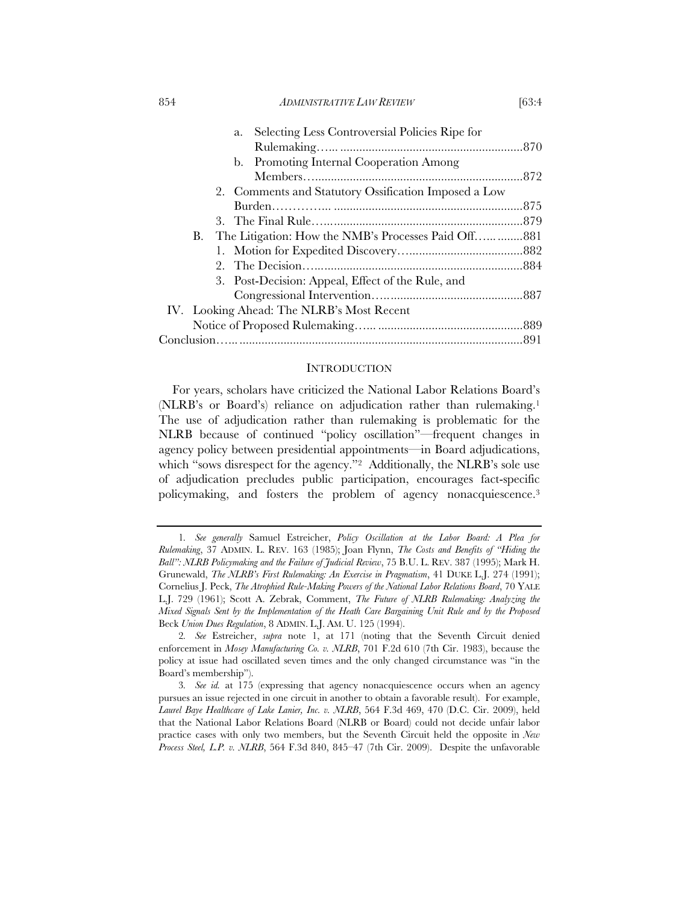a. Selecting Less Controversial Policies Ripe for Rulemaking…... ..........................................................870
b. Promoting Internal Cooperation Among Members…..................................................................872
2. Comments and Statutory Ossification Imposed a Low Burden………….. ............................................................875
3. The Final Rule…..............................................................879

B. The Litigation: How the NMB's Processes Paid Off…... ........881
1. Motion for Expedited Discovery…....................................882
2. The Decision…..................................................................884
3. Post-Decision: Appeal, Effect of the Rule, and Congressional Intervention…...........................................887

IV. Looking Ahead: The NLRB's Most Recent Notice of Proposed Rulemaking…... .............................................889

Conclusion…..........................................................................................891

## INTRODUCTION

For years, scholars have criticized the National Labor Relations Board's (NLRB's or Board's) reliance on adjudication rather than rulemaking.[1] The use of adjudication rather than rulemaking is problematic for the NLRB because of continued "policy oscillation"—frequent changes in agency policy between presidential appointments—in Board adjudications, which "sows disrespect for the agency."[2] Additionally, the NLRB's sole use of adjudication precludes public participation, encourages fact-specific policymaking, and fosters the problem of agency nonacquiescence.[3]

---

1. *See generally* Samuel Estreicher, *Policy Oscillation at the Labor Board: A Plea for Rulemaking*, 37 ADMIN. L. REV. 163 (1985); Joan Flynn, *The Costs and Benefits of "Hiding the Ball": NLRB Policymaking and the Failure of Judicial Review*, 75 B.U. L. REV. 387 (1995); Mark H. Grunewald, *The NLRB's First Rulemaking: An Exercise in Pragmatism*, 41 DUKE L.J. 274 (1991); Cornelius J. Peck, *The Atrophied Rule-Making Powers of the National Labor Relations Board*, 70 YALE L.J. 729 (1961); Scott A. Zebrak, Comment, *The Future of NLRB Rulemaking: Analyzing the Mixed Signals Sent by the Implementation of the Heath Care Bargaining Unit Rule and by the Proposed* Beck *Union Dues Regulation*, 8 ADMIN. L.J. AM. U. 125 (1994).

2. *See* Estreicher, *supra* note 1, at 171 (noting that the Seventh Circuit denied enforcement in *Mosey Manufacturing Co. v. NLRB*, 701 F.2d 610 (7th Cir. 1983), because the policy at issue had oscillated seven times and the only changed circumstance was "in the Board's membership").

3. *See id.* at 175 (expressing that agency nonacquiescence occurs when an agency pursues an issue rejected in one circuit in another to obtain a favorable result). For example, *Laurel Baye Healthcare of Lake Lanier, Inc. v. NLRB*, 564 F.3d 469, 470 (D.C. Cir. 2009), held that the National Labor Relations Board (NLRB or Board) could not decide unfair labor practice cases with only two members, but the Seventh Circuit held the opposite in *New Process Steel, L.P. v. NLRB*, 564 F.3d 840, 845–47 (7th Cir. 2009). Despite the unfavorable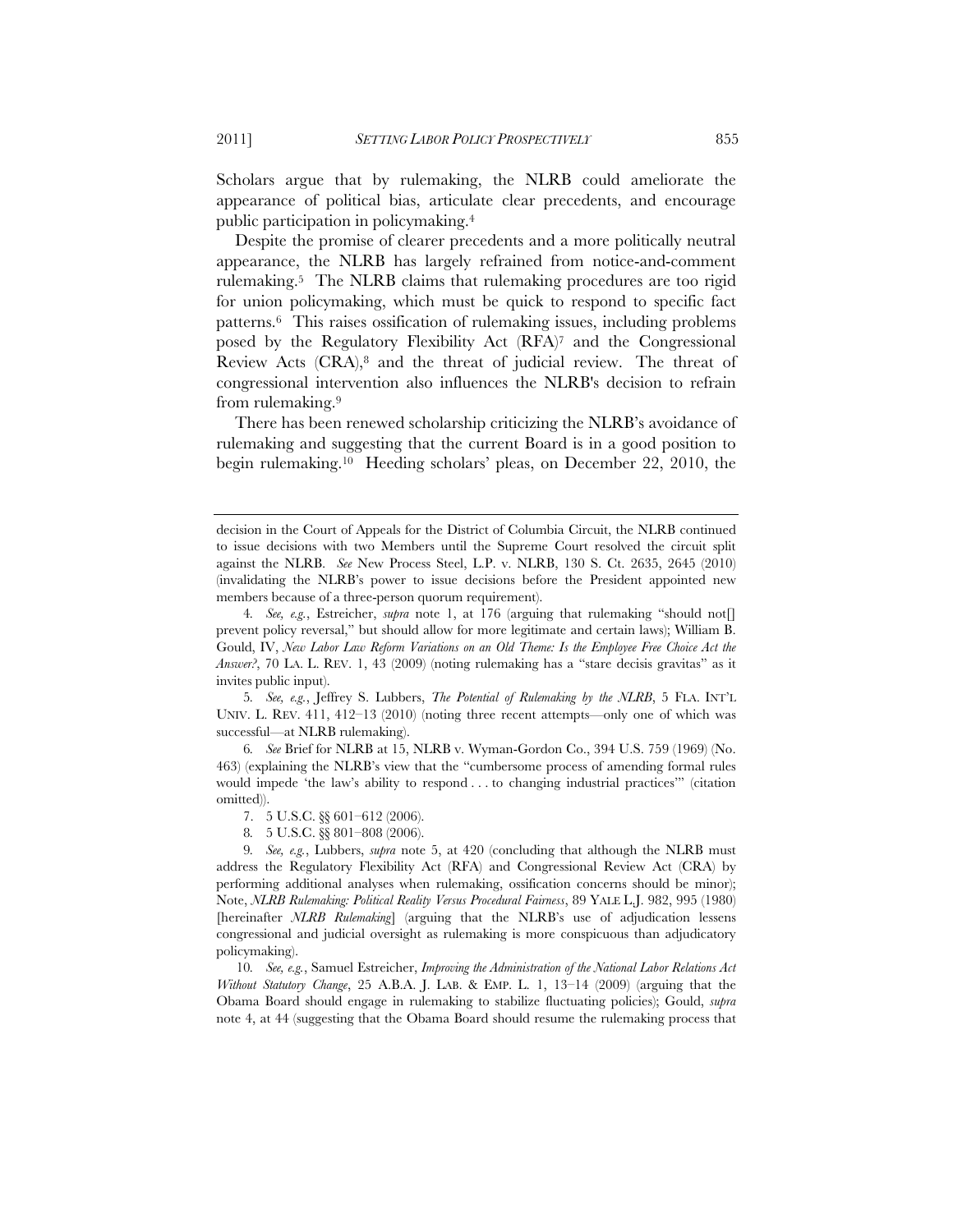Scholars argue that by rulemaking, the NLRB could ameliorate the appearance of political bias, articulate clear precedents, and encourage public participation in policymaking.[4]

Despite the promise of clearer precedents and a more politically neutral appearance, the NLRB has largely refrained from notice-and-comment rulemaking.[5] The NLRB claims that rulemaking procedures are too rigid for union policymaking, which must be quick to respond to specific fact patterns.[6] This raises ossification of rulemaking issues, including problems posed by the Regulatory Flexibility Act (RFA)[7] and the Congressional Review Acts (CRA),[8] and the threat of judicial review. The threat of congressional intervention also influences the NLRB's decision to refrain from rulemaking.[9]

There has been renewed scholarship criticizing the NLRB's avoidance of rulemaking and suggesting that the current Board is in a good position to begin rulemaking.[10] Heeding scholars' pleas, on December 22, 2010, the

---

decision in the Court of Appeals for the District of Columbia Circuit, the NLRB continued to issue decisions with two Members until the Supreme Court resolved the circuit split against the NLRB. *See* New Process Steel, L.P. v. NLRB, 130 S. Ct. 2635, 2645 (2010) (invalidating the NLRB's power to issue decisions before the President appointed new members because of a three-person quorum requirement).

4. *See, e.g.*, Estreicher, *supra* note 1, at 176 (arguing that rulemaking "should not[] prevent policy reversal," but should allow for more legitimate and certain laws); William B. Gould, IV, *New Labor Law Reform Variations on an Old Theme: Is the Employee Free Choice Act the Answer?*, 70 LA. L. REV. 1, 43 (2009) (noting rulemaking has a "stare decisis gravitas" as it invites public input).

5. *See, e.g.*, Jeffrey S. Lubbers, *The Potential of Rulemaking by the NLRB*, 5 FLA. INT'L UNIV. L. REV. 411, 412–13 (2010) (noting three recent attempts—only one of which was successful—at NLRB rulemaking).

6. *See* Brief for NLRB at 15, NLRB v. Wyman-Gordon Co., 394 U.S. 759 (1969) (No. 463) (explaining the NLRB's view that the "cumbersome process of amending formal rules would impede 'the law's ability to respond . . . to changing industrial practices'" (citation omitted)).

7. 5 U.S.C. §§ 601–612 (2006).

8. 5 U.S.C. §§ 801–808 (2006).

9. *See, e.g.*, Lubbers, *supra* note 5, at 420 (concluding that although the NLRB must address the Regulatory Flexibility Act (RFA) and Congressional Review Act (CRA) by performing additional analyses when rulemaking, ossification concerns should be minor); Note, *NLRB Rulemaking: Political Reality Versus Procedural Fairness*, 89 YALE L.J. 982, 995 (1980) [hereinafter *NLRB Rulemaking*] (arguing that the NLRB's use of adjudication lessens congressional and judicial oversight as rulemaking is more conspicuous than adjudicatory policymaking).

10. *See, e.g.*, Samuel Estreicher, *Improving the Administration of the National Labor Relations Act Without Statutory Change*, 25 A.B.A. J. LAB. & EMP. L. 1, 13–14 (2009) (arguing that the Obama Board should engage in rulemaking to stabilize fluctuating policies); Gould, *supra* note 4, at 44 (suggesting that the Obama Board should resume the rulemaking process that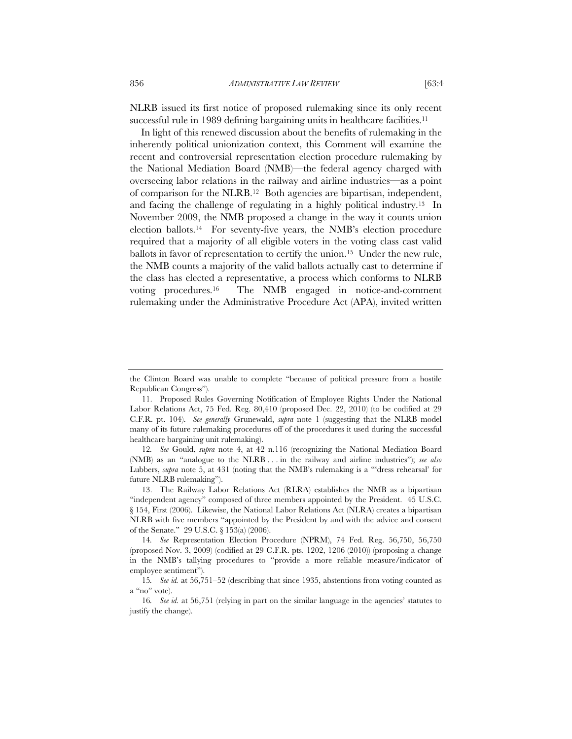NLRB issued its first notice of proposed rulemaking since its only recent successful rule in 1989 defining bargaining units in healthcare facilities.[11]

In light of this renewed discussion about the benefits of rulemaking in the inherently political unionization context, this Comment will examine the recent and controversial representation election procedure rulemaking by the National Mediation Board (NMB)—the federal agency charged with overseeing labor relations in the railway and airline industries—as a point of comparison for the NLRB.[12] Both agencies are bipartisan, independent, and facing the challenge of regulating in a highly political industry.[13] In November 2009, the NMB proposed a change in the way it counts union election ballots.[14] For seventy-five years, the NMB's election procedure required that a majority of all eligible voters in the voting class cast valid ballots in favor of representation to certify the union.[15] Under the new rule, the NMB counts a majority of the valid ballots actually cast to determine if the class has elected a representative, a process which conforms to NLRB voting procedures.[16] The NMB engaged in notice-and-comment rulemaking under the Administrative Procedure Act (APA), invited written

---

the Clinton Board was unable to complete "because of political pressure from a hostile Republican Congress").

11. Proposed Rules Governing Notification of Employee Rights Under the National Labor Relations Act, 75 Fed. Reg. 80,410 (proposed Dec. 22, 2010) (to be codified at 29 C.F.R. pt. 104). *See generally* Grunewald, *supra* note 1 (suggesting that the NLRB model many of its future rulemaking procedures off of the procedures it used during the successful healthcare bargaining unit rulemaking).

12. *See* Gould, *supra* note 4, at 42 n.116 (recognizing the National Mediation Board (NMB) as an "analogue to the NLRB . . . in the railway and airline industries"); *see also* Lubbers, *supra* note 5, at 431 (noting that the NMB's rulemaking is a "'dress rehearsal' for future NLRB rulemaking").

13. The Railway Labor Relations Act (RLRA) establishes the NMB as a bipartisan "independent agency" composed of three members appointed by the President. 45 U.S.C. § 154, First (2006). Likewise, the National Labor Relations Act (NLRA) creates a bipartisan NLRB with five members "appointed by the President by and with the advice and consent of the Senate." 29 U.S.C. § 153(a) (2006).

14. *See* Representation Election Procedure (NPRM), 74 Fed. Reg. 56,750, 56,750 (proposed Nov. 3, 2009) (codified at 29 C.F.R. pts. 1202, 1206 (2010)) (proposing a change in the NMB's tallying procedures to "provide a more reliable measure/indicator of employee sentiment").

15. *See id.* at 56,751–52 (describing that since 1935, abstentions from voting counted as a "no" vote).

16. *See id.* at 56,751 (relying in part on the similar language in the agencies' statutes to justify the change).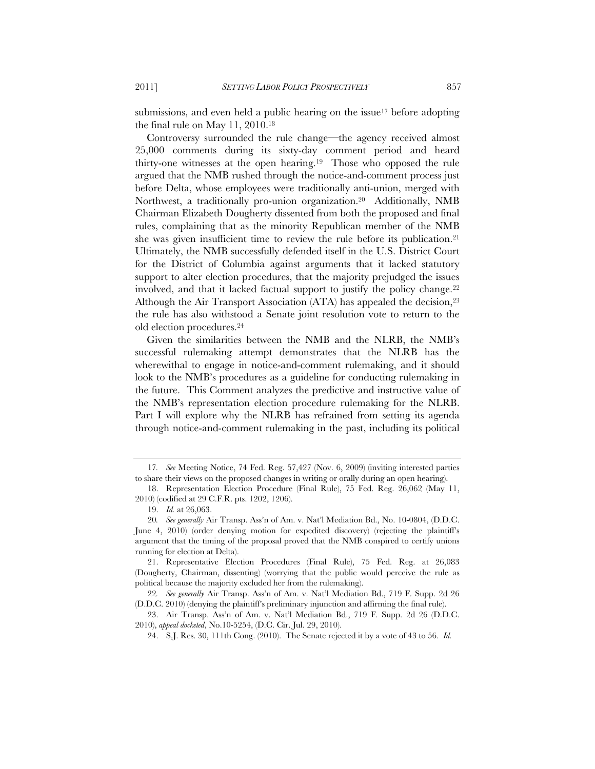submissions, and even held a public hearing on the issue[17] before adopting the final rule on May 11, 2010.[18]

Controversy surrounded the rule change—the agency received almost 25,000 comments during its sixty-day comment period and heard thirty-one witnesses at the open hearing.[19] Those who opposed the rule argued that the NMB rushed through the notice-and-comment process just before Delta, whose employees were traditionally anti-union, merged with Northwest, a traditionally pro-union organization.[20] Additionally, NMB Chairman Elizabeth Dougherty dissented from both the proposed and final rules, complaining that as the minority Republican member of the NMB she was given insufficient time to review the rule before its publication.[21] Ultimately, the NMB successfully defended itself in the U.S. District Court for the District of Columbia against arguments that it lacked statutory support to alter election procedures, that the majority prejudged the issues involved, and that it lacked factual support to justify the policy change.[22] Although the Air Transport Association (ATA) has appealed the decision,[23] the rule has also withstood a Senate joint resolution vote to return to the old election procedures.[24]

Given the similarities between the NMB and the NLRB, the NMB's successful rulemaking attempt demonstrates that the NLRB has the wherewithal to engage in notice-and-comment rulemaking, and it should look to the NMB's procedures as a guideline for conducting rulemaking in the future. This Comment analyzes the predictive and instructive value of the NMB's representation election procedure rulemaking for the NLRB. Part I will explore why the NLRB has refrained from setting its agenda through notice-and-comment rulemaking in the past, including its political

---

17. *See* Meeting Notice, 74 Fed. Reg. 57,427 (Nov. 6, 2009) (inviting interested parties to share their views on the proposed changes in writing or orally during an open hearing).

18. Representation Election Procedure (Final Rule), 75 Fed. Reg. 26,062 (May 11, 2010) (codified at 29 C.F.R. pts. 1202, 1206).

19. *Id.* at 26,063.

20. *See generally* Air Transp. Ass'n of Am. v. Nat'l Mediation Bd., No. 10-0804, (D.D.C. June 4, 2010) (order denying motion for expedited discovery) (rejecting the plaintiff's argument that the timing of the proposal proved that the NMB conspired to certify unions running for election at Delta).

21. Representative Election Procedures (Final Rule), 75 Fed. Reg. at 26,083 (Dougherty, Chairman, dissenting) (worrying that the public would perceive the rule as political because the majority excluded her from the rulemaking).

22. *See generally* Air Transp. Ass'n of Am. v. Nat'l Mediation Bd., 719 F. Supp. 2d 26 (D.D.C. 2010) (denying the plaintiff's preliminary injunction and affirming the final rule).

23. Air Transp. Ass'n of Am. v. Nat'l Mediation Bd., 719 F. Supp. 2d 26 (D.D.C. 2010), *appeal docketed*, No.10-5254, (D.C. Cir. Jul. 29, 2010).

24. S.J. Res. 30, 111th Cong. (2010). The Senate rejected it by a vote of 43 to 56. *Id.*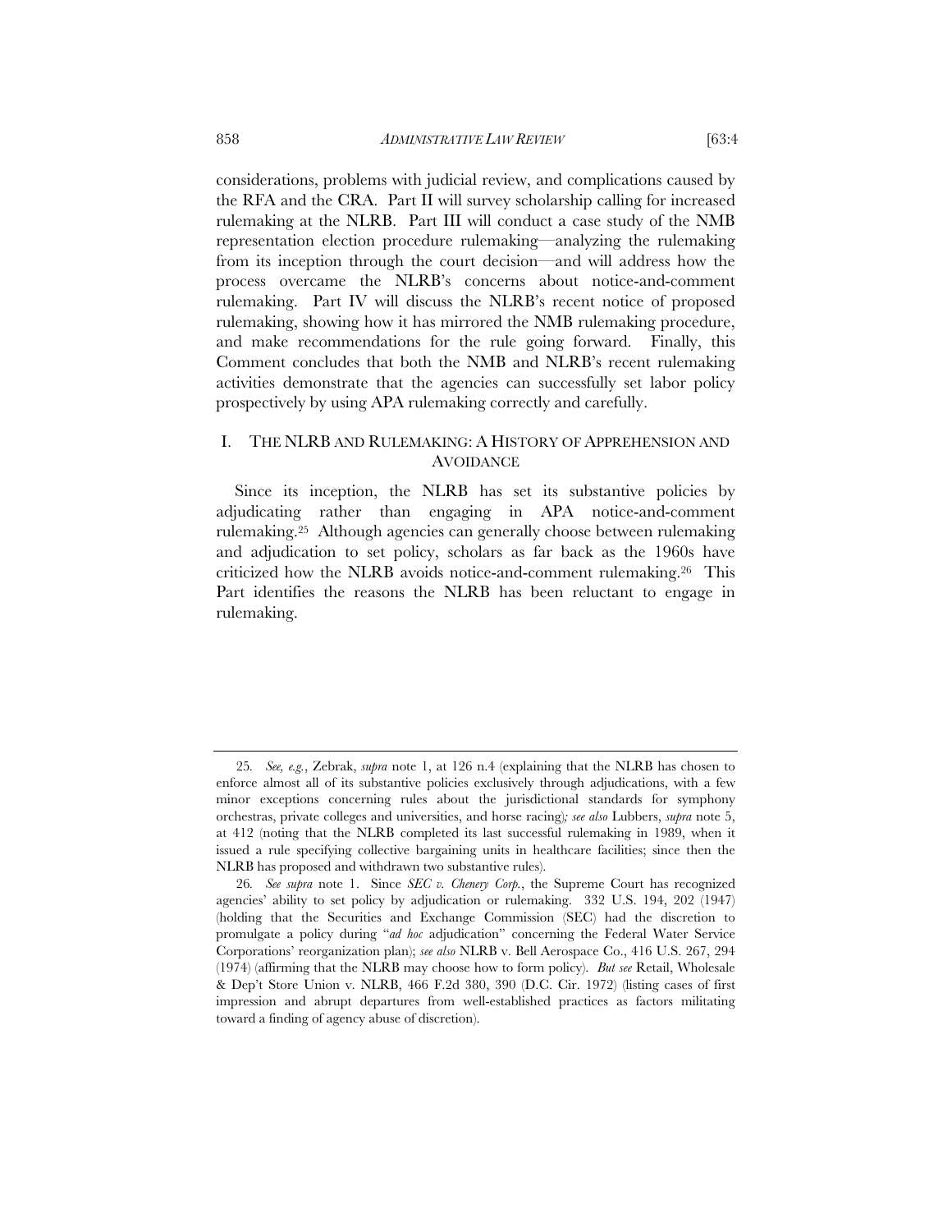considerations, problems with judicial review, and complications caused by the RFA and the CRA. Part II will survey scholarship calling for increased rulemaking at the NLRB. Part III will conduct a case study of the NMB representation election procedure rulemaking—analyzing the rulemaking from its inception through the court decision—and will address how the process overcame the NLRB's concerns about notice-and-comment rulemaking. Part IV will discuss the NLRB's recent notice of proposed rulemaking, showing how it has mirrored the NMB rulemaking procedure, and make recommendations for the rule going forward. Finally, this Comment concludes that both the NMB and NLRB's recent rulemaking activities demonstrate that the agencies can successfully set labor policy prospectively by using APA rulemaking correctly and carefully.

## I. THE NLRB AND RULEMAKING: A HISTORY OF APPREHENSION AND AVOIDANCE

Since its inception, the NLRB has set its substantive policies by adjudicating rather than engaging in APA notice-and-comment rulemaking.[25] Although agencies can generally choose between rulemaking and adjudication to set policy, scholars as far back as the 1960s have criticized how the NLRB avoids notice-and-comment rulemaking.[26] This Part identifies the reasons the NLRB has been reluctant to engage in rulemaking.

---

25. *See, e.g.*, Zebrak, *supra* note 1, at 126 n.4 (explaining that the NLRB has chosen to enforce almost all of its substantive policies exclusively through adjudications, with a few minor exceptions concerning rules about the jurisdictional standards for symphony orchestras, private colleges and universities, and horse racing)*; see also* Lubbers, *supra* note 5, at 412 (noting that the NLRB completed its last successful rulemaking in 1989, when it issued a rule specifying collective bargaining units in healthcare facilities; since then the NLRB has proposed and withdrawn two substantive rules).

26. *See supra* note 1. Since *SEC v. Chenery Corp.*, the Supreme Court has recognized agencies' ability to set policy by adjudication or rulemaking. 332 U.S. 194, 202 (1947) (holding that the Securities and Exchange Commission (SEC) had the discretion to promulgate a policy during "*ad hoc* adjudication" concerning the Federal Water Service Corporations' reorganization plan); *see also* NLRB v. Bell Aerospace Co., 416 U.S. 267, 294 (1974) (affirming that the NLRB may choose how to form policy). *But see* Retail, Wholesale & Dep't Store Union v. NLRB, 466 F.2d 380, 390 (D.C. Cir. 1972) (listing cases of first impression and abrupt departures from well-established practices as factors militating toward a finding of agency abuse of discretion).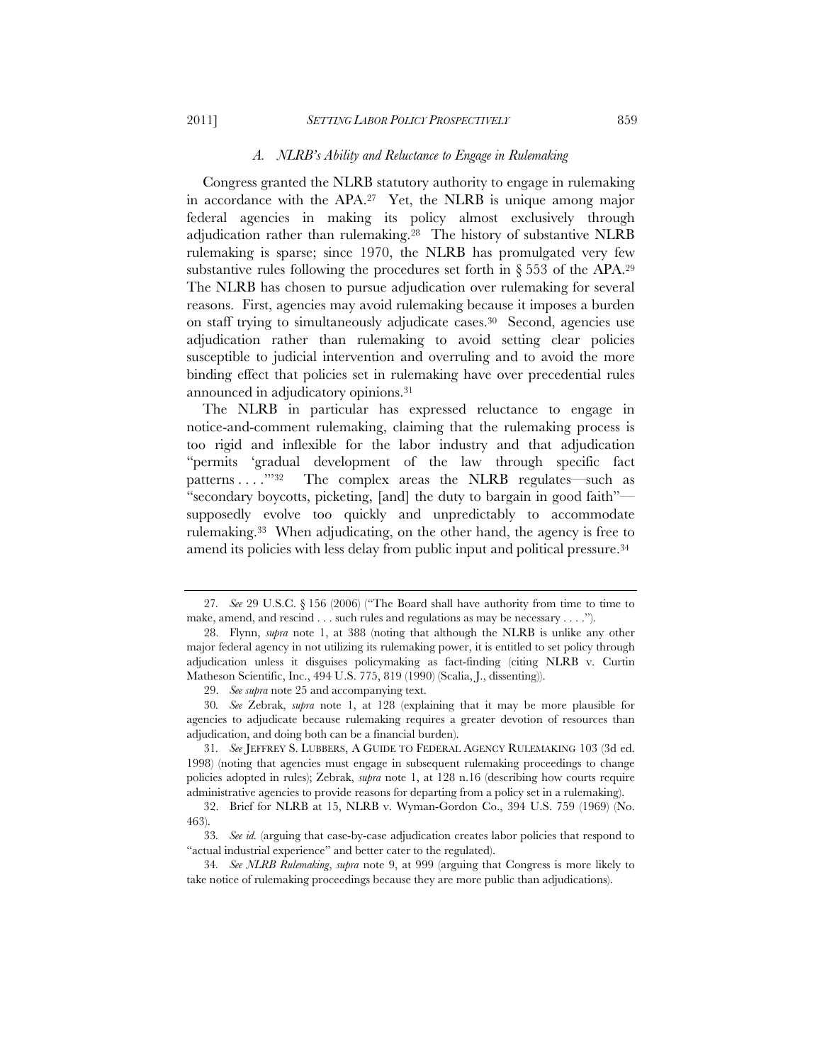### *A. NLRB's Ability and Reluctance to Engage in Rulemaking*

Congress granted the NLRB statutory authority to engage in rulemaking in accordance with the APA.[27] Yet, the NLRB is unique among major federal agencies in making its policy almost exclusively through adjudication rather than rulemaking.[28] The history of substantive NLRB rulemaking is sparse; since 1970, the NLRB has promulgated very few substantive rules following the procedures set forth in § 553 of the APA.[29] The NLRB has chosen to pursue adjudication over rulemaking for several reasons. First, agencies may avoid rulemaking because it imposes a burden on staff trying to simultaneously adjudicate cases.[30] Second, agencies use adjudication rather than rulemaking to avoid setting clear policies susceptible to judicial intervention and overruling and to avoid the more binding effect that policies set in rulemaking have over precedential rules announced in adjudicatory opinions.[31]

The NLRB in particular has expressed reluctance to engage in notice-and-comment rulemaking, claiming that the rulemaking process is too rigid and inflexible for the labor industry and that adjudication "permits 'gradual development of the law through specific fact patterns . . . .'"[32] The complex areas the NLRB regulates—such as "secondary boycotts, picketing, [and] the duty to bargain in good faith"—supposedly evolve too quickly and unpredictably to accommodate rulemaking.[33] When adjudicating, on the other hand, the agency is free to amend its policies with less delay from public input and political pressure.[34]

---

27. *See* 29 U.S.C. § 156 (2006) ("The Board shall have authority from time to time to make, amend, and rescind . . . such rules and regulations as may be necessary . . . .").

28. Flynn, *supra* note 1, at 388 (noting that although the NLRB is unlike any other major federal agency in not utilizing its rulemaking power, it is entitled to set policy through adjudication unless it disguises policymaking as fact-finding (citing NLRB v. Curtin Matheson Scientific, Inc., 494 U.S. 775, 819 (1990) (Scalia, J., dissenting)).

29. *See supra* note 25 and accompanying text.

30. *See* Zebrak, *supra* note 1, at 128 (explaining that it may be more plausible for agencies to adjudicate because rulemaking requires a greater devotion of resources than adjudication, and doing both can be a financial burden).

31. *See* JEFFREY S. LUBBERS, A GUIDE TO FEDERAL AGENCY RULEMAKING 103 (3d ed. 1998) (noting that agencies must engage in subsequent rulemaking proceedings to change policies adopted in rules); Zebrak, *supra* note 1, at 128 n.16 (describing how courts require administrative agencies to provide reasons for departing from a policy set in a rulemaking).

32. Brief for NLRB at 15, NLRB v. Wyman-Gordon Co., 394 U.S. 759 (1969) (No. 463).

33. *See id.* (arguing that case-by-case adjudication creates labor policies that respond to "actual industrial experience" and better cater to the regulated).

34. *See NLRB Rulemaking*, *supra* note 9, at 999 (arguing that Congress is more likely to take notice of rulemaking proceedings because they are more public than adjudications).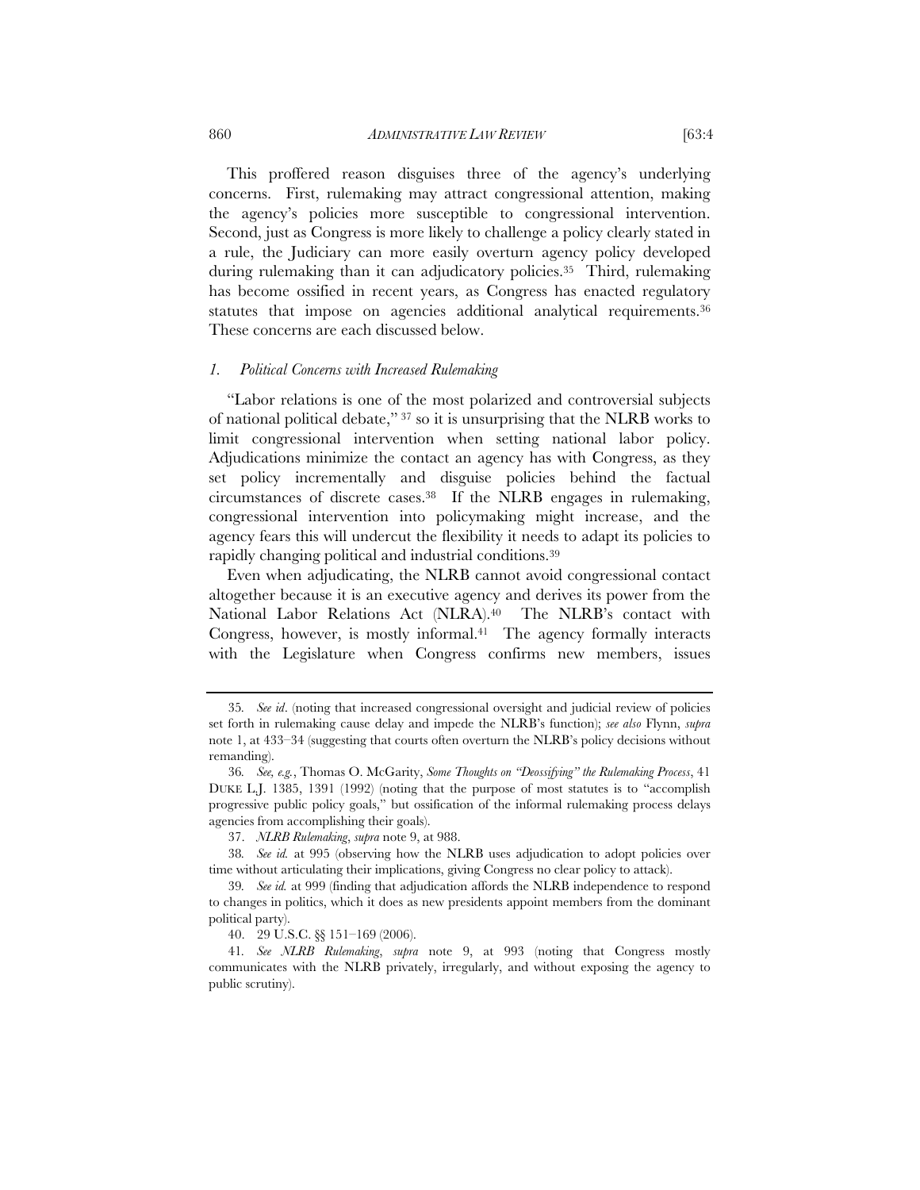This proffered reason disguises three of the agency's underlying concerns. First, rulemaking may attract congressional attention, making the agency's policies more susceptible to congressional intervention. Second, just as Congress is more likely to challenge a policy clearly stated in a rule, the Judiciary can more easily overturn agency policy developed during rulemaking than it can adjudicatory policies.[35] Third, rulemaking has become ossified in recent years, as Congress has enacted regulatory statutes that impose on agencies additional analytical requirements.[36] These concerns are each discussed below.

### *1. Political Concerns with Increased Rulemaking*

"Labor relations is one of the most polarized and controversial subjects of national political debate,"[37] so it is unsurprising that the NLRB works to limit congressional intervention when setting national labor policy. Adjudications minimize the contact an agency has with Congress, as they set policy incrementally and disguise policies behind the factual circumstances of discrete cases.[38] If the NLRB engages in rulemaking, congressional intervention into policymaking might increase, and the agency fears this will undercut the flexibility it needs to adapt its policies to rapidly changing political and industrial conditions.[39]

Even when adjudicating, the NLRB cannot avoid congressional contact altogether because it is an executive agency and derives its power from the National Labor Relations Act (NLRA).[40] The NLRB's contact with Congress, however, is mostly informal.[41] The agency formally interacts with the Legislature when Congress confirms new members, issues

---

35. *See id*. (noting that increased congressional oversight and judicial review of policies set forth in rulemaking cause delay and impede the NLRB's function); *see also* Flynn, *supra* note 1, at 433–34 (suggesting that courts often overturn the NLRB's policy decisions without remanding).

36. *See, e.g.*, Thomas O. McGarity, *Some Thoughts on "Deossifying" the Rulemaking Process*, 41 DUKE L.J. 1385, 1391 (1992) (noting that the purpose of most statutes is to "accomplish progressive public policy goals," but ossification of the informal rulemaking process delays agencies from accomplishing their goals).

37. *NLRB Rulemaking*, *supra* note 9, at 988.

38. *See id.* at 995 (observing how the NLRB uses adjudication to adopt policies over time without articulating their implications, giving Congress no clear policy to attack).

39. *See id.* at 999 (finding that adjudication affords the NLRB independence to respond to changes in politics, which it does as new presidents appoint members from the dominant political party).

40. 29 U.S.C. §§ 151–169 (2006).

41. *See NLRB Rulemaking*, *supra* note 9, at 993 (noting that Congress mostly communicates with the NLRB privately, irregularly, and without exposing the agency to public scrutiny).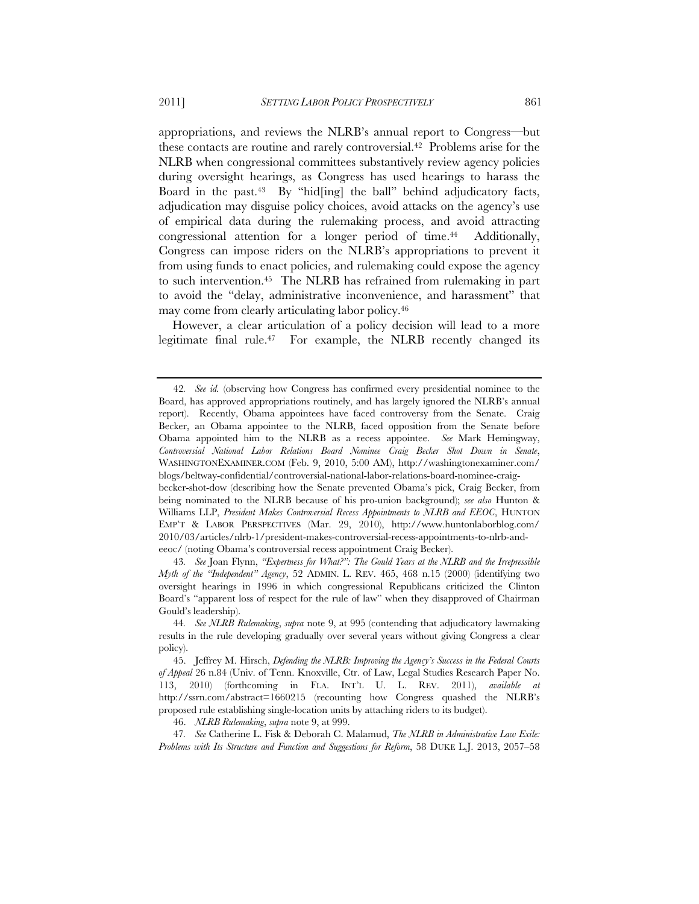appropriations, and reviews the NLRB's annual report to Congress—but these contacts are routine and rarely controversial.[42] Problems arise for the NLRB when congressional committees substantively review agency policies during oversight hearings, as Congress has used hearings to harass the Board in the past.[43] By "hid[ing] the ball" behind adjudicatory facts, adjudication may disguise policy choices, avoid attacks on the agency's use of empirical data during the rulemaking process, and avoid attracting congressional attention for a longer period of time.[44] Additionally, Congress can impose riders on the NLRB's appropriations to prevent it from using funds to enact policies, and rulemaking could expose the agency to such intervention.[45] The NLRB has refrained from rulemaking in part to avoid the "delay, administrative inconvenience, and harassment" that may come from clearly articulating labor policy.[46]

However, a clear articulation of a policy decision will lead to a more legitimate final rule.[47] For example, the NLRB recently changed its

---

42. *See id.* (observing how Congress has confirmed every presidential nominee to the Board, has approved appropriations routinely, and has largely ignored the NLRB's annual report). Recently, Obama appointees have faced controversy from the Senate. Craig Becker, an Obama appointee to the NLRB, faced opposition from the Senate before Obama appointed him to the NLRB as a recess appointee. *See* Mark Hemingway, *Controversial National Labor Relations Board Nominee Craig Becker Shot Down in Senate*, WASHINGTONEXAMINER.COM (Feb. 9, 2010, 5:00 AM), http://washingtonexaminer.com/blogs/beltway-confidential/controversial-national-labor-relations-board-nominee-craig-becker-shot-dow (describing how the Senate prevented Obama's pick, Craig Becker, from being nominated to the NLRB because of his pro-union background); *see also* Hunton & Williams LLP, *President Makes Controversial Recess Appointments to NLRB and EEOC*, HUNTON EMP'T & LABOR PERSPECTIVES (Mar. 29, 2010), http://www.huntonlaborblog.com/2010/03/articles/nlrb-1/president-makes-controversial-recess-appointments-to-nlrb-and-eeoc/ (noting Obama's controversial recess appointment Craig Becker).

43. *See* Joan Flynn, *"Expertness for What?": The Gould Years at the NLRB and the Irrepressible Myth of the "Independent" Agency*, 52 ADMIN. L. REV. 465, 468 n.15 (2000) (identifying two oversight hearings in 1996 in which congressional Republicans criticized the Clinton Board's "apparent loss of respect for the rule of law" when they disapproved of Chairman Gould's leadership).

44. *See NLRB Rulemaking*, *supra* note 9, at 995 (contending that adjudicatory lawmaking results in the rule developing gradually over several years without giving Congress a clear policy).

45. Jeffrey M. Hirsch, *Defending the NLRB: Improving the Agency's Success in the Federal Courts of Appeal* 26 n.84 (Univ. of Tenn. Knoxville, Ctr. of Law, Legal Studies Research Paper No. 113, 2010) (forthcoming in FLA. INT'L U. L. REV. 2011), *available at* http://ssrn.com/abstract=1660215 (recounting how Congress quashed the NLRB's proposed rule establishing single-location units by attaching riders to its budget).

46. *NLRB Rulemaking*, *supra* note 9, at 999.

47. *See* Catherine L. Fisk & Deborah C. Malamud, *The NLRB in Administrative Law Exile: Problems with Its Structure and Function and Suggestions for Reform*, 58 DUKE L.J. 2013, 2057–58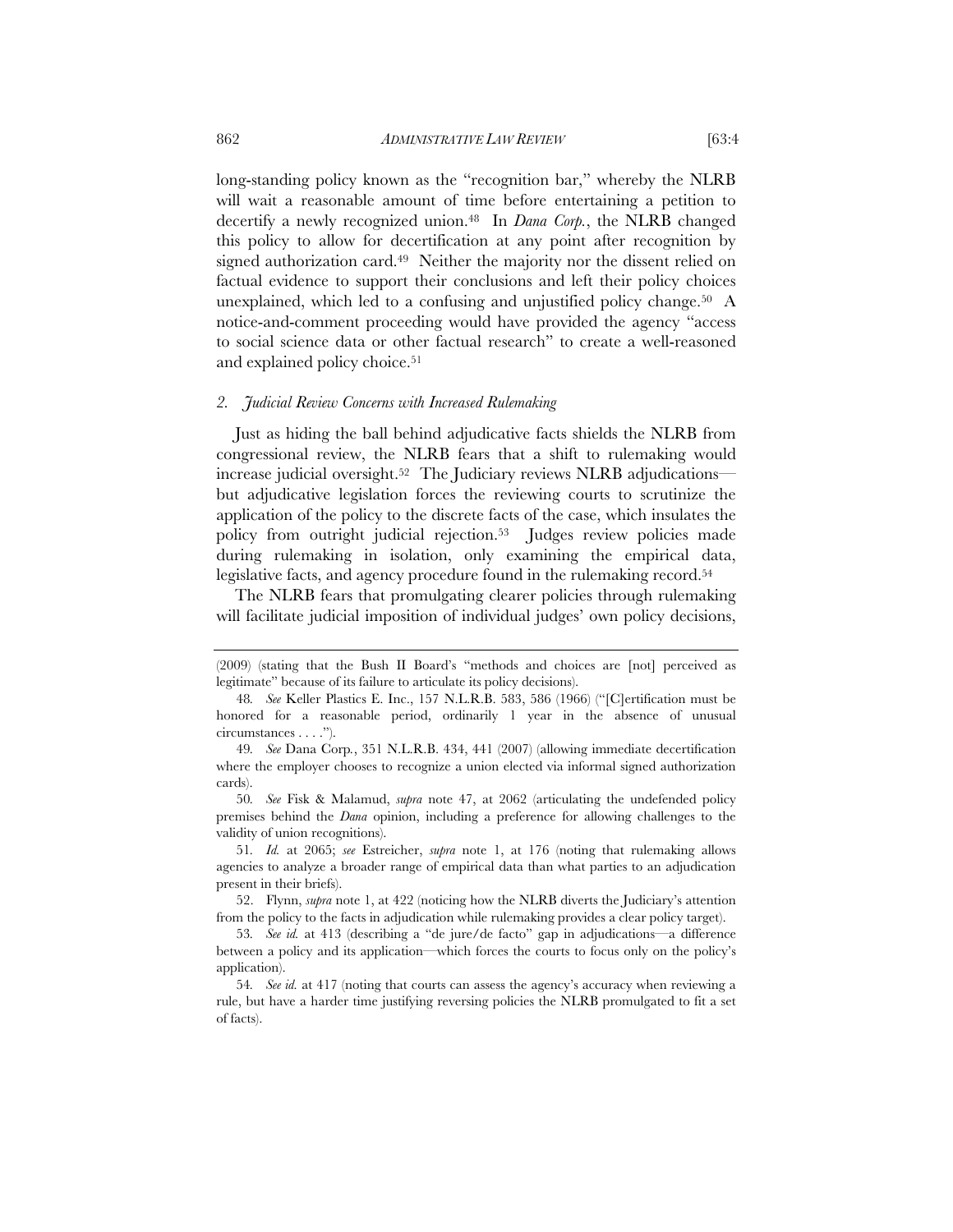long-standing policy known as the "recognition bar," whereby the NLRB will wait a reasonable amount of time before entertaining a petition to decertify a newly recognized union.[48] In *Dana Corp.*, the NLRB changed this policy to allow for decertification at any point after recognition by signed authorization card.[49] Neither the majority nor the dissent relied on factual evidence to support their conclusions and left their policy choices unexplained, which led to a confusing and unjustified policy change.[50] A notice-and-comment proceeding would have provided the agency "access to social science data or other factual research" to create a well-reasoned and explained policy choice.[51]

### *2. Judicial Review Concerns with Increased Rulemaking*

Just as hiding the ball behind adjudicative facts shields the NLRB from congressional review, the NLRB fears that a shift to rulemaking would increase judicial oversight.[52] The Judiciary reviews NLRB adjudications—but adjudicative legislation forces the reviewing courts to scrutinize the application of the policy to the discrete facts of the case, which insulates the policy from outright judicial rejection.[53] Judges review policies made during rulemaking in isolation, only examining the empirical data, legislative facts, and agency procedure found in the rulemaking record.[54]

The NLRB fears that promulgating clearer policies through rulemaking will facilitate judicial imposition of individual judges' own policy decisions,

---

(2009) (stating that the Bush II Board's "methods and choices are [not] perceived as legitimate" because of its failure to articulate its policy decisions).

48. *See* Keller Plastics E. Inc., 157 N.L.R.B. 583, 586 (1966) ("[C]ertification must be honored for a reasonable period, ordinarily 1 year in the absence of unusual circumstances . . . .").

49. *See* Dana Corp., 351 N.L.R.B. 434, 441 (2007) (allowing immediate decertification where the employer chooses to recognize a union elected via informal signed authorization cards).

50. *See* Fisk & Malamud, *supra* note 47, at 2062 (articulating the undefended policy premises behind the *Dana* opinion, including a preference for allowing challenges to the validity of union recognitions).

51. *Id.* at 2065; *see* Estreicher, *supra* note 1, at 176 (noting that rulemaking allows agencies to analyze a broader range of empirical data than what parties to an adjudication present in their briefs).

52. Flynn, *supra* note 1, at 422 (noticing how the NLRB diverts the Judiciary's attention from the policy to the facts in adjudication while rulemaking provides a clear policy target).

53. *See id.* at 413 (describing a "de jure/de facto" gap in adjudications—a difference between a policy and its application—which forces the courts to focus only on the policy's application).

54. *See id.* at 417 (noting that courts can assess the agency's accuracy when reviewing a rule, but have a harder time justifying reversing policies the NLRB promulgated to fit a set of facts).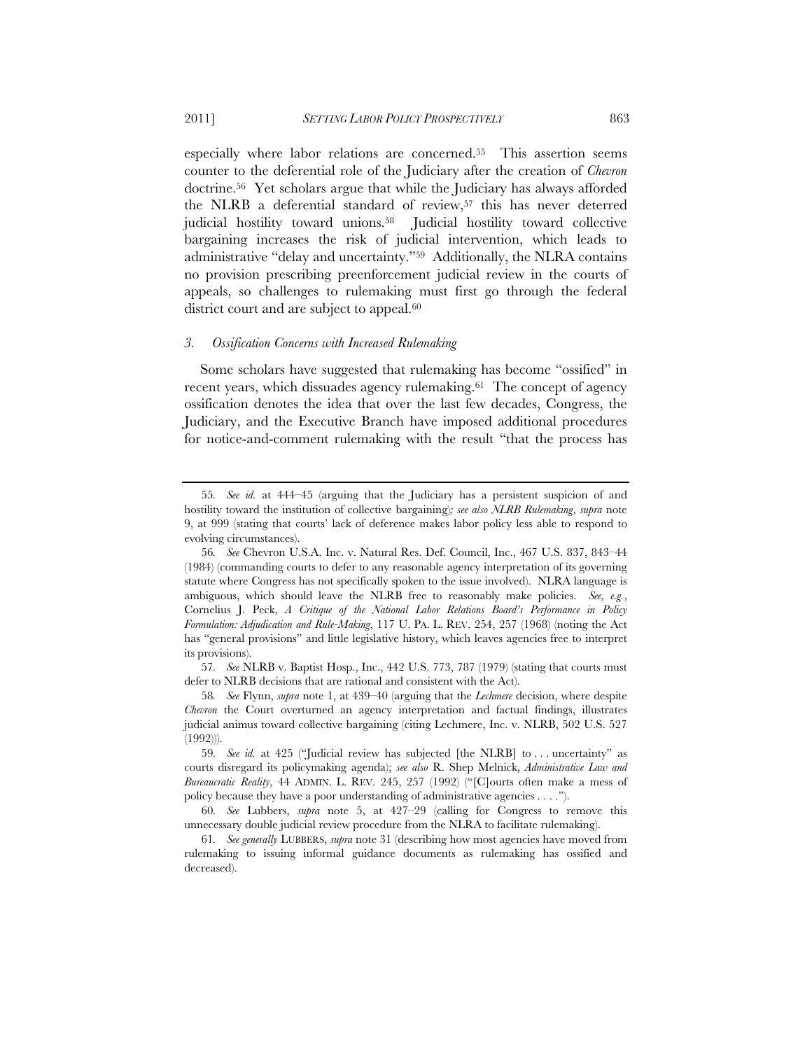especially where labor relations are concerned.[55] This assertion seems counter to the deferential role of the Judiciary after the creation of *Chevron* doctrine.[56] Yet scholars argue that while the Judiciary has always afforded the NLRB a deferential standard of review,[57] this has never deterred judicial hostility toward unions.[58] Judicial hostility toward collective bargaining increases the risk of judicial intervention, which leads to administrative "delay and uncertainty."[59] Additionally, the NLRA contains no provision prescribing preenforcement judicial review in the courts of appeals, so challenges to rulemaking must first go through the federal district court and are subject to appeal.[60]

### *3. Ossification Concerns with Increased Rulemaking*

Some scholars have suggested that rulemaking has become "ossified" in recent years, which dissuades agency rulemaking.[61] The concept of agency ossification denotes the idea that over the last few decades, Congress, the Judiciary, and the Executive Branch have imposed additional procedures for notice-and-comment rulemaking with the result "that the process has

---

55. *See id.* at 444–45 (arguing that the Judiciary has a persistent suspicion of and hostility toward the institution of collective bargaining); *see also NLRB Rulemaking*, *supra* note 9, at 999 (stating that courts' lack of deference makes labor policy less able to respond to evolving circumstances).

56. *See* Chevron U.S.A. Inc. v. Natural Res. Def. Council, Inc., 467 U.S. 837, 843–44 (1984) (commanding courts to defer to any reasonable agency interpretation of its governing statute where Congress has not specifically spoken to the issue involved). NLRA language is ambiguous, which should leave the NLRB free to reasonably make policies. *See, e.g.*, Cornelius J. Peck, *A Critique of the National Labor Relations Board's Performance in Policy Formulation: Adjudication and Rule-Making*, 117 U. PA. L. REV. 254, 257 (1968) (noting the Act has "general provisions" and little legislative history, which leaves agencies free to interpret its provisions).

57. *See* NLRB v. Baptist Hosp., Inc., 442 U.S. 773, 787 (1979) (stating that courts must defer to NLRB decisions that are rational and consistent with the Act).

58. *See* Flynn, *supra* note 1, at 439–40 (arguing that the *Lechmere* decision, where despite *Chevron* the Court overturned an agency interpretation and factual findings, illustrates judicial animus toward collective bargaining (citing Lechmere, Inc. v. NLRB, 502 U.S. 527 (1992))).

59. *See id.* at 425 ("Judicial review has subjected [the NLRB] to . . . uncertainty" as courts disregard its policymaking agenda); *see also* R. Shep Melnick, *Administrative Law and Bureaucratic Reality*, 44 ADMIN. L. REV. 245, 257 (1992) ("[C]ourts often make a mess of policy because they have a poor understanding of administrative agencies . . . .").

60. *See* Lubbers, *supra* note 5, at 427–29 (calling for Congress to remove this unnecessary double judicial review procedure from the NLRA to facilitate rulemaking).

61. *See generally* LUBBERS, *supra* note 31 (describing how most agencies have moved from rulemaking to issuing informal guidance documents as rulemaking has ossified and decreased).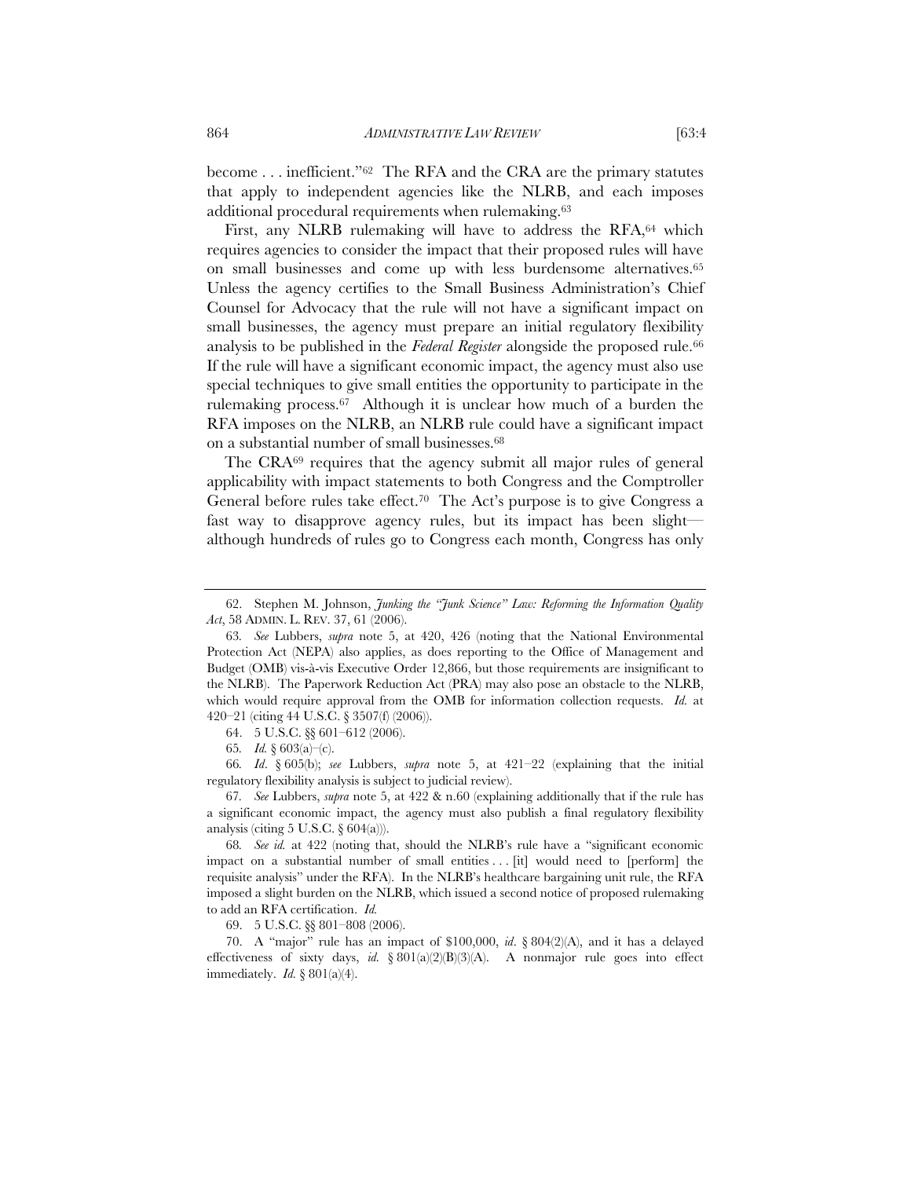become . . . inefficient."[62] The RFA and the CRA are the primary statutes that apply to independent agencies like the NLRB, and each imposes additional procedural requirements when rulemaking.[63]

First, any NLRB rulemaking will have to address the RFA,[64] which requires agencies to consider the impact that their proposed rules will have on small businesses and come up with less burdensome alternatives.[65] Unless the agency certifies to the Small Business Administration's Chief Counsel for Advocacy that the rule will not have a significant impact on small businesses, the agency must prepare an initial regulatory flexibility analysis to be published in the *Federal Register* alongside the proposed rule.[66] If the rule will have a significant economic impact, the agency must also use special techniques to give small entities the opportunity to participate in the rulemaking process.[67] Although it is unclear how much of a burden the RFA imposes on the NLRB, an NLRB rule could have a significant impact on a substantial number of small businesses.[68]

The CRA[69] requires that the agency submit all major rules of general applicability with impact statements to both Congress and the Comptroller General before rules take effect.[70] The Act's purpose is to give Congress a fast way to disapprove agency rules, but its impact has been slight—although hundreds of rules go to Congress each month, Congress has only

---

62. Stephen M. Johnson, *Junking the "Junk Science" Law: Reforming the Information Quality Act*, 58 ADMIN. L. REV. 37, 61 (2006).

63. *See* Lubbers, *supra* note 5, at 420, 426 (noting that the National Environmental Protection Act (NEPA) also applies, as does reporting to the Office of Management and Budget (OMB) vis-à-vis Executive Order 12,866, but those requirements are insignificant to the NLRB). The Paperwork Reduction Act (PRA) may also pose an obstacle to the NLRB, which would require approval from the OMB for information collection requests. *Id.* at 420–21 (citing 44 U.S.C. § 3507(f) (2006)).

64. 5 U.S.C. §§ 601–612 (2006).

65. *Id.* § 603(a)–(c).

66. *Id*. § 605(b); *see* Lubbers, *supra* note 5, at 421–22 (explaining that the initial regulatory flexibility analysis is subject to judicial review).

67. *See* Lubbers, *supra* note 5, at 422 & n.60 (explaining additionally that if the rule has a significant economic impact, the agency must also publish a final regulatory flexibility analysis (citing 5 U.S.C. § 604(a))).

68. *See id.* at 422 (noting that, should the NLRB's rule have a "significant economic impact on a substantial number of small entities . . . [it] would need to [perform] the requisite analysis" under the RFA). In the NLRB's healthcare bargaining unit rule, the RFA imposed a slight burden on the NLRB, which issued a second notice of proposed rulemaking to add an RFA certification. *Id.*

69. 5 U.S.C. §§ 801–808 (2006).

70. A "major" rule has an impact of $100,000, *id*. § 804(2)(A), and it has a delayed effectiveness of sixty days, *id.* § 801(a)(2)(B)(3)(A). A nonmajor rule goes into effect immediately. *Id.* § 801(a)(4).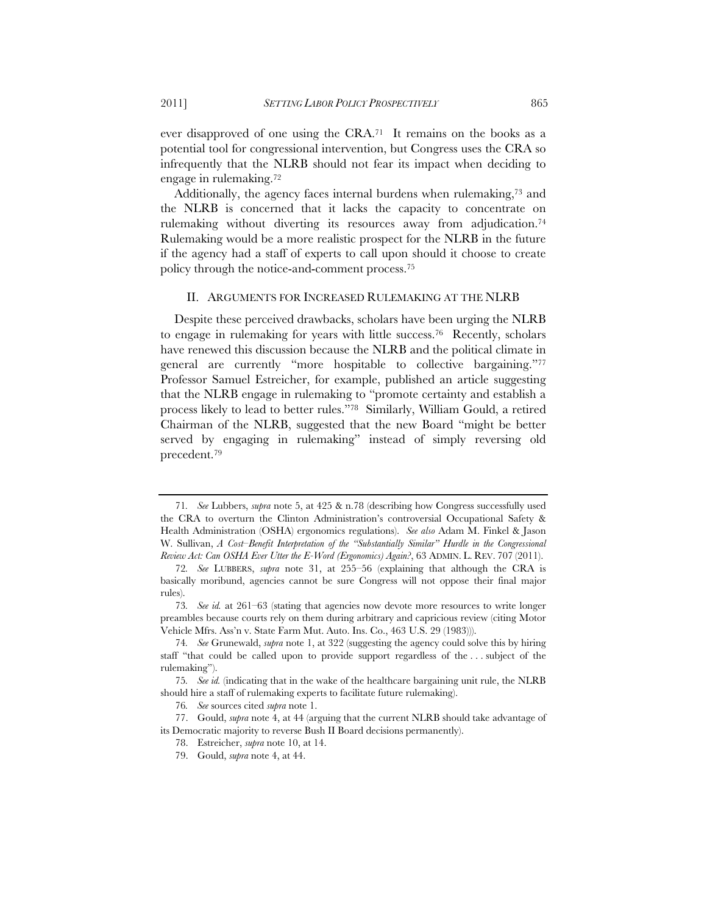ever disapproved of one using the CRA.[71] It remains on the books as a potential tool for congressional intervention, but Congress uses the CRA so infrequently that the NLRB should not fear its impact when deciding to engage in rulemaking.[72]

Additionally, the agency faces internal burdens when rulemaking,[73] and the NLRB is concerned that it lacks the capacity to concentrate on rulemaking without diverting its resources away from adjudication.[74] Rulemaking would be a more realistic prospect for the NLRB in the future if the agency had a staff of experts to call upon should it choose to create policy through the notice-and-comment process.[75]

## II. ARGUMENTS FOR INCREASED RULEMAKING AT THE NLRB

Despite these perceived drawbacks, scholars have been urging the NLRB to engage in rulemaking for years with little success.[76] Recently, scholars have renewed this discussion because the NLRB and the political climate in general are currently "more hospitable to collective bargaining."[77] Professor Samuel Estreicher, for example, published an article suggesting that the NLRB engage in rulemaking to "promote certainty and establish a process likely to lead to better rules."[78] Similarly, William Gould, a retired Chairman of the NLRB, suggested that the new Board "might be better served by engaging in rulemaking" instead of simply reversing old precedent.[79]

---

71. *See* Lubbers, *supra* note 5, at 425 & n.78 (describing how Congress successfully used the CRA to overturn the Clinton Administration's controversial Occupational Safety & Health Administration (OSHA) ergonomics regulations). *See also* Adam M. Finkel & Jason W. Sullivan, *A Cost–Benefit Interpretation of the "Substantially Similar" Hurdle in the Congressional Review Act: Can OSHA Ever Utter the E-Word (Ergonomics) Again?*, 63 ADMIN. L. REV. 707 (2011).

72. *See* LUBBERS, *supra* note 31, at 255–56 (explaining that although the CRA is basically moribund, agencies cannot be sure Congress will not oppose their final major rules).

73. *See id.* at 261–63 (stating that agencies now devote more resources to write longer preambles because courts rely on them during arbitrary and capricious review (citing Motor Vehicle Mfrs. Ass'n v. State Farm Mut. Auto. Ins. Co., 463 U.S. 29 (1983))).

74. *See* Grunewald, *supra* note 1, at 322 (suggesting the agency could solve this by hiring staff "that could be called upon to provide support regardless of the . . . subject of the rulemaking").

75. *See id.* (indicating that in the wake of the healthcare bargaining unit rule, the NLRB should hire a staff of rulemaking experts to facilitate future rulemaking).

76. *See* sources cited *supra* note 1.

77. Gould, *supra* note 4, at 44 (arguing that the current NLRB should take advantage of its Democratic majority to reverse Bush II Board decisions permanently).

78. Estreicher, *supra* note 10, at 14.

79. Gould, *supra* note 4, at 44.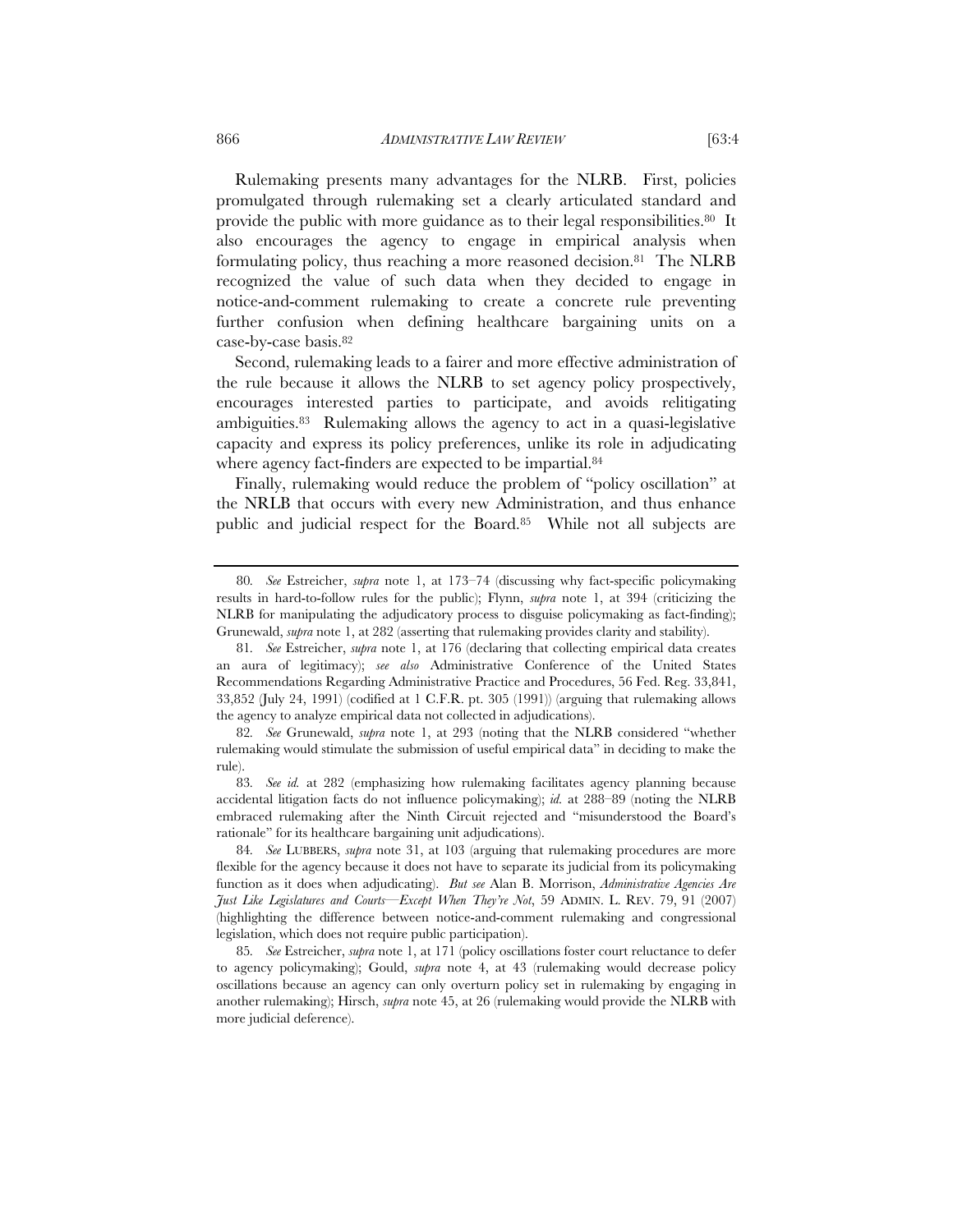Rulemaking presents many advantages for the NLRB. First, policies promulgated through rulemaking set a clearly articulated standard and provide the public with more guidance as to their legal responsibilities.[80] It also encourages the agency to engage in empirical analysis when formulating policy, thus reaching a more reasoned decision.[81] The NLRB recognized the value of such data when they decided to engage in notice-and-comment rulemaking to create a concrete rule preventing further confusion when defining healthcare bargaining units on a case-by-case basis.[82]

Second, rulemaking leads to a fairer and more effective administration of the rule because it allows the NLRB to set agency policy prospectively, encourages interested parties to participate, and avoids relitigating ambiguities.[83] Rulemaking allows the agency to act in a quasi-legislative capacity and express its policy preferences, unlike its role in adjudicating where agency fact-finders are expected to be impartial.[84]

Finally, rulemaking would reduce the problem of "policy oscillation" at the NRLB that occurs with every new Administration, and thus enhance public and judicial respect for the Board.[85] While not all subjects are

---

80. *See* Estreicher, *supra* note 1, at 173–74 (discussing why fact-specific policymaking results in hard-to-follow rules for the public); Flynn, *supra* note 1, at 394 (criticizing the NLRB for manipulating the adjudicatory process to disguise policymaking as fact-finding); Grunewald, *supra* note 1, at 282 (asserting that rulemaking provides clarity and stability).

81. *See* Estreicher, *supra* note 1, at 176 (declaring that collecting empirical data creates an aura of legitimacy); *see also* Administrative Conference of the United States Recommendations Regarding Administrative Practice and Procedures, 56 Fed. Reg. 33,841, 33,852 (July 24, 1991) (codified at 1 C.F.R. pt. 305 (1991)) (arguing that rulemaking allows the agency to analyze empirical data not collected in adjudications).

82. *See* Grunewald, *supra* note 1, at 293 (noting that the NLRB considered "whether rulemaking would stimulate the submission of useful empirical data" in deciding to make the rule).

83. *See id.* at 282 (emphasizing how rulemaking facilitates agency planning because accidental litigation facts do not influence policymaking); *id.* at 288–89 (noting the NLRB embraced rulemaking after the Ninth Circuit rejected and "misunderstood the Board's rationale" for its healthcare bargaining unit adjudications).

84. *See* LUBBERS, *supra* note 31, at 103 (arguing that rulemaking procedures are more flexible for the agency because it does not have to separate its judicial from its policymaking function as it does when adjudicating). *But see* Alan B. Morrison, *Administrative Agencies Are Just Like Legislatures and Courts—Except When They're Not*, 59 ADMIN. L. REV. 79, 91 (2007) (highlighting the difference between notice-and-comment rulemaking and congressional legislation, which does not require public participation).

85. *See* Estreicher, *supra* note 1, at 171 (policy oscillations foster court reluctance to defer to agency policymaking); Gould, *supra* note 4, at 43 (rulemaking would decrease policy oscillations because an agency can only overturn policy set in rulemaking by engaging in another rulemaking); Hirsch, *supra* note 45, at 26 (rulemaking would provide the NLRB with more judicial deference).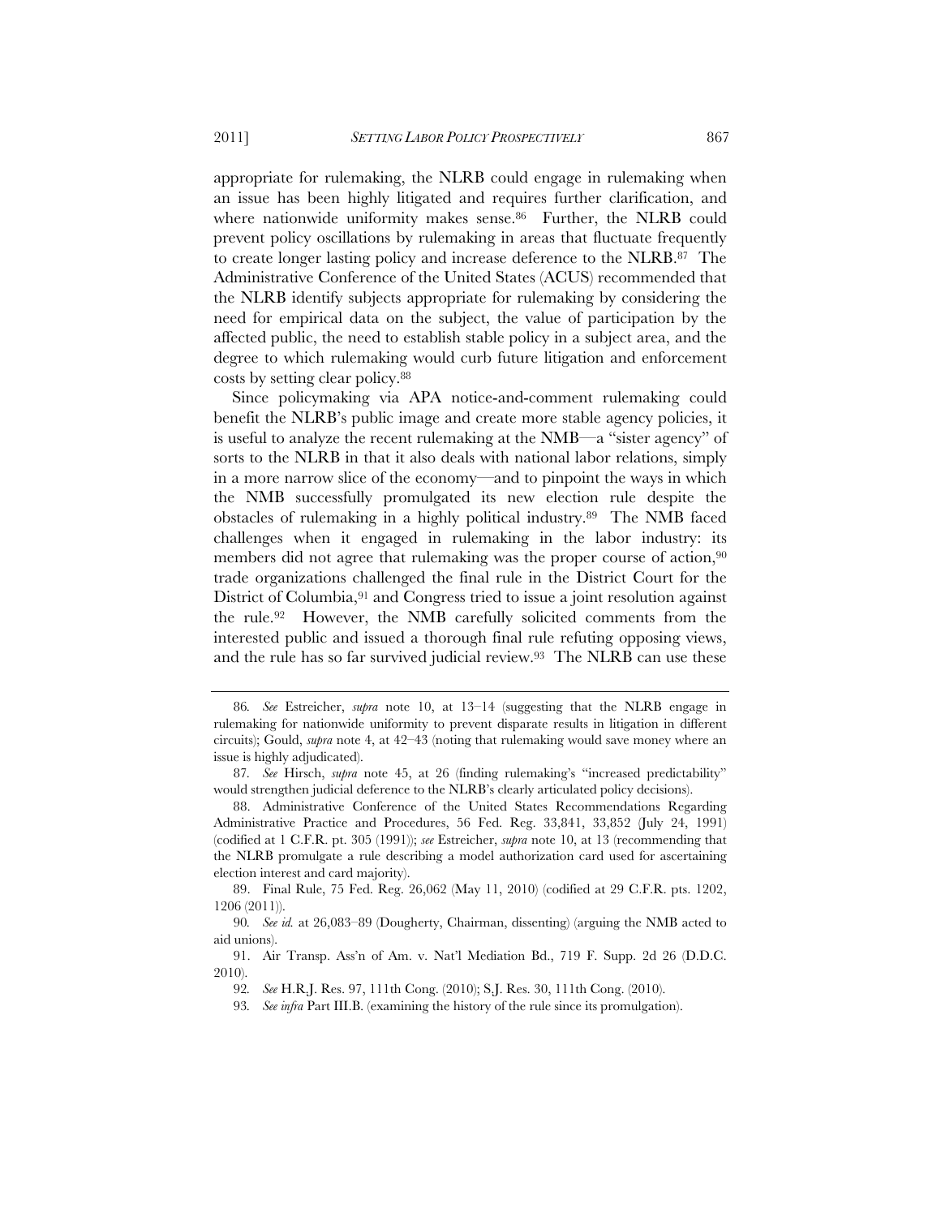appropriate for rulemaking, the NLRB could engage in rulemaking when an issue has been highly litigated and requires further clarification, and where nationwide uniformity makes sense.[86] Further, the NLRB could prevent policy oscillations by rulemaking in areas that fluctuate frequently to create longer lasting policy and increase deference to the NLRB.[87] The Administrative Conference of the United States (ACUS) recommended that the NLRB identify subjects appropriate for rulemaking by considering the need for empirical data on the subject, the value of participation by the affected public, the need to establish stable policy in a subject area, and the degree to which rulemaking would curb future litigation and enforcement costs by setting clear policy.[88]

Since policymaking via APA notice-and-comment rulemaking could benefit the NLRB's public image and create more stable agency policies, it is useful to analyze the recent rulemaking at the NMB—a "sister agency" of sorts to the NLRB in that it also deals with national labor relations, simply in a more narrow slice of the economy—and to pinpoint the ways in which the NMB successfully promulgated its new election rule despite the obstacles of rulemaking in a highly political industry.[89] The NMB faced challenges when it engaged in rulemaking in the labor industry: its members did not agree that rulemaking was the proper course of action,[90] trade organizations challenged the final rule in the District Court for the District of Columbia,[91] and Congress tried to issue a joint resolution against the rule.[92] However, the NMB carefully solicited comments from the interested public and issued a thorough final rule refuting opposing views, and the rule has so far survived judicial review.[93] The NLRB can use these

---

86. *See* Estreicher, *supra* note 10, at 13–14 (suggesting that the NLRB engage in rulemaking for nationwide uniformity to prevent disparate results in litigation in different circuits); Gould, *supra* note 4, at 42–43 (noting that rulemaking would save money where an issue is highly adjudicated).

87. *See* Hirsch, *supra* note 45, at 26 (finding rulemaking's "increased predictability" would strengthen judicial deference to the NLRB's clearly articulated policy decisions).

88. Administrative Conference of the United States Recommendations Regarding Administrative Practice and Procedures, 56 Fed. Reg. 33,841, 33,852 (July 24, 1991) (codified at 1 C.F.R. pt. 305 (1991)); *see* Estreicher, *supra* note 10, at 13 (recommending that the NLRB promulgate a rule describing a model authorization card used for ascertaining election interest and card majority).

89. Final Rule, 75 Fed. Reg. 26,062 (May 11, 2010) (codified at 29 C.F.R. pts. 1202, 1206 (2011)).

90. *See id.* at 26,083–89 (Dougherty, Chairman, dissenting) (arguing the NMB acted to aid unions).

91. Air Transp. Ass'n of Am. v. Nat'l Mediation Bd., 719 F. Supp. 2d 26 (D.D.C. 2010).

92. *See* H.R.J. Res. 97, 111th Cong. (2010); S.J. Res. 30, 111th Cong. (2010).

93. *See infra* Part III.B. (examining the history of the rule since its promulgation).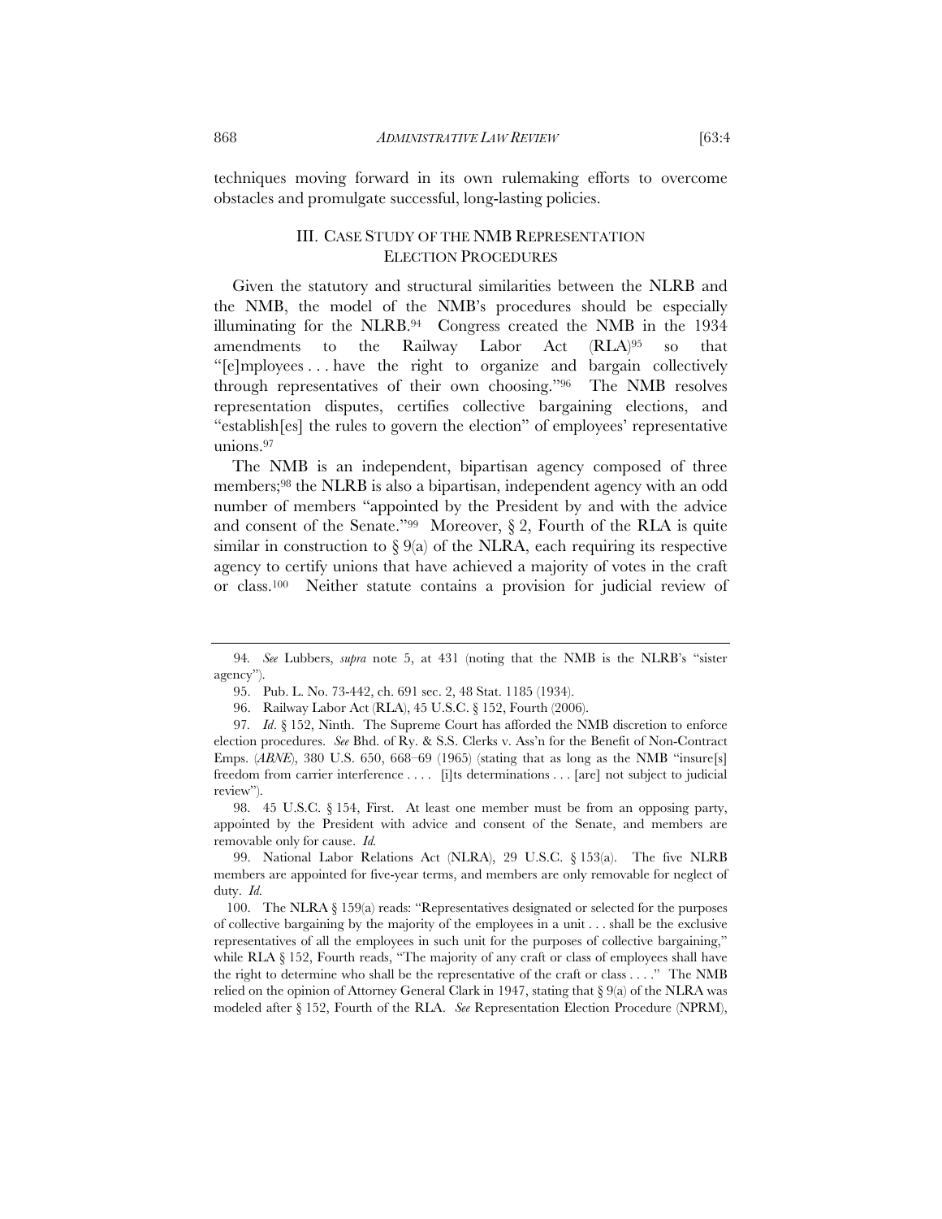techniques moving forward in its own rulemaking efforts to overcome obstacles and promulgate successful, long-lasting policies.

## III. CASE STUDY OF THE NMB REPRESENTATION ELECTION PROCEDURES

Given the statutory and structural similarities between the NLRB and the NMB, the model of the NMB's procedures should be especially illuminating for the NLRB.[94] Congress created the NMB in the 1934 amendments to the Railway Labor Act (RLA)[95] so that "[e]mployees . . . have the right to organize and bargain collectively through representatives of their own choosing."[96] The NMB resolves representation disputes, certifies collective bargaining elections, and "establish[es] the rules to govern the election" of employees' representative unions.[97]

The NMB is an independent, bipartisan agency composed of three members;[98] the NLRB is also a bipartisan, independent agency with an odd number of members "appointed by the President by and with the advice and consent of the Senate."[99] Moreover, § 2, Fourth of the RLA is quite similar in construction to § 9(a) of the NLRA, each requiring its respective agency to certify unions that have achieved a majority of votes in the craft or class.[100] Neither statute contains a provision for judicial review of

---

94. *See* Lubbers, *supra* note 5, at 431 (noting that the NMB is the NLRB's "sister agency").

95. Pub. L. No. 73-442, ch. 691 sec. 2, 48 Stat. 1185 (1934).

96. Railway Labor Act (RLA), 45 U.S.C. § 152, Fourth (2006).

97. *Id*. § 152, Ninth. The Supreme Court has afforded the NMB discretion to enforce election procedures. *See* Bhd. of Ry. & S.S. Clerks v. Ass'n for the Benefit of Non-Contract Emps. (*ABNE*), 380 U.S. 650, 668–69 (1965) (stating that as long as the NMB "insure[s] freedom from carrier interference . . . . [i]ts determinations . . . [are] not subject to judicial review").

98. 45 U.S.C. § 154, First. At least one member must be from an opposing party, appointed by the President with advice and consent of the Senate, and members are removable only for cause. *Id.*

99. National Labor Relations Act (NLRA), 29 U.S.C. § 153(a). The five NLRB members are appointed for five-year terms, and members are only removable for neglect of duty. *Id.*

100. The NLRA § 159(a) reads: "Representatives designated or selected for the purposes of collective bargaining by the majority of the employees in a unit . . . shall be the exclusive representatives of all the employees in such unit for the purposes of collective bargaining," while RLA § 152, Fourth reads, "The majority of any craft or class of employees shall have the right to determine who shall be the representative of the craft or class . . . ." The NMB relied on the opinion of Attorney General Clark in 1947, stating that § 9(a) of the NLRA was modeled after § 152, Fourth of the RLA. *See* Representation Election Procedure (NPRM),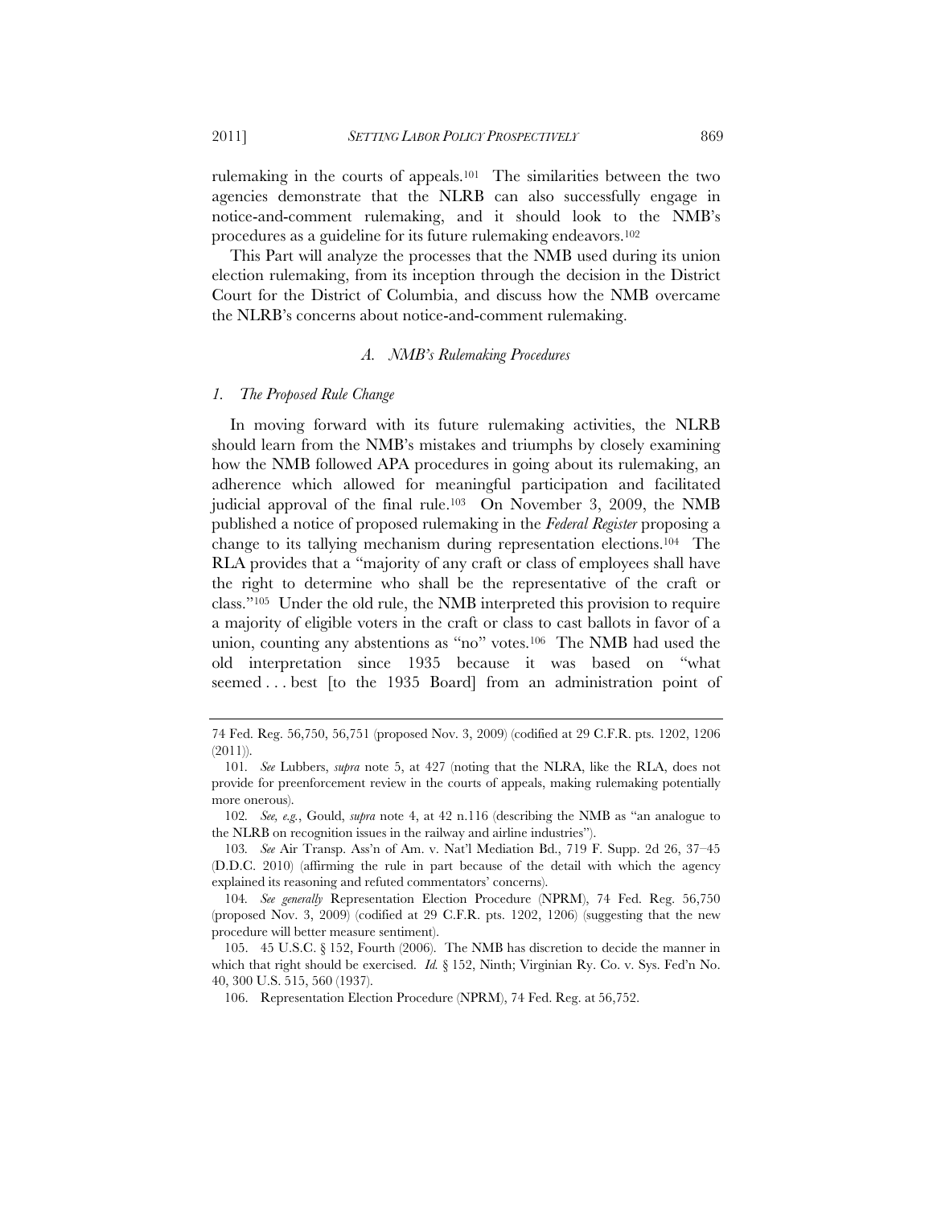rulemaking in the courts of appeals.[101] The similarities between the two agencies demonstrate that the NLRB can also successfully engage in notice-and-comment rulemaking, and it should look to the NMB's procedures as a guideline for its future rulemaking endeavors.[102]

This Part will analyze the processes that the NMB used during its union election rulemaking, from its inception through the decision in the District Court for the District of Columbia, and discuss how the NMB overcame the NLRB's concerns about notice-and-comment rulemaking.

### *A. NMB's Rulemaking Procedures*

#### *1. The Proposed Rule Change*

In moving forward with its future rulemaking activities, the NLRB should learn from the NMB's mistakes and triumphs by closely examining how the NMB followed APA procedures in going about its rulemaking, an adherence which allowed for meaningful participation and facilitated judicial approval of the final rule.[103] On November 3, 2009, the NMB published a notice of proposed rulemaking in the *Federal Register* proposing a change to its tallying mechanism during representation elections.[104] The RLA provides that a "majority of any craft or class of employees shall have the right to determine who shall be the representative of the craft or class."[105] Under the old rule, the NMB interpreted this provision to require a majority of eligible voters in the craft or class to cast ballots in favor of a union, counting any abstentions as "no" votes.[106] The NMB had used the old interpretation since 1935 because it was based on "what seemed . . . best [to the 1935 Board] from an administration point of

---

74 Fed. Reg. 56,750, 56,751 (proposed Nov. 3, 2009) (codified at 29 C.F.R. pts. 1202, 1206 (2011)).

101. *See* Lubbers, *supra* note 5, at 427 (noting that the NLRA, like the RLA, does not provide for preenforcement review in the courts of appeals, making rulemaking potentially more onerous).

102. *See, e.g.*, Gould, *supra* note 4, at 42 n.116 (describing the NMB as "an analogue to the NLRB on recognition issues in the railway and airline industries").

103. *See* Air Transp. Ass'n of Am. v. Nat'l Mediation Bd., 719 F. Supp. 2d 26, 37–45 (D.D.C. 2010) (affirming the rule in part because of the detail with which the agency explained its reasoning and refuted commentators' concerns).

104. *See generally* Representation Election Procedure (NPRM), 74 Fed. Reg. 56,750 (proposed Nov. 3, 2009) (codified at 29 C.F.R. pts. 1202, 1206) (suggesting that the new procedure will better measure sentiment).

105. 45 U.S.C. § 152, Fourth (2006). The NMB has discretion to decide the manner in which that right should be exercised. *Id.* § 152, Ninth; Virginian Ry. Co. v. Sys. Fed'n No. 40, 300 U.S. 515, 560 (1937).

106. Representation Election Procedure (NPRM), 74 Fed. Reg. at 56,752.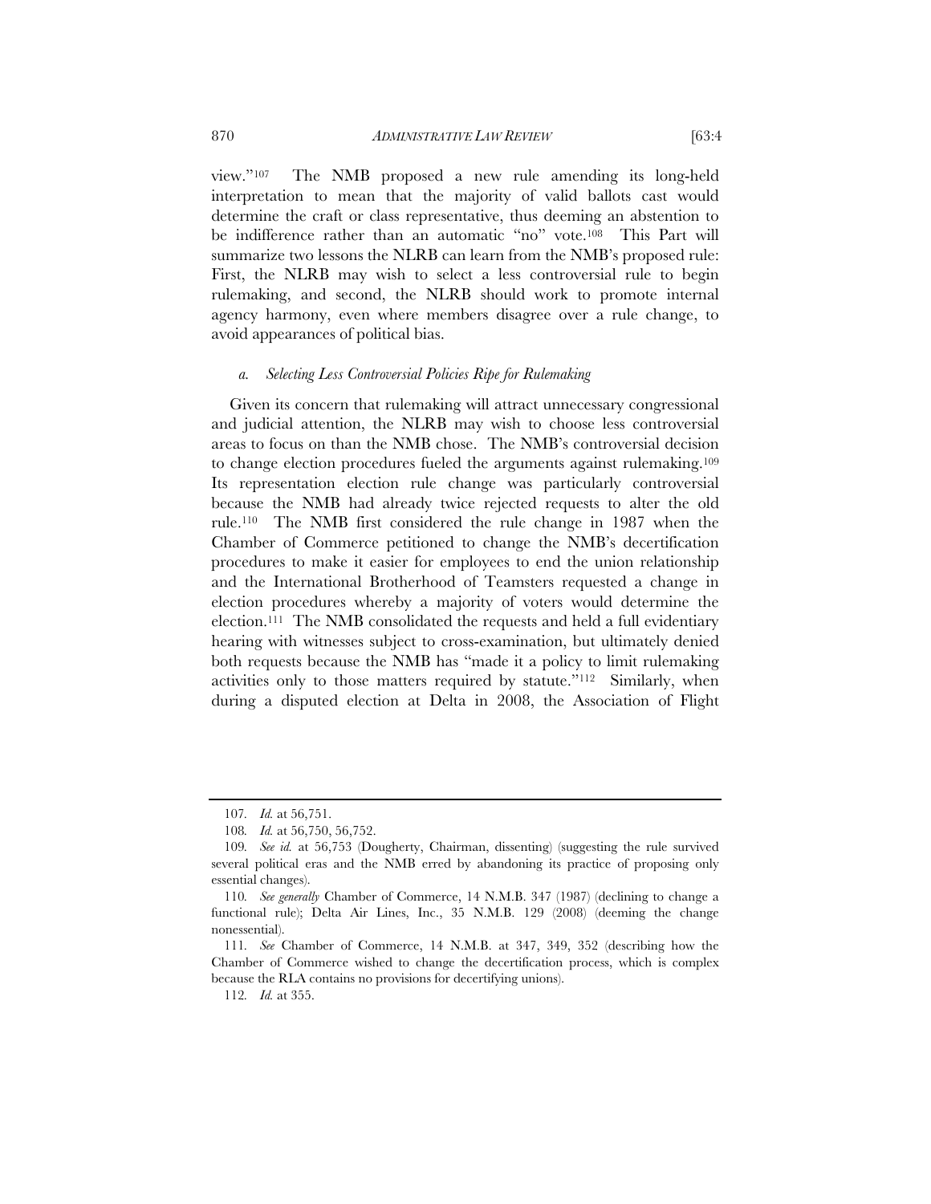view."[107] The NMB proposed a new rule amending its long-held interpretation to mean that the majority of valid ballots cast would determine the craft or class representative, thus deeming an abstention to be indifference rather than an automatic "no" vote.[108] This Part will summarize two lessons the NLRB can learn from the NMB's proposed rule: First, the NLRB may wish to select a less controversial rule to begin rulemaking, and second, the NLRB should work to promote internal agency harmony, even where members disagree over a rule change, to avoid appearances of political bias.

#### *a. Selecting Less Controversial Policies Ripe for Rulemaking*

Given its concern that rulemaking will attract unnecessary congressional and judicial attention, the NLRB may wish to choose less controversial areas to focus on than the NMB chose. The NMB's controversial decision to change election procedures fueled the arguments against rulemaking.[109] Its representation election rule change was particularly controversial because the NMB had already twice rejected requests to alter the old rule.[110] The NMB first considered the rule change in 1987 when the Chamber of Commerce petitioned to change the NMB's decertification procedures to make it easier for employees to end the union relationship and the International Brotherhood of Teamsters requested a change in election procedures whereby a majority of voters would determine the election.[111] The NMB consolidated the requests and held a full evidentiary hearing with witnesses subject to cross-examination, but ultimately denied both requests because the NMB has "made it a policy to limit rulemaking activities only to those matters required by statute."[112] Similarly, when during a disputed election at Delta in 2008, the Association of Flight

---

107. *Id.* at 56,751.

108. *Id.* at 56,750, 56,752.

109. *See id.* at 56,753 (Dougherty, Chairman, dissenting) (suggesting the rule survived several political eras and the NMB erred by abandoning its practice of proposing only essential changes).

110. *See generally* Chamber of Commerce, 14 N.M.B. 347 (1987) (declining to change a functional rule); Delta Air Lines, Inc., 35 N.M.B. 129 (2008) (deeming the change nonessential).

111. *See* Chamber of Commerce, 14 N.M.B. at 347, 349, 352 (describing how the Chamber of Commerce wished to change the decertification process, which is complex because the RLA contains no provisions for decertifying unions).

112. *Id.* at 355.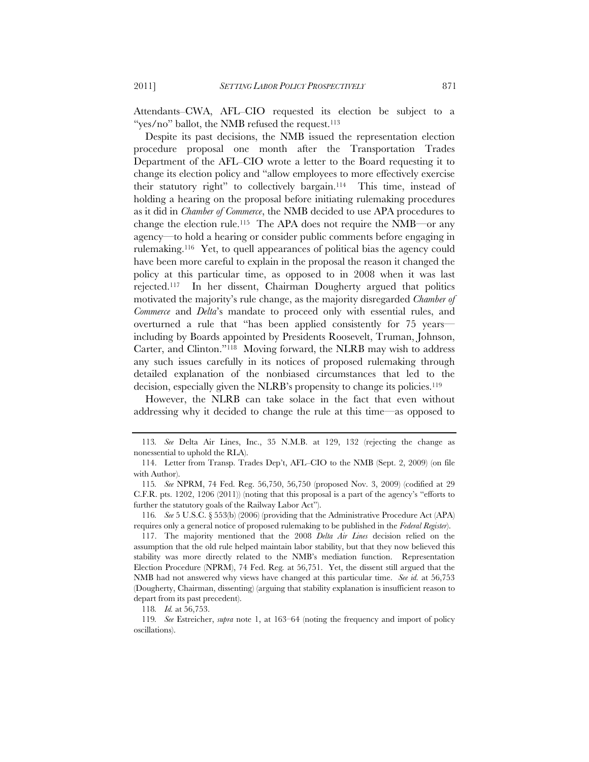Attendants–CWA, AFL–CIO requested its election be subject to a "yes/no" ballot, the NMB refused the request.[113]

Despite its past decisions, the NMB issued the representation election procedure proposal one month after the Transportation Trades Department of the AFL–CIO wrote a letter to the Board requesting it to change its election policy and "allow employees to more effectively exercise their statutory right" to collectively bargain.[114] This time, instead of holding a hearing on the proposal before initiating rulemaking procedures as it did in *Chamber of Commerce*, the NMB decided to use APA procedures to change the election rule.[115] The APA does not require the NMB—or any agency—to hold a hearing or consider public comments before engaging in rulemaking.[116] Yet, to quell appearances of political bias the agency could have been more careful to explain in the proposal the reason it changed the policy at this particular time, as opposed to in 2008 when it was last rejected.[117] In her dissent, Chairman Dougherty argued that politics motivated the majority's rule change, as the majority disregarded *Chamber of Commerce* and *Delta*'s mandate to proceed only with essential rules, and overturned a rule that "has been applied consistently for 75 years—including by Boards appointed by Presidents Roosevelt, Truman, Johnson, Carter, and Clinton."[118] Moving forward, the NLRB may wish to address any such issues carefully in its notices of proposed rulemaking through detailed explanation of the nonbiased circumstances that led to the decision, especially given the NLRB's propensity to change its policies.[119]

However, the NLRB can take solace in the fact that even without addressing why it decided to change the rule at this time—as opposed to

---

113. *See* Delta Air Lines, Inc., 35 N.M.B. at 129, 132 (rejecting the change as nonessential to uphold the RLA).

114. Letter from Transp. Trades Dep't, AFL–CIO to the NMB (Sept. 2, 2009) (on file with Author).

115. *See* NPRM, 74 Fed. Reg. 56,750, 56,750 (proposed Nov. 3, 2009) (codified at 29 C.F.R. pts. 1202, 1206 (2011)) (noting that this proposal is a part of the agency's "efforts to further the statutory goals of the Railway Labor Act").

116. *See* 5 U.S.C. § 553(b) (2006) (providing that the Administrative Procedure Act (APA) requires only a general notice of proposed rulemaking to be published in the *Federal Register*).

117. The majority mentioned that the 2008 *Delta Air Lines* decision relied on the assumption that the old rule helped maintain labor stability, but that they now believed this stability was more directly related to the NMB's mediation function. Representation Election Procedure (NPRM), 74 Fed. Reg. at 56,751. Yet, the dissent still argued that the NMB had not answered why views have changed at this particular time. *See id.* at 56,753 (Dougherty, Chairman, dissenting) (arguing that stability explanation is insufficient reason to depart from its past precedent).

118. *Id.* at 56,753.

119. *See* Estreicher, *supra* note 1, at 163–64 (noting the frequency and import of policy oscillations).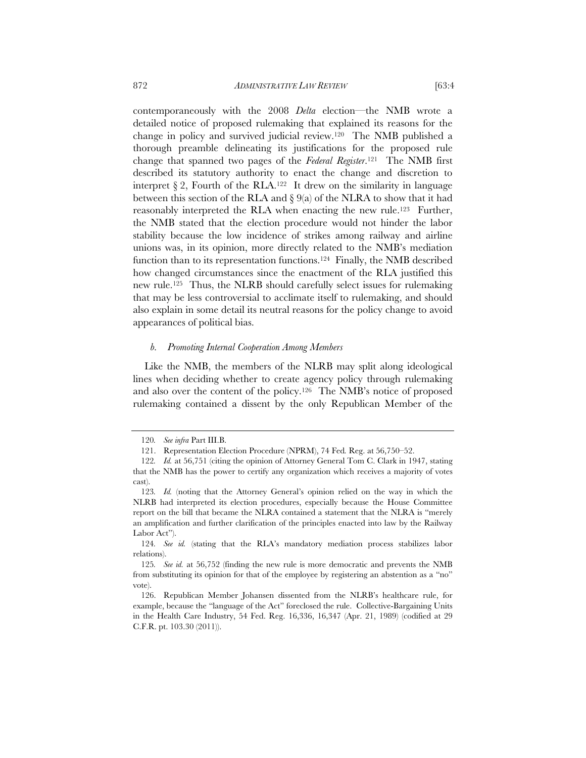contemporaneously with the 2008 *Delta* election—the NMB wrote a detailed notice of proposed rulemaking that explained its reasons for the change in policy and survived judicial review.[120] The NMB published a thorough preamble delineating its justifications for the proposed rule change that spanned two pages of the *Federal Register*.[121] The NMB first described its statutory authority to enact the change and discretion to interpret § 2, Fourth of the RLA.[122] It drew on the similarity in language between this section of the RLA and § 9(a) of the NLRA to show that it had reasonably interpreted the RLA when enacting the new rule.[123] Further, the NMB stated that the election procedure would not hinder the labor stability because the low incidence of strikes among railway and airline unions was, in its opinion, more directly related to the NMB's mediation function than to its representation functions.[124] Finally, the NMB described how changed circumstances since the enactment of the RLA justified this new rule.[125] Thus, the NLRB should carefully select issues for rulemaking that may be less controversial to acclimate itself to rulemaking, and should also explain in some detail its neutral reasons for the policy change to avoid appearances of political bias.

#### *b. Promoting Internal Cooperation Among Members*

Like the NMB, the members of the NLRB may split along ideological lines when deciding whether to create agency policy through rulemaking and also over the content of the policy.[126] The NMB's notice of proposed rulemaking contained a dissent by the only Republican Member of the

---

120. *See infra* Part III.B.

121. Representation Election Procedure (NPRM), 74 Fed. Reg. at 56,750–52.

122. *Id.* at 56,751 (citing the opinion of Attorney General Tom C. Clark in 1947, stating that the NMB has the power to certify any organization which receives a majority of votes cast).

123. *Id.* (noting that the Attorney General's opinion relied on the way in which the NLRB had interpreted its election procedures, especially because the House Committee report on the bill that became the NLRA contained a statement that the NLRA is "merely an amplification and further clarification of the principles enacted into law by the Railway Labor Act").

124. *See id.* (stating that the RLA's mandatory mediation process stabilizes labor relations).

125. *See id.* at 56,752 (finding the new rule is more democratic and prevents the NMB from substituting its opinion for that of the employee by registering an abstention as a "no" vote).

126. Republican Member Johansen dissented from the NLRB's healthcare rule, for example, because the "language of the Act" foreclosed the rule. Collective-Bargaining Units in the Health Care Industry, 54 Fed. Reg. 16,336, 16,347 (Apr. 21, 1989) (codified at 29 C.F.R. pt. 103.30 (2011)).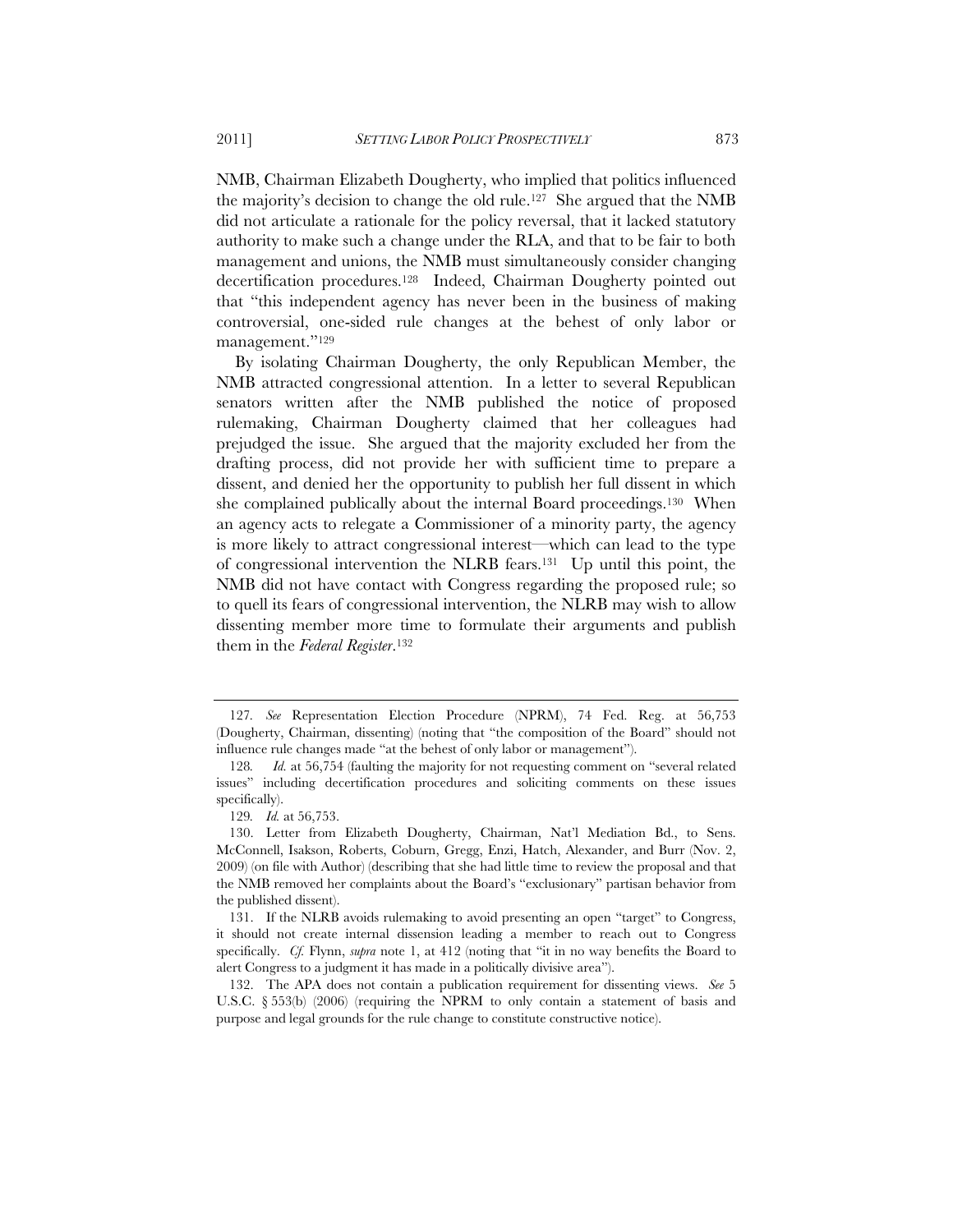NMB, Chairman Elizabeth Dougherty, who implied that politics influenced the majority's decision to change the old rule.[127] She argued that the NMB did not articulate a rationale for the policy reversal, that it lacked statutory authority to make such a change under the RLA, and that to be fair to both management and unions, the NMB must simultaneously consider changing decertification procedures.[128] Indeed, Chairman Dougherty pointed out that "this independent agency has never been in the business of making controversial, one-sided rule changes at the behest of only labor or management."[129]

By isolating Chairman Dougherty, the only Republican Member, the NMB attracted congressional attention. In a letter to several Republican senators written after the NMB published the notice of proposed rulemaking, Chairman Dougherty claimed that her colleagues had prejudged the issue. She argued that the majority excluded her from the drafting process, did not provide her with sufficient time to prepare a dissent, and denied her the opportunity to publish her full dissent in which she complained publically about the internal Board proceedings.[130] When an agency acts to relegate a Commissioner of a minority party, the agency is more likely to attract congressional interest—which can lead to the type of congressional intervention the NLRB fears.[131] Up until this point, the NMB did not have contact with Congress regarding the proposed rule; so to quell its fears of congressional intervention, the NLRB may wish to allow dissenting member more time to formulate their arguments and publish them in the *Federal Register*.[132]

---

127. *See* Representation Election Procedure (NPRM), 74 Fed. Reg. at 56,753 (Dougherty, Chairman, dissenting) (noting that "the composition of the Board" should not influence rule changes made "at the behest of only labor or management").

128. *Id.* at 56,754 (faulting the majority for not requesting comment on "several related issues" including decertification procedures and soliciting comments on these issues specifically).

129. *Id.* at 56,753.

130. Letter from Elizabeth Dougherty, Chairman, Nat'l Mediation Bd., to Sens. McConnell, Isakson, Roberts, Coburn, Gregg, Enzi, Hatch, Alexander, and Burr (Nov. 2, 2009) (on file with Author) (describing that she had little time to review the proposal and that the NMB removed her complaints about the Board's "exclusionary" partisan behavior from the published dissent).

131. If the NLRB avoids rulemaking to avoid presenting an open "target" to Congress, it should not create internal dissension leading a member to reach out to Congress specifically. *Cf.* Flynn, *supra* note 1, at 412 (noting that "it in no way benefits the Board to alert Congress to a judgment it has made in a politically divisive area").

132. The APA does not contain a publication requirement for dissenting views. *See* 5 U.S.C. § 553(b) (2006) (requiring the NPRM to only contain a statement of basis and purpose and legal grounds for the rule change to constitute constructive notice).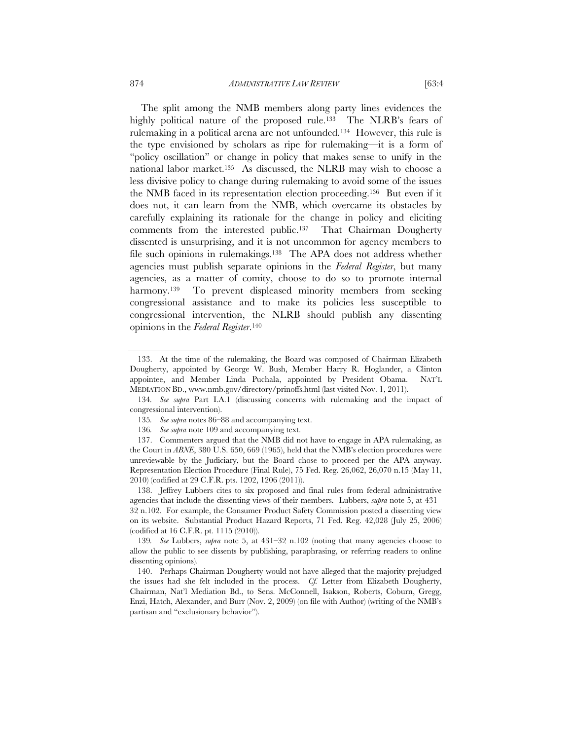The split among the NMB members along party lines evidences the highly political nature of the proposed rule.[133] The NLRB's fears of rulemaking in a political arena are not unfounded.[134] However, this rule is the type envisioned by scholars as ripe for rulemaking—it is a form of "policy oscillation" or change in policy that makes sense to unify in the national labor market.[135] As discussed, the NLRB may wish to choose a less divisive policy to change during rulemaking to avoid some of the issues the NMB faced in its representation election proceeding.[136] But even if it does not, it can learn from the NMB, which overcame its obstacles by carefully explaining its rationale for the change in policy and eliciting comments from the interested public.[137] That Chairman Dougherty dissented is unsurprising, and it is not uncommon for agency members to file such opinions in rulemakings.[138] The APA does not address whether agencies must publish separate opinions in the *Federal Register*, but many agencies, as a matter of comity, choose to do so to promote internal harmony.[139] To prevent displeased minority members from seeking congressional assistance and to make its policies less susceptible to congressional intervention, the NLRB should publish any dissenting opinions in the *Federal Register*.[140]

---

133. At the time of the rulemaking, the Board was composed of Chairman Elizabeth Dougherty, appointed by George W. Bush, Member Harry R. Hoglander, a Clinton appointee, and Member Linda Puchala, appointed by President Obama. NAT'L MEDIATION BD., www.nmb.gov/directory/prinoffs.html (last visited Nov. 1, 2011).

134. *See supra* Part I.A.1 (discussing concerns with rulemaking and the impact of congressional intervention).

135. *See supra* notes 86–88 and accompanying text.

136. *See supra* note 109 and accompanying text.

137. Commenters argued that the NMB did not have to engage in APA rulemaking, as the Court in *ABNE*, 380 U.S. 650, 669 (1965), held that the NMB's election procedures were unreviewable by the Judiciary, but the Board chose to proceed per the APA anyway. Representation Election Procedure (Final Rule), 75 Fed. Reg. 26,062, 26,070 n.15 (May 11, 2010) (codified at 29 C.F.R. pts. 1202, 1206 (2011)).

138. Jeffrey Lubbers cites to six proposed and final rules from federal administrative agencies that include the dissenting views of their members. Lubbers, *supra* note 5, at 431–32 n.102. For example, the Consumer Product Safety Commission posted a dissenting view on its website. Substantial Product Hazard Reports, 71 Fed. Reg. 42,028 (July 25, 2006) (codified at 16 C.F.R. pt. 1115 (2010)).

139. *See* Lubbers, *supra* note 5, at 431–32 n.102 (noting that many agencies choose to allow the public to see dissents by publishing, paraphrasing, or referring readers to online dissenting opinions).

140. Perhaps Chairman Dougherty would not have alleged that the majority prejudged the issues had she felt included in the process. *Cf.* Letter from Elizabeth Dougherty, Chairman, Nat'l Mediation Bd., to Sens. McConnell, Isakson, Roberts, Coburn, Gregg, Enzi, Hatch, Alexander, and Burr (Nov. 2, 2009) (on file with Author) (writing of the NMB's partisan and "exclusionary behavior").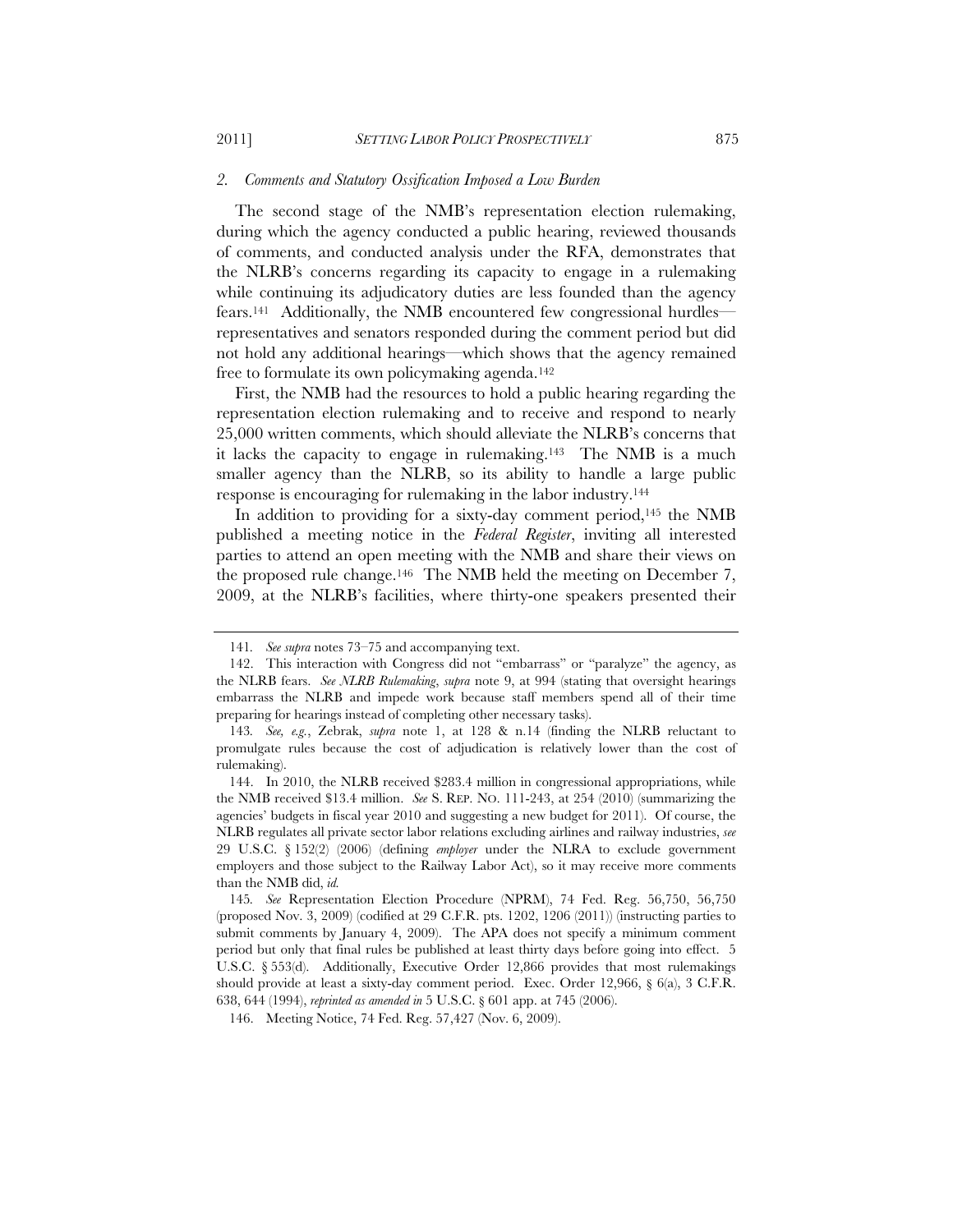### *2. Comments and Statutory Ossification Imposed a Low Burden*

The second stage of the NMB's representation election rulemaking, during which the agency conducted a public hearing, reviewed thousands of comments, and conducted analysis under the RFA, demonstrates that the NLRB's concerns regarding its capacity to engage in a rulemaking while continuing its adjudicatory duties are less founded than the agency fears.[141] Additionally, the NMB encountered few congressional hurdles—representatives and senators responded during the comment period but did not hold any additional hearings—which shows that the agency remained free to formulate its own policymaking agenda.[142]

First, the NMB had the resources to hold a public hearing regarding the representation election rulemaking and to receive and respond to nearly 25,000 written comments, which should alleviate the NLRB's concerns that it lacks the capacity to engage in rulemaking.[143] The NMB is a much smaller agency than the NLRB, so its ability to handle a large public response is encouraging for rulemaking in the labor industry.[144]

In addition to providing for a sixty-day comment period,[145] the NMB published a meeting notice in the *Federal Register*, inviting all interested parties to attend an open meeting with the NMB and share their views on the proposed rule change.[146] The NMB held the meeting on December 7, 2009, at the NLRB's facilities, where thirty-one speakers presented their

---

141. *See supra* notes 73–75 and accompanying text.

142. This interaction with Congress did not "embarrass" or "paralyze" the agency, as the NLRB fears. *See NLRB Rulemaking*, *supra* note 9, at 994 (stating that oversight hearings embarrass the NLRB and impede work because staff members spend all of their time preparing for hearings instead of completing other necessary tasks).

143. *See, e.g.*, Zebrak, *supra* note 1, at 128 & n.14 (finding the NLRB reluctant to promulgate rules because the cost of adjudication is relatively lower than the cost of rulemaking).

144. In 2010, the NLRB received $283.4 million in congressional appropriations, while the NMB received $13.4 million. *See* S. REP. NO. 111-243, at 254 (2010) (summarizing the agencies' budgets in fiscal year 2010 and suggesting a new budget for 2011). Of course, the NLRB regulates all private sector labor relations excluding airlines and railway industries, *see* 29 U.S.C. § 152(2) (2006) (defining *employer* under the NLRA to exclude government employers and those subject to the Railway Labor Act), so it may receive more comments than the NMB did, *id.*

145. *See* Representation Election Procedure (NPRM), 74 Fed. Reg. 56,750, 56,750 (proposed Nov. 3, 2009) (codified at 29 C.F.R. pts. 1202, 1206 (2011)) (instructing parties to submit comments by January 4, 2009). The APA does not specify a minimum comment period but only that final rules be published at least thirty days before going into effect. 5 U.S.C. § 553(d). Additionally, Executive Order 12,866 provides that most rulemakings should provide at least a sixty-day comment period. Exec. Order 12,966, § 6(a), 3 C.F.R. 638, 644 (1994), *reprinted as amended in* 5 U.S.C. § 601 app. at 745 (2006).

146. Meeting Notice, 74 Fed. Reg. 57,427 (Nov. 6, 2009).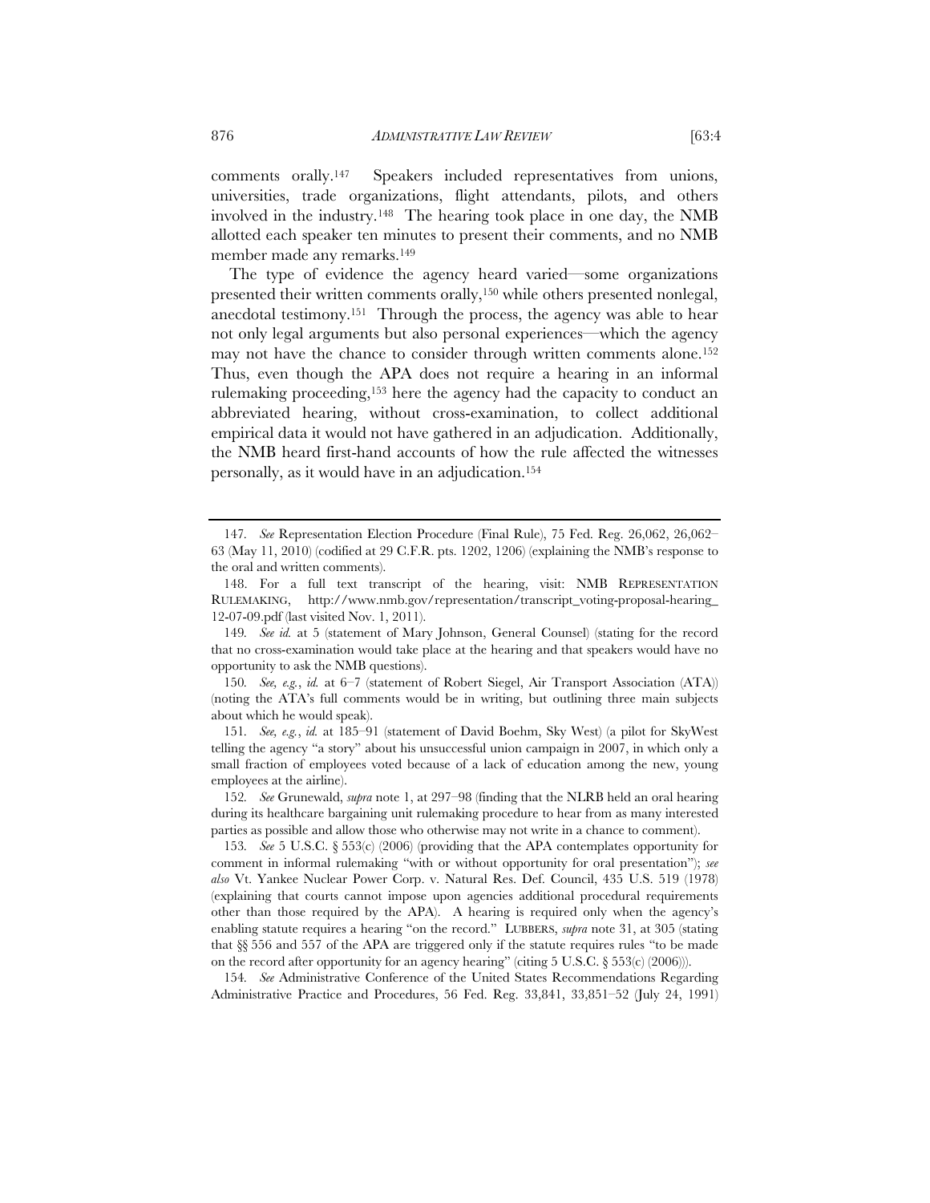comments orally.[147] Speakers included representatives from unions, universities, trade organizations, flight attendants, pilots, and others involved in the industry.[148] The hearing took place in one day, the NMB allotted each speaker ten minutes to present their comments, and no NMB member made any remarks.[149]

The type of evidence the agency heard varied—some organizations presented their written comments orally,[150] while others presented nonlegal, anecdotal testimony.[151] Through the process, the agency was able to hear not only legal arguments but also personal experiences—which the agency may not have the chance to consider through written comments alone.[152] Thus, even though the APA does not require a hearing in an informal rulemaking proceeding,[153] here the agency had the capacity to conduct an abbreviated hearing, without cross-examination, to collect additional empirical data it would not have gathered in an adjudication. Additionally, the NMB heard first-hand accounts of how the rule affected the witnesses personally, as it would have in an adjudication.[154]

---

147. *See* Representation Election Procedure (Final Rule), 75 Fed. Reg. 26,062, 26,062–63 (May 11, 2010) (codified at 29 C.F.R. pts. 1202, 1206) (explaining the NMB's response to the oral and written comments).

148. For a full text transcript of the hearing, visit: NMB REPRESENTATION RULEMAKING, http://www.nmb.gov/representation/transcript_voting-proposal-hearing_12-07-09.pdf (last visited Nov. 1, 2011).

149. *See id.* at 5 (statement of Mary Johnson, General Counsel) (stating for the record that no cross-examination would take place at the hearing and that speakers would have no opportunity to ask the NMB questions).

150. *See, e.g.*, *id.* at 6–7 (statement of Robert Siegel, Air Transport Association (ATA)) (noting the ATA's full comments would be in writing, but outlining three main subjects about which he would speak).

151. *See, e.g.*, *id.* at 185–91 (statement of David Boehm, Sky West) (a pilot for SkyWest telling the agency "a story" about his unsuccessful union campaign in 2007, in which only a small fraction of employees voted because of a lack of education among the new, young employees at the airline).

152. *See* Grunewald, *supra* note 1, at 297–98 (finding that the NLRB held an oral hearing during its healthcare bargaining unit rulemaking procedure to hear from as many interested parties as possible and allow those who otherwise may not write in a chance to comment).

153. *See* 5 U.S.C. § 553(c) (2006) (providing that the APA contemplates opportunity for comment in informal rulemaking "with or without opportunity for oral presentation"); *see also* Vt. Yankee Nuclear Power Corp. v. Natural Res. Def. Council, 435 U.S. 519 (1978) (explaining that courts cannot impose upon agencies additional procedural requirements other than those required by the APA). A hearing is required only when the agency's enabling statute requires a hearing "on the record." LUBBERS, *supra* note 31, at 305 (stating that §§ 556 and 557 of the APA are triggered only if the statute requires rules "to be made on the record after opportunity for an agency hearing" (citing 5 U.S.C. § 553(c) (2006))).

154. *See* Administrative Conference of the United States Recommendations Regarding Administrative Practice and Procedures, 56 Fed. Reg. 33,841, 33,851–52 (July 24, 1991)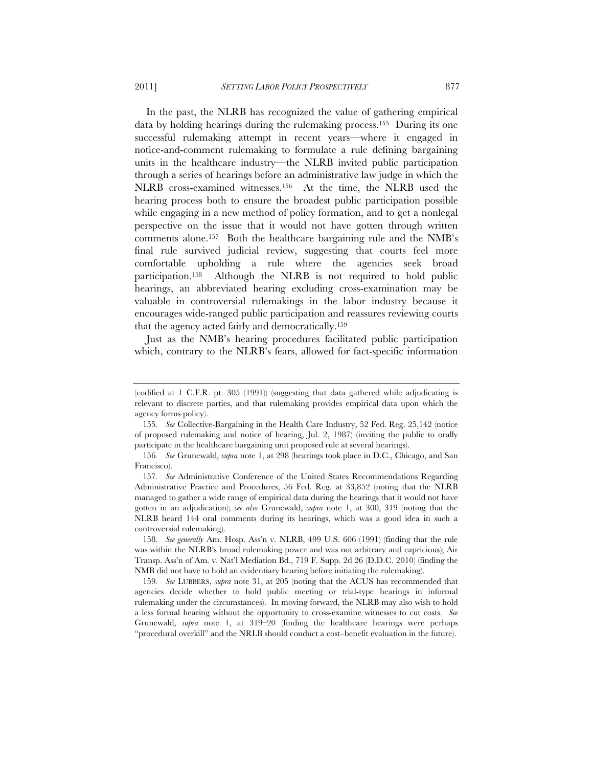In the past, the NLRB has recognized the value of gathering empirical data by holding hearings during the rulemaking process.[155] During its one successful rulemaking attempt in recent years—where it engaged in notice-and-comment rulemaking to formulate a rule defining bargaining units in the healthcare industry—the NLRB invited public participation through a series of hearings before an administrative law judge in which the NLRB cross-examined witnesses.[156] At the time, the NLRB used the hearing process both to ensure the broadest public participation possible while engaging in a new method of policy formation, and to get a nonlegal perspective on the issue that it would not have gotten through written comments alone.[157] Both the healthcare bargaining rule and the NMB's final rule survived judicial review, suggesting that courts feel more comfortable upholding a rule where the agencies seek broad participation.[158] Although the NLRB is not required to hold public hearings, an abbreviated hearing excluding cross-examination may be valuable in controversial rulemakings in the labor industry because it encourages wide-ranged public participation and reassures reviewing courts that the agency acted fairly and democratically.[159]

Just as the NMB's hearing procedures facilitated public participation which, contrary to the NLRB's fears, allowed for fact-specific information

---

(codified at 1 C.F.R. pt. 305 (1991)) (suggesting that data gathered while adjudicating is relevant to discrete parties, and that rulemaking provides empirical data upon which the agency forms policy).

155. *See* Collective-Bargaining in the Health Care Industry, 52 Fed. Reg. 25,142 (notice of proposed rulemaking and notice of hearing, Jul. 2, 1987) (inviting the public to orally participate in the healthcare bargaining unit proposed rule at several hearings).

156. *See* Grunewald, *supra* note 1, at 298 (hearings took place in D.C., Chicago, and San Francisco).

157. *See* Administrative Conference of the United States Recommendations Regarding Administrative Practice and Procedures, 56 Fed. Reg. at 33,852 (noting that the NLRB managed to gather a wide range of empirical data during the hearings that it would not have gotten in an adjudication); *see also* Grunewald, *supra* note 1, at 300, 319 (noting that the NLRB heard 144 oral comments during its hearings, which was a good idea in such a controversial rulemaking).

158. *See generally* Am. Hosp. Ass'n v. NLRB, 499 U.S. 606 (1991) (finding that the rule was within the NLRB's broad rulemaking power and was not arbitrary and capricious); Air Transp. Ass'n of Am. v. Nat'l Mediation Bd., 719 F. Supp. 2d 26 (D.D.C. 2010) (finding the NMB did not have to hold an evidentiary hearing before initiating the rulemaking).

159. *See* LUBBERS, *supra* note 31, at 205 (noting that the ACUS has recommended that agencies decide whether to hold public meeting or trial-type hearings in informal rulemaking under the circumstances). In moving forward, the NLRB may also wish to hold a less formal hearing without the opportunity to cross-examine witnesses to cut costs. *See* Grunewald, *supra* note 1, at 319–20 (finding the healthcare hearings were perhaps "procedural overkill" and the NRLB should conduct a cost–benefit evaluation in the future).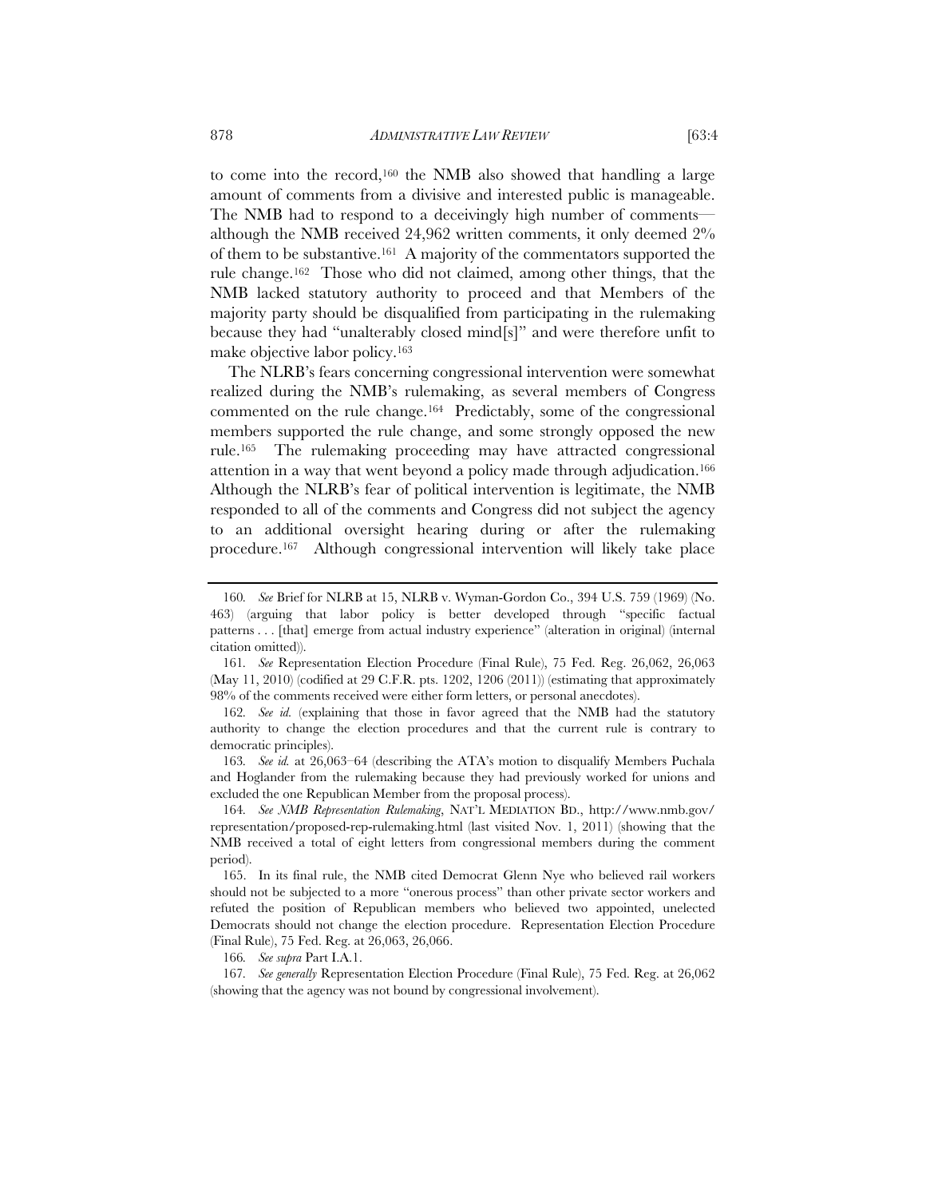to come into the record,[160] the NMB also showed that handling a large amount of comments from a divisive and interested public is manageable. The NMB had to respond to a deceivingly high number of comments—although the NMB received 24,962 written comments, it only deemed 2% of them to be substantive.[161] A majority of the commentators supported the rule change.[162] Those who did not claimed, among other things, that the NMB lacked statutory authority to proceed and that Members of the majority party should be disqualified from participating in the rulemaking because they had "unalterably closed mind[s]" and were therefore unfit to make objective labor policy.[163]

The NLRB's fears concerning congressional intervention were somewhat realized during the NMB's rulemaking, as several members of Congress commented on the rule change.[164] Predictably, some of the congressional members supported the rule change, and some strongly opposed the new rule.[165] The rulemaking proceeding may have attracted congressional attention in a way that went beyond a policy made through adjudication.[166] Although the NLRB's fear of political intervention is legitimate, the NMB responded to all of the comments and Congress did not subject the agency to an additional oversight hearing during or after the rulemaking procedure.[167] Although congressional intervention will likely take place

---

160. *See* Brief for NLRB at 15, NLRB v. Wyman-Gordon Co., 394 U.S. 759 (1969) (No. 463) (arguing that labor policy is better developed through "specific factual patterns . . . [that] emerge from actual industry experience" (alteration in original) (internal citation omitted)).

161. *See* Representation Election Procedure (Final Rule), 75 Fed. Reg. 26,062, 26,063 (May 11, 2010) (codified at 29 C.F.R. pts. 1202, 1206 (2011)) (estimating that approximately 98% of the comments received were either form letters, or personal anecdotes).

162. *See id.* (explaining that those in favor agreed that the NMB had the statutory authority to change the election procedures and that the current rule is contrary to democratic principles).

163. *See id.* at 26,063–64 (describing the ATA's motion to disqualify Members Puchala and Hoglander from the rulemaking because they had previously worked for unions and excluded the one Republican Member from the proposal process).

164. *See NMB Representation Rulemaking*, NAT'L MEDIATION BD., http://www.nmb.gov/representation/proposed-rep-rulemaking.html (last visited Nov. 1, 2011) (showing that the NMB received a total of eight letters from congressional members during the comment period).

165. In its final rule, the NMB cited Democrat Glenn Nye who believed rail workers should not be subjected to a more "onerous process" than other private sector workers and refuted the position of Republican members who believed two appointed, unelected Democrats should not change the election procedure. Representation Election Procedure (Final Rule), 75 Fed. Reg. at 26,063, 26,066.

166. *See supra* Part I.A.1.

167. *See generally* Representation Election Procedure (Final Rule), 75 Fed. Reg. at 26,062 (showing that the agency was not bound by congressional involvement).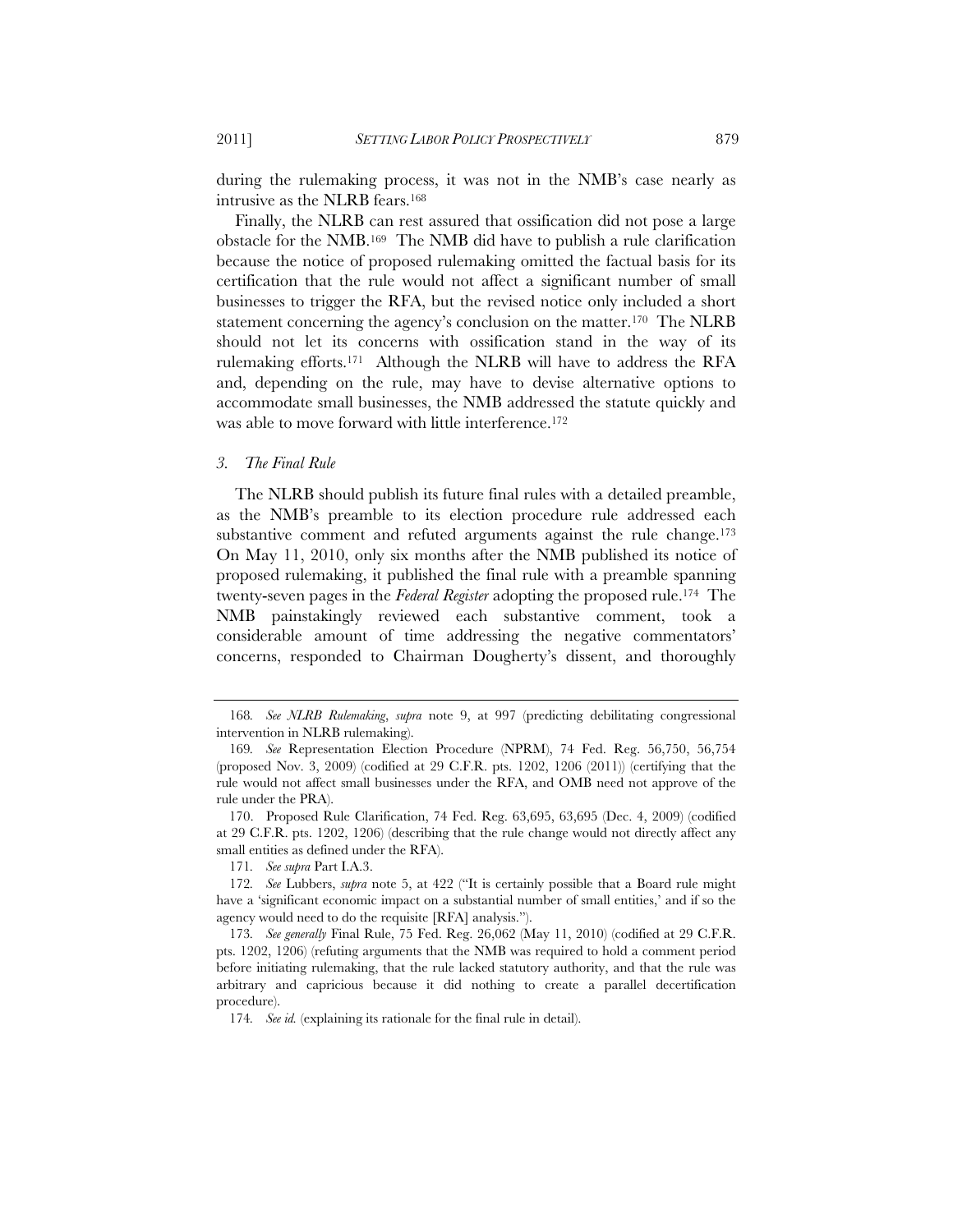during the rulemaking process, it was not in the NMB's case nearly as intrusive as the NLRB fears.[168]

Finally, the NLRB can rest assured that ossification did not pose a large obstacle for the NMB.[169] The NMB did have to publish a rule clarification because the notice of proposed rulemaking omitted the factual basis for its certification that the rule would not affect a significant number of small businesses to trigger the RFA, but the revised notice only included a short statement concerning the agency's conclusion on the matter.[170] The NLRB should not let its concerns with ossification stand in the way of its rulemaking efforts.[171] Although the NLRB will have to address the RFA and, depending on the rule, may have to devise alternative options to accommodate small businesses, the NMB addressed the statute quickly and was able to move forward with little interference.[172]

### *3. The Final Rule*

The NLRB should publish its future final rules with a detailed preamble, as the NMB's preamble to its election procedure rule addressed each substantive comment and refuted arguments against the rule change.[173] On May 11, 2010, only six months after the NMB published its notice of proposed rulemaking, it published the final rule with a preamble spanning twenty-seven pages in the *Federal Register* adopting the proposed rule.[174] The NMB painstakingly reviewed each substantive comment, took a considerable amount of time addressing the negative commentators' concerns, responded to Chairman Dougherty's dissent, and thoroughly

---

168. *See NLRB Rulemaking*, *supra* note 9, at 997 (predicting debilitating congressional intervention in NLRB rulemaking).

169. *See* Representation Election Procedure (NPRM), 74 Fed. Reg. 56,750, 56,754 (proposed Nov. 3, 2009) (codified at 29 C.F.R. pts. 1202, 1206 (2011)) (certifying that the rule would not affect small businesses under the RFA, and OMB need not approve of the rule under the PRA).

170. Proposed Rule Clarification, 74 Fed. Reg. 63,695, 63,695 (Dec. 4, 2009) (codified at 29 C.F.R. pts. 1202, 1206) (describing that the rule change would not directly affect any small entities as defined under the RFA).

171. *See supra* Part I.A.3.

172. *See* Lubbers, *supra* note 5, at 422 ("It is certainly possible that a Board rule might have a 'significant economic impact on a substantial number of small entities,' and if so the agency would need to do the requisite [RFA] analysis.").

173. *See generally* Final Rule, 75 Fed. Reg. 26,062 (May 11, 2010) (codified at 29 C.F.R. pts. 1202, 1206) (refuting arguments that the NMB was required to hold a comment period before initiating rulemaking, that the rule lacked statutory authority, and that the rule was arbitrary and capricious because it did nothing to create a parallel decertification procedure).

174. *See id.* (explaining its rationale for the final rule in detail).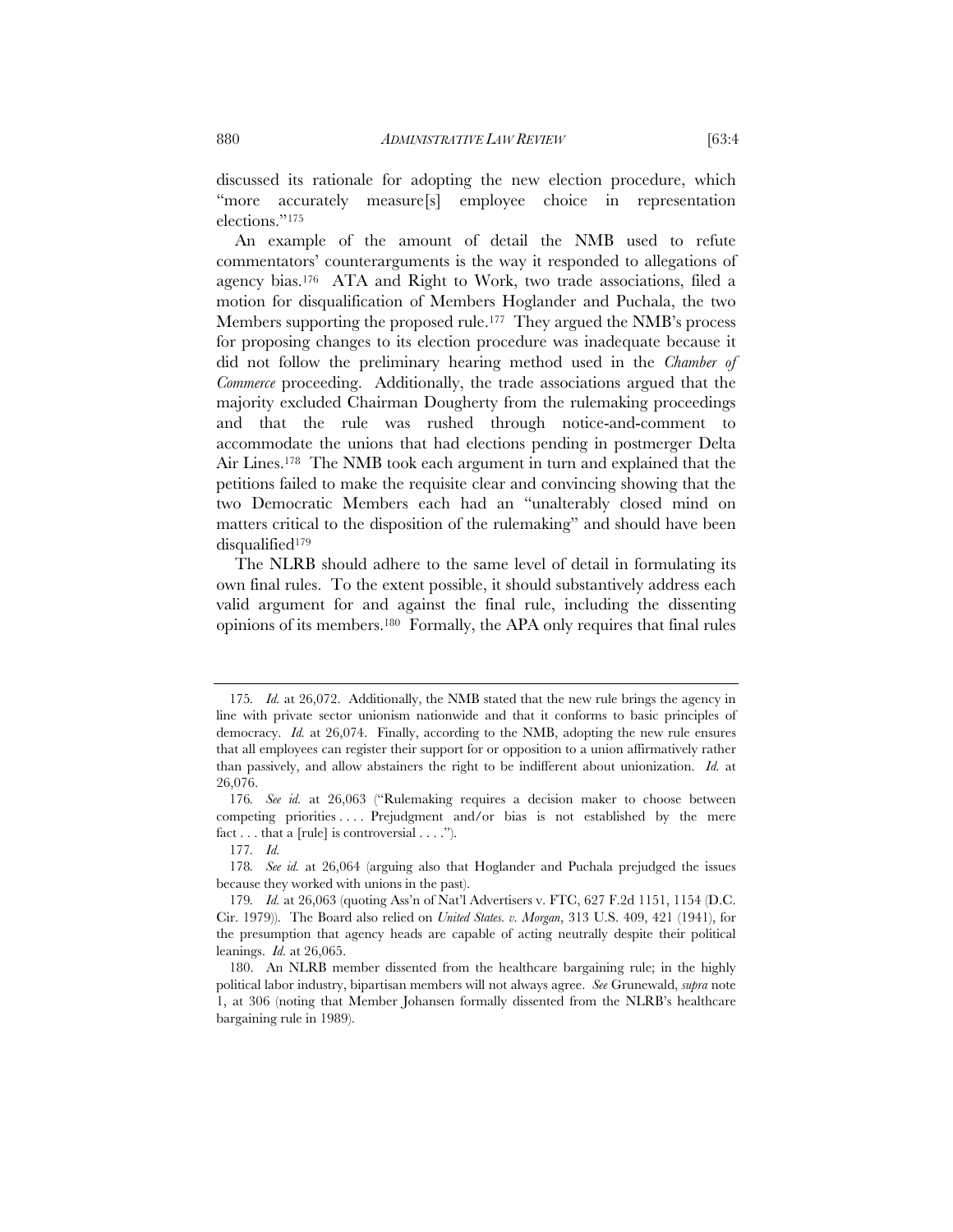discussed its rationale for adopting the new election procedure, which "more accurately measure[s] employee choice in representation elections."[175]

An example of the amount of detail the NMB used to refute commentators' counterarguments is the way it responded to allegations of agency bias.[176] ATA and Right to Work, two trade associations, filed a motion for disqualification of Members Hoglander and Puchala, the two Members supporting the proposed rule.[177] They argued the NMB's process for proposing changes to its election procedure was inadequate because it did not follow the preliminary hearing method used in the *Chamber of Commerce* proceeding. Additionally, the trade associations argued that the majority excluded Chairman Dougherty from the rulemaking proceedings and that the rule was rushed through notice-and-comment to accommodate the unions that had elections pending in postmerger Delta Air Lines.[178] The NMB took each argument in turn and explained that the petitions failed to make the requisite clear and convincing showing that the two Democratic Members each had an "unalterably closed mind on matters critical to the disposition of the rulemaking" and should have been disqualified[179]

The NLRB should adhere to the same level of detail in formulating its own final rules. To the extent possible, it should substantively address each valid argument for and against the final rule, including the dissenting opinions of its members.[180] Formally, the APA only requires that final rules

---

175. *Id.* at 26,072. Additionally, the NMB stated that the new rule brings the agency in line with private sector unionism nationwide and that it conforms to basic principles of democracy. *Id.* at 26,074. Finally, according to the NMB, adopting the new rule ensures that all employees can register their support for or opposition to a union affirmatively rather than passively, and allow abstainers the right to be indifferent about unionization. *Id.* at 26,076.

176. *See id.* at 26,063 ("Rulemaking requires a decision maker to choose between competing priorities . . . . Prejudgment and/or bias is not established by the mere fact . . . that a [rule] is controversial . . . .").

177. *Id.*

178. *See id.* at 26,064 (arguing also that Hoglander and Puchala prejudged the issues because they worked with unions in the past).

179. *Id.* at 26,063 (quoting Ass'n of Nat'l Advertisers v. FTC, 627 F.2d 1151, 1154 (D.C. Cir. 1979)). The Board also relied on *United States. v. Morgan*, 313 U.S. 409, 421 (1941), for the presumption that agency heads are capable of acting neutrally despite their political leanings. *Id.* at 26,065.

180. An NLRB member dissented from the healthcare bargaining rule; in the highly political labor industry, bipartisan members will not always agree. *See* Grunewald, *supra* note 1, at 306 (noting that Member Johansen formally dissented from the NLRB's healthcare bargaining rule in 1989).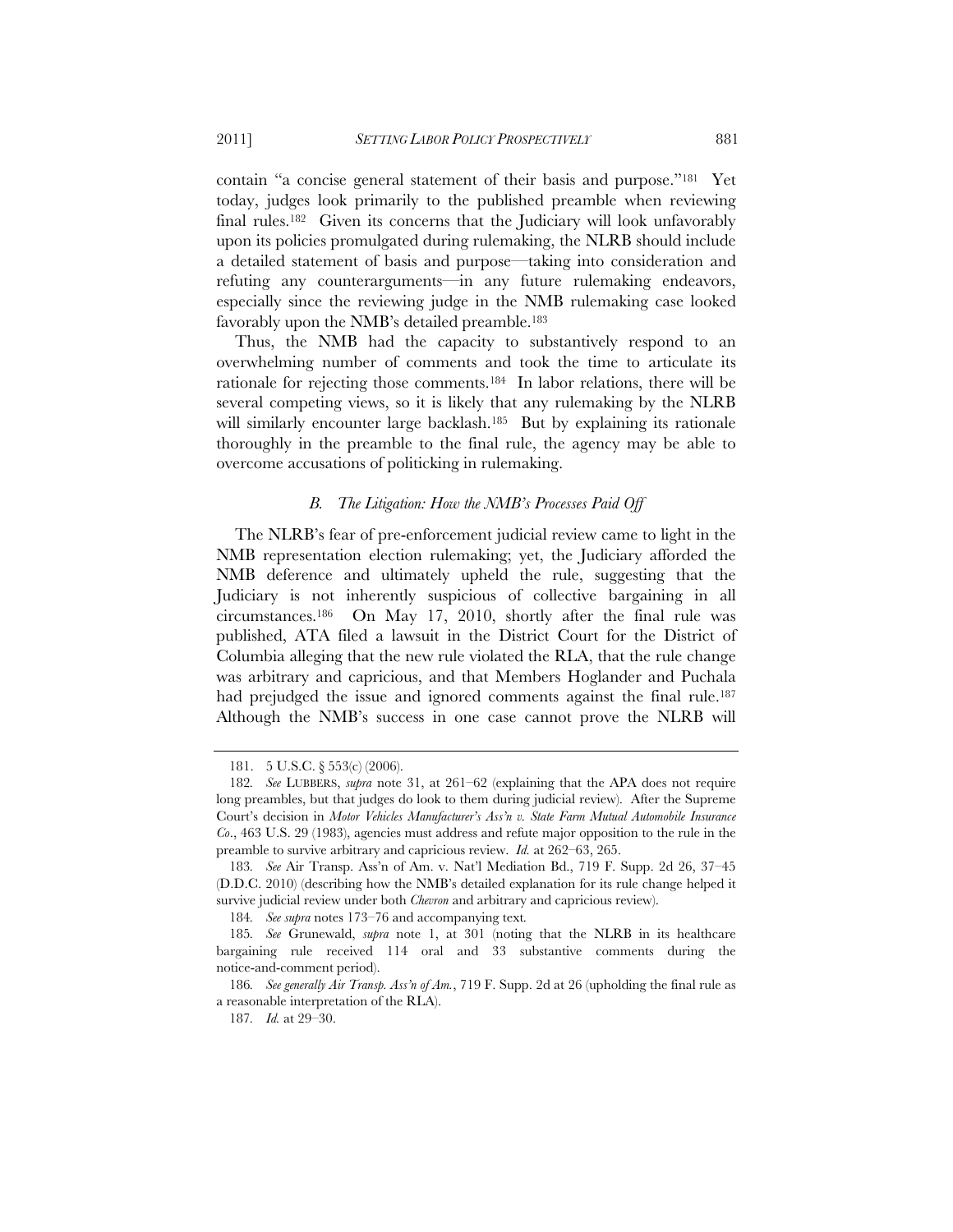contain "a concise general statement of their basis and purpose."[181] Yet today, judges look primarily to the published preamble when reviewing final rules.[182] Given its concerns that the Judiciary will look unfavorably upon its policies promulgated during rulemaking, the NLRB should include a detailed statement of basis and purpose—taking into consideration and refuting any counterarguments—in any future rulemaking endeavors, especially since the reviewing judge in the NMB rulemaking case looked favorably upon the NMB's detailed preamble.[183]

Thus, the NMB had the capacity to substantively respond to an overwhelming number of comments and took the time to articulate its rationale for rejecting those comments.[184] In labor relations, there will be several competing views, so it is likely that any rulemaking by the NLRB will similarly encounter large backlash.[185] But by explaining its rationale thoroughly in the preamble to the final rule, the agency may be able to overcome accusations of politicking in rulemaking.

### *B. The Litigation: How the NMB's Processes Paid Off*

The NLRB's fear of pre-enforcement judicial review came to light in the NMB representation election rulemaking; yet, the Judiciary afforded the NMB deference and ultimately upheld the rule, suggesting that the Judiciary is not inherently suspicious of collective bargaining in all circumstances.[186] On May 17, 2010, shortly after the final rule was published, ATA filed a lawsuit in the District Court for the District of Columbia alleging that the new rule violated the RLA, that the rule change was arbitrary and capricious, and that Members Hoglander and Puchala had prejudged the issue and ignored comments against the final rule.[187] Although the NMB's success in one case cannot prove the NLRB will

---

181. 5 U.S.C. § 553(c) (2006).

182. *See* LUBBERS, *supra* note 31, at 261–62 (explaining that the APA does not require long preambles, but that judges do look to them during judicial review). After the Supreme Court's decision in *Motor Vehicles Manufacturer's Ass'n v. State Farm Mutual Automobile Insurance Co*., 463 U.S. 29 (1983), agencies must address and refute major opposition to the rule in the preamble to survive arbitrary and capricious review. *Id.* at 262–63, 265.

183. *See* Air Transp. Ass'n of Am. v. Nat'l Mediation Bd., 719 F. Supp. 2d 26, 37–45 (D.D.C. 2010) (describing how the NMB's detailed explanation for its rule change helped it survive judicial review under both *Chevron* and arbitrary and capricious review).

184. *See supra* notes 173–76 and accompanying text.

185. *See* Grunewald, *supra* note 1, at 301 (noting that the NLRB in its healthcare bargaining rule received 114 oral and 33 substantive comments during the notice-and-comment period).

186. *See generally Air Transp. Ass'n of Am.*, 719 F. Supp. 2d at 26 (upholding the final rule as a reasonable interpretation of the RLA).

187. *Id.* at 29–30.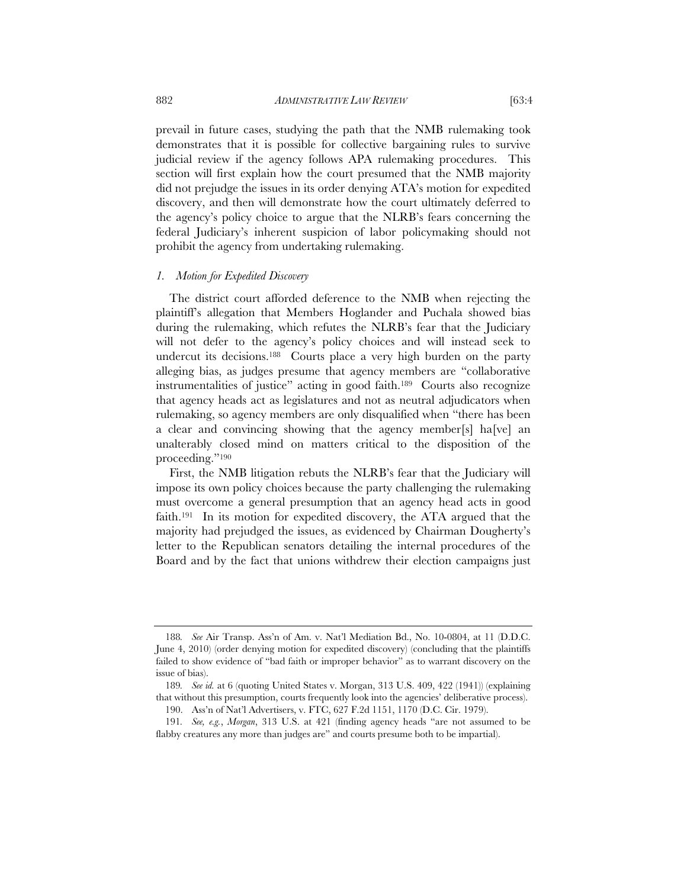prevail in future cases, studying the path that the NMB rulemaking took demonstrates that it is possible for collective bargaining rules to survive judicial review if the agency follows APA rulemaking procedures. This section will first explain how the court presumed that the NMB majority did not prejudge the issues in its order denying ATA's motion for expedited discovery, and then will demonstrate how the court ultimately deferred to the agency's policy choice to argue that the NLRB's fears concerning the federal Judiciary's inherent suspicion of labor policymaking should not prohibit the agency from undertaking rulemaking.

### *1. Motion for Expedited Discovery*

The district court afforded deference to the NMB when rejecting the plaintiff's allegation that Members Hoglander and Puchala showed bias during the rulemaking, which refutes the NLRB's fear that the Judiciary will not defer to the agency's policy choices and will instead seek to undercut its decisions.[188] Courts place a very high burden on the party alleging bias, as judges presume that agency members are "collaborative instrumentalities of justice" acting in good faith.[189] Courts also recognize that agency heads act as legislatures and not as neutral adjudicators when rulemaking, so agency members are only disqualified when "there has been a clear and convincing showing that the agency member[s] ha[ve] an unalterably closed mind on matters critical to the disposition of the proceeding."[190]

First, the NMB litigation rebuts the NLRB's fear that the Judiciary will impose its own policy choices because the party challenging the rulemaking must overcome a general presumption that an agency head acts in good faith.[191] In its motion for expedited discovery, the ATA argued that the majority had prejudged the issues, as evidenced by Chairman Dougherty's letter to the Republican senators detailing the internal procedures of the Board and by the fact that unions withdrew their election campaigns just

---

188. *See* Air Transp. Ass'n of Am. v. Nat'l Mediation Bd., No. 10-0804, at 11 (D.D.C. June 4, 2010) (order denying motion for expedited discovery) (concluding that the plaintiffs failed to show evidence of "bad faith or improper behavior" as to warrant discovery on the issue of bias).

189. *See id.* at 6 (quoting United States v. Morgan, 313 U.S. 409, 422 (1941)) (explaining that without this presumption, courts frequently look into the agencies' deliberative process).

190. Ass'n of Nat'l Advertisers, v. FTC, 627 F.2d 1151, 1170 (D.C. Cir. 1979).

191. *See, e.g.*, *Morgan*, 313 U.S. at 421 (finding agency heads "are not assumed to be flabby creatures any more than judges are" and courts presume both to be impartial).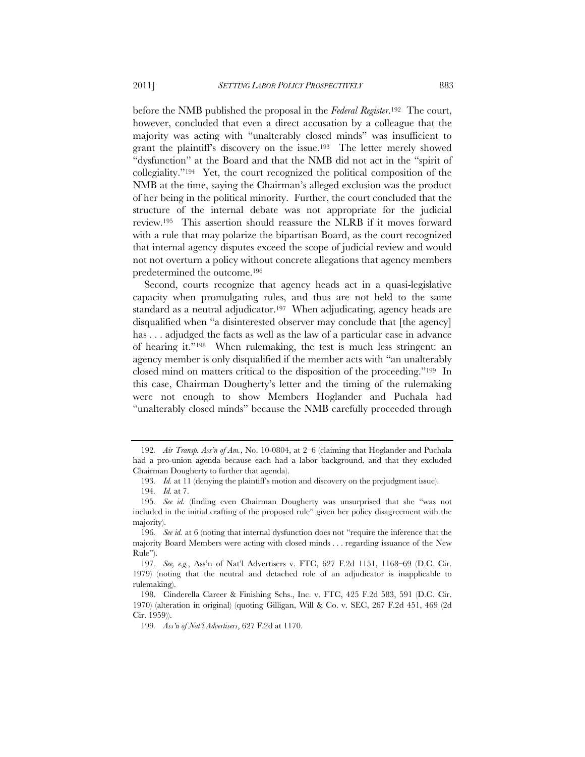before the NMB published the proposal in the *Federal Register*.[192] The court, however, concluded that even a direct accusation by a colleague that the majority was acting with "unalterably closed minds" was insufficient to grant the plaintiff's discovery on the issue.[193] The letter merely showed "dysfunction" at the Board and that the NMB did not act in the "spirit of collegiality."[194] Yet, the court recognized the political composition of the NMB at the time, saying the Chairman's alleged exclusion was the product of her being in the political minority. Further, the court concluded that the structure of the internal debate was not appropriate for the judicial review.[195] This assertion should reassure the NLRB if it moves forward with a rule that may polarize the bipartisan Board, as the court recognized that internal agency disputes exceed the scope of judicial review and would not not overturn a policy without concrete allegations that agency members predetermined the outcome.[196]

Second, courts recognize that agency heads act in a quasi-legislative capacity when promulgating rules, and thus are not held to the same standard as a neutral adjudicator.[197] When adjudicating, agency heads are disqualified when "a disinterested observer may conclude that [the agency] has . . . adjudged the facts as well as the law of a particular case in advance of hearing it."[198] When rulemaking, the test is much less stringent: an agency member is only disqualified if the member acts with "an unalterably closed mind on matters critical to the disposition of the proceeding."[199] In this case, Chairman Dougherty's letter and the timing of the rulemaking were not enough to show Members Hoglander and Puchala had "unalterably closed minds" because the NMB carefully proceeded through

---

192. *Air Transp. Ass'n of Am.*, No. 10-0804, at 2–6 (claiming that Hoglander and Puchala had a pro-union agenda because each had a labor background, and that they excluded Chairman Dougherty to further that agenda).

193. *Id.* at 11 (denying the plaintiff's motion and discovery on the prejudgment issue).

194. *Id.* at 7.

195. *See id.* (finding even Chairman Dougherty was unsurprised that she "was not included in the initial crafting of the proposed rule" given her policy disagreement with the majority).

196. *See id.* at 6 (noting that internal dysfunction does not "require the inference that the majority Board Members were acting with closed minds . . . regarding issuance of the New Rule").

197. *See, e.g.*, Ass'n of Nat'l Advertisers v. FTC, 627 F.2d 1151, 1168–69 (D.C. Cir. 1979) (noting that the neutral and detached role of an adjudicator is inapplicable to rulemaking).

198. Cinderella Career & Finishing Schs., Inc. v. FTC, 425 F.2d 583, 591 (D.C. Cir. 1970) (alteration in original) (quoting Gilligan, Will & Co. v. SEC, 267 F.2d 451, 469 (2d Cir. 1959)).

199. *Ass'n of Nat'l Advertisers*, 627 F.2d at 1170.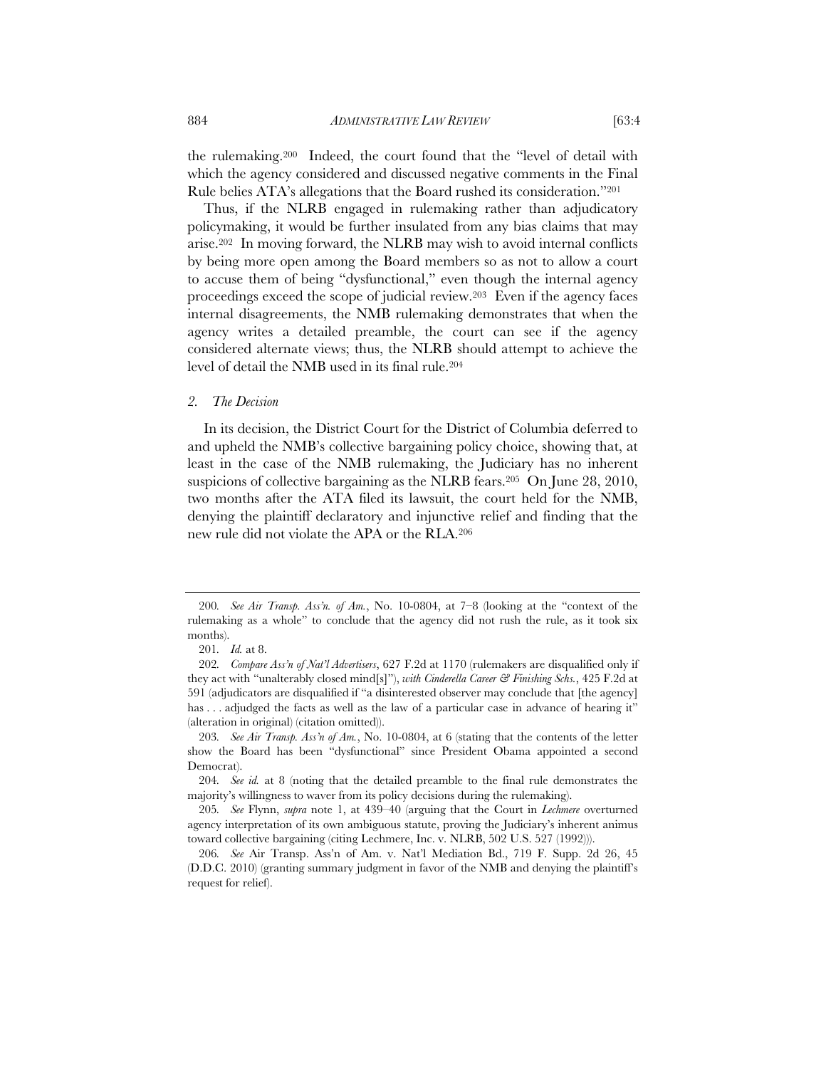the rulemaking.[200] Indeed, the court found that the "level of detail with which the agency considered and discussed negative comments in the Final Rule belies ATA's allegations that the Board rushed its consideration."[201]

Thus, if the NLRB engaged in rulemaking rather than adjudicatory policymaking, it would be further insulated from any bias claims that may arise.[202] In moving forward, the NLRB may wish to avoid internal conflicts by being more open among the Board members so as not to allow a court to accuse them of being "dysfunctional," even though the internal agency proceedings exceed the scope of judicial review.[203] Even if the agency faces internal disagreements, the NMB rulemaking demonstrates that when the agency writes a detailed preamble, the court can see if the agency considered alternate views; thus, the NLRB should attempt to achieve the level of detail the NMB used in its final rule.[204]

### *2. The Decision*

In its decision, the District Court for the District of Columbia deferred to and upheld the NMB's collective bargaining policy choice, showing that, at least in the case of the NMB rulemaking, the Judiciary has no inherent suspicions of collective bargaining as the NLRB fears.[205] On June 28, 2010, two months after the ATA filed its lawsuit, the court held for the NMB, denying the plaintiff declaratory and injunctive relief and finding that the new rule did not violate the APA or the RLA.[206]

---

200. *See Air Transp. Ass'n. of Am.*, No. 10-0804, at 7–8 (looking at the "context of the rulemaking as a whole" to conclude that the agency did not rush the rule, as it took six months).

201. *Id.* at 8.

202. *Compare Ass'n of Nat'l Advertisers*, 627 F.2d at 1170 (rulemakers are disqualified only if they act with "unalterably closed mind[s]"), *with Cinderella Career & Finishing Schs.*, 425 F.2d at 591 (adjudicators are disqualified if "a disinterested observer may conclude that [the agency] has . . . adjudged the facts as well as the law of a particular case in advance of hearing it" (alteration in original) (citation omitted)).

203. *See Air Transp. Ass'n of Am.*, No. 10-0804, at 6 (stating that the contents of the letter show the Board has been "dysfunctional" since President Obama appointed a second Democrat).

204. *See id.* at 8 (noting that the detailed preamble to the final rule demonstrates the majority's willingness to waver from its policy decisions during the rulemaking).

205. *See* Flynn, *supra* note 1, at 439–40 (arguing that the Court in *Lechmere* overturned agency interpretation of its own ambiguous statute, proving the Judiciary's inherent animus toward collective bargaining (citing Lechmere, Inc. v. NLRB, 502 U.S. 527 (1992))).

206. *See* Air Transp. Ass'n of Am. v. Nat'l Mediation Bd., 719 F. Supp. 2d 26, 45 (D.D.C. 2010) (granting summary judgment in favor of the NMB and denying the plaintiff's request for relief).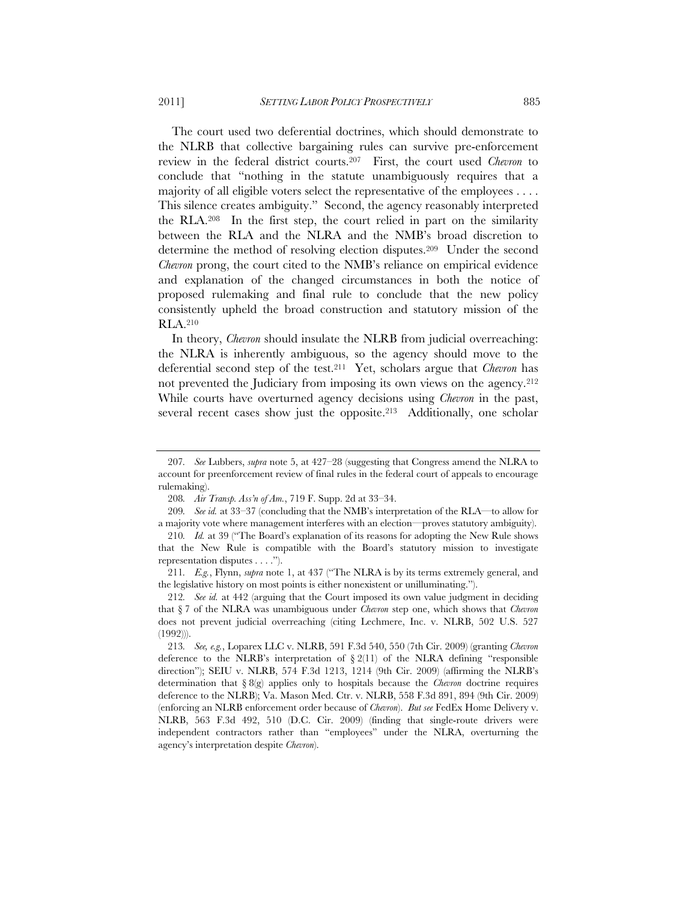The court used two deferential doctrines, which should demonstrate to the NLRB that collective bargaining rules can survive pre-enforcement review in the federal district courts.[207] First, the court used *Chevron* to conclude that "nothing in the statute unambiguously requires that a majority of all eligible voters select the representative of the employees . . . . This silence creates ambiguity." Second, the agency reasonably interpreted the RLA.[208] In the first step, the court relied in part on the similarity between the RLA and the NLRA and the NMB's broad discretion to determine the method of resolving election disputes.[209] Under the second *Chevron* prong, the court cited to the NMB's reliance on empirical evidence and explanation of the changed circumstances in both the notice of proposed rulemaking and final rule to conclude that the new policy consistently upheld the broad construction and statutory mission of the RLA.[210]

In theory, *Chevron* should insulate the NLRB from judicial overreaching: the NLRA is inherently ambiguous, so the agency should move to the deferential second step of the test.[211] Yet, scholars argue that *Chevron* has not prevented the Judiciary from imposing its own views on the agency.[212] While courts have overturned agency decisions using *Chevron* in the past, several recent cases show just the opposite.[213] Additionally, one scholar

---

207. *See* Lubbers, *supra* note 5, at 427–28 (suggesting that Congress amend the NLRA to account for preenforcement review of final rules in the federal court of appeals to encourage rulemaking).

208. *Air Transp. Ass'n of Am.*, 719 F. Supp. 2d at 33–34.

209. *See id.* at 33–37 (concluding that the NMB's interpretation of the RLA—to allow for a majority vote where management interferes with an election—proves statutory ambiguity).

210. *Id.* at 39 ("The Board's explanation of its reasons for adopting the New Rule shows that the New Rule is compatible with the Board's statutory mission to investigate representation disputes . . . .").

211. *E.g.*, Flynn, *supra* note 1, at 437 ("The NLRA is by its terms extremely general, and the legislative history on most points is either nonexistent or unilluminating.").

212. *See id.* at 442 (arguing that the Court imposed its own value judgment in deciding that § 7 of the NLRA was unambiguous under *Chevron* step one, which shows that *Chevron* does not prevent judicial overreaching (citing Lechmere, Inc. v. NLRB, 502 U.S. 527 (1992))).

213. *See, e.g.*, Loparex LLC v. NLRB, 591 F.3d 540, 550 (7th Cir. 2009) (granting *Chevron* deference to the NLRB's interpretation of § 2(11) of the NLRA defining "responsible direction"); SEIU v. NLRB, 574 F.3d 1213, 1214 (9th Cir. 2009) (affirming the NLRB's determination that § 8(g) applies only to hospitals because the *Chevron* doctrine requires deference to the NLRB); Va. Mason Med. Ctr. v. NLRB, 558 F.3d 891, 894 (9th Cir. 2009) (enforcing an NLRB enforcement order because of *Chevron*). *But see* FedEx Home Delivery v. NLRB, 563 F.3d 492, 510 (D.C. Cir. 2009) (finding that single-route drivers were independent contractors rather than "employees" under the NLRA, overturning the agency's interpretation despite *Chevron*).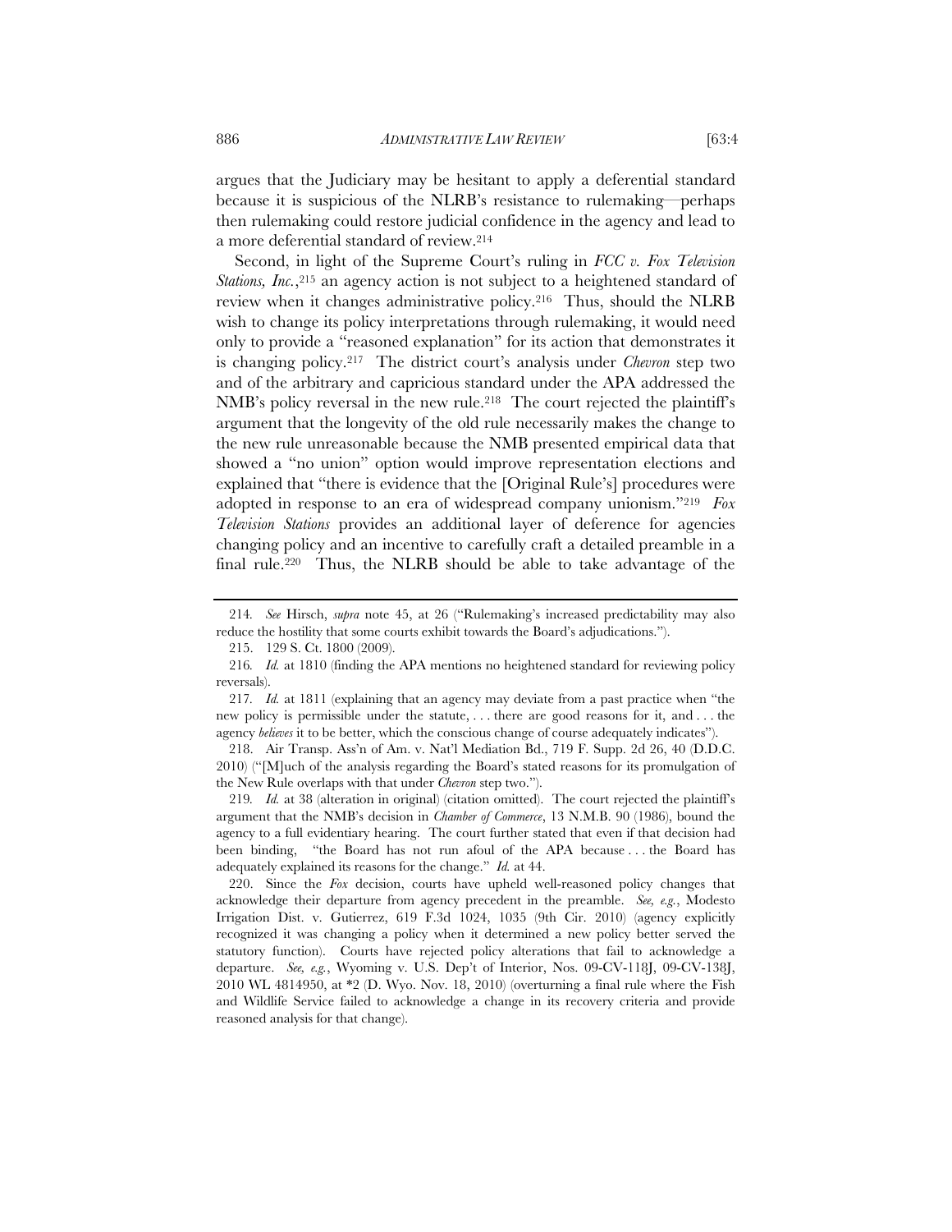argues that the Judiciary may be hesitant to apply a deferential standard because it is suspicious of the NLRB's resistance to rulemaking—perhaps then rulemaking could restore judicial confidence in the agency and lead to a more deferential standard of review.[214]

Second, in light of the Supreme Court's ruling in *FCC v. Fox Television Stations, Inc.*,[215] an agency action is not subject to a heightened standard of review when it changes administrative policy.[216] Thus, should the NLRB wish to change its policy interpretations through rulemaking, it would need only to provide a "reasoned explanation" for its action that demonstrates it is changing policy.[217] The district court's analysis under *Chevron* step two and of the arbitrary and capricious standard under the APA addressed the NMB's policy reversal in the new rule.[218] The court rejected the plaintiff's argument that the longevity of the old rule necessarily makes the change to the new rule unreasonable because the NMB presented empirical data that showed a "no union" option would improve representation elections and explained that "there is evidence that the [Original Rule's] procedures were adopted in response to an era of widespread company unionism."[219] *Fox Television Stations* provides an additional layer of deference for agencies changing policy and an incentive to carefully craft a detailed preamble in a final rule.[220] Thus, the NLRB should be able to take advantage of the

---

214. *See* Hirsch, *supra* note 45, at 26 ("Rulemaking's increased predictability may also reduce the hostility that some courts exhibit towards the Board's adjudications.").

215. 129 S. Ct. 1800 (2009).

216. *Id.* at 1810 (finding the APA mentions no heightened standard for reviewing policy reversals).

217. *Id.* at 1811 (explaining that an agency may deviate from a past practice when "the new policy is permissible under the statute, . . . there are good reasons for it, and . . . the agency *believes* it to be better, which the conscious change of course adequately indicates").

218. Air Transp. Ass'n of Am. v. Nat'l Mediation Bd., 719 F. Supp. 2d 26, 40 (D.D.C. 2010) ("[M]uch of the analysis regarding the Board's stated reasons for its promulgation of the New Rule overlaps with that under *Chevron* step two.").

219. *Id.* at 38 (alteration in original) (citation omitted). The court rejected the plaintiff's argument that the NMB's decision in *Chamber of Commerce*, 13 N.M.B. 90 (1986), bound the agency to a full evidentiary hearing. The court further stated that even if that decision had been binding, "the Board has not run afoul of the APA because . . . the Board has adequately explained its reasons for the change." *Id.* at 44.

220. Since the *Fox* decision, courts have upheld well-reasoned policy changes that acknowledge their departure from agency precedent in the preamble. *See, e.g.*, Modesto Irrigation Dist. v. Gutierrez, 619 F.3d 1024, 1035 (9th Cir. 2010) (agency explicitly recognized it was changing a policy when it determined a new policy better served the statutory function). Courts have rejected policy alterations that fail to acknowledge a departure. *See, e.g.*, Wyoming v. U.S. Dep't of Interior, Nos. 09-CV-118J, 09-CV-138J, 2010 WL 4814950, at *2 (D. Wyo. Nov. 18, 2010) (overturning a final rule where the Fish and Wildlife Service failed to acknowledge a change in its recovery criteria and provide reasoned analysis for that change).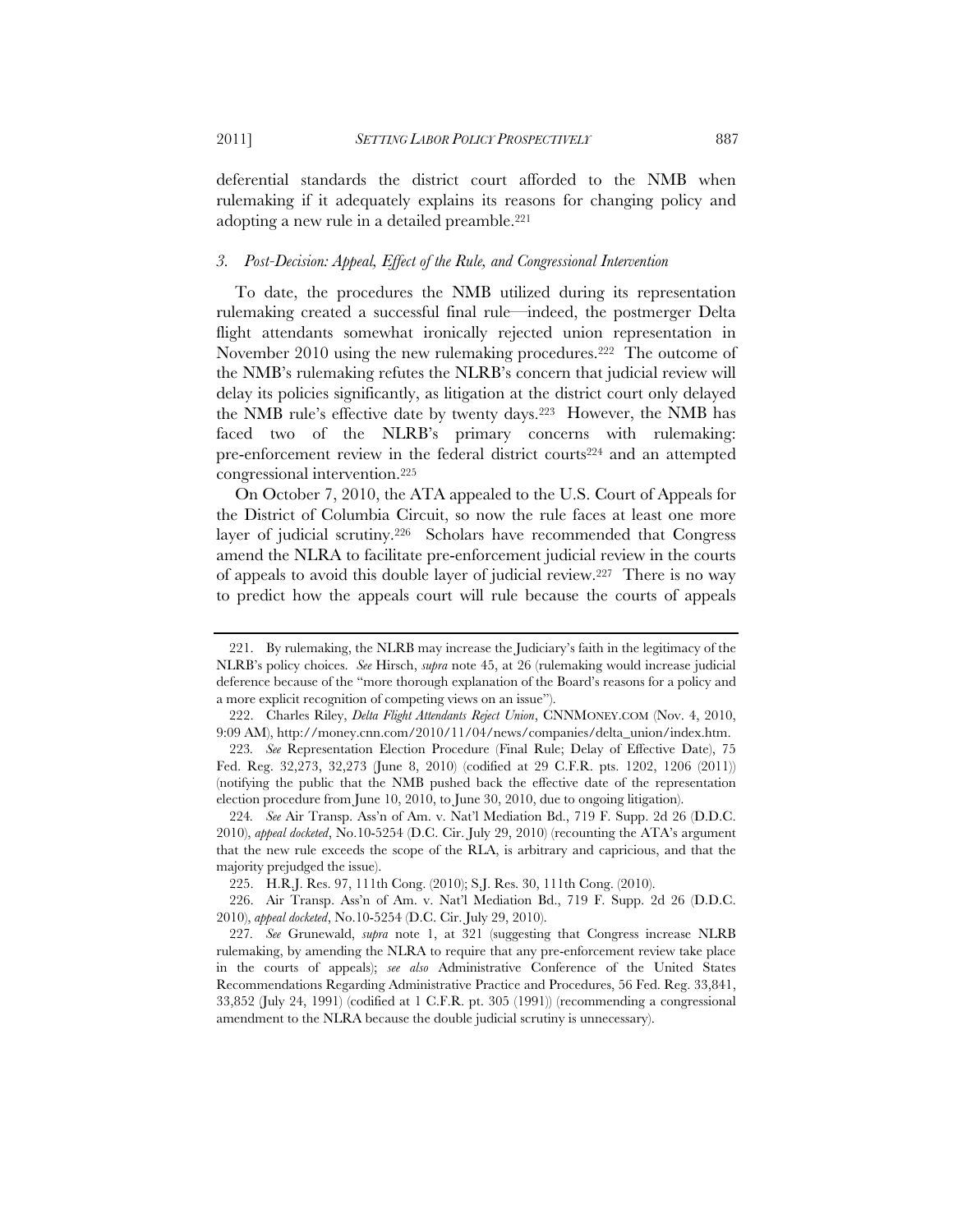deferential standards the district court afforded to the NMB when rulemaking if it adequately explains its reasons for changing policy and adopting a new rule in a detailed preamble.[221]

### 3. *Post-Decision: Appeal, Effect of the Rule, and Congressional Intervention*

To date, the procedures the NMB utilized during its representation rulemaking created a successful final rule—indeed, the postmerger Delta flight attendants somewhat ironically rejected union representation in November 2010 using the new rulemaking procedures.[222] The outcome of the NMB's rulemaking refutes the NLRB's concern that judicial review will delay its policies significantly, as litigation at the district court only delayed the NMB rule's effective date by twenty days.[223] However, the NMB has faced two of the NLRB's primary concerns with rulemaking: pre-enforcement review in the federal district courts[224] and an attempted congressional intervention.[225]

On October 7, 2010, the ATA appealed to the U.S. Court of Appeals for the District of Columbia Circuit, so now the rule faces at least one more layer of judicial scrutiny.[226] Scholars have recommended that Congress amend the NLRA to facilitate pre-enforcement judicial review in the courts of appeals to avoid this double layer of judicial review.[227] There is no way to predict how the appeals court will rule because the courts of appeals

---

221. By rulemaking, the NLRB may increase the Judiciary's faith in the legitimacy of the NLRB's policy choices. *See* Hirsch, *supra* note 45, at 26 (rulemaking would increase judicial deference because of the "more thorough explanation of the Board's reasons for a policy and a more explicit recognition of competing views on an issue").

222. Charles Riley, *Delta Flight Attendants Reject Union*, CNNMONEY.COM (Nov. 4, 2010, 9:09 AM), http://money.cnn.com/2010/11/04/news/companies/delta_union/index.htm.

223. *See* Representation Election Procedure (Final Rule; Delay of Effective Date), 75 Fed. Reg. 32,273, 32,273 (June 8, 2010) (codified at 29 C.F.R. pts. 1202, 1206 (2011)) (notifying the public that the NMB pushed back the effective date of the representation election procedure from June 10, 2010, to June 30, 2010, due to ongoing litigation).

224. *See* Air Transp. Ass'n of Am. v. Nat'l Mediation Bd., 719 F. Supp. 2d 26 (D.D.C. 2010), *appeal docketed*, No.10-5254 (D.C. Cir. July 29, 2010) (recounting the ATA's argument that the new rule exceeds the scope of the RLA, is arbitrary and capricious, and that the majority prejudged the issue).

225. H.R.J. Res. 97, 111th Cong. (2010); S.J. Res. 30, 111th Cong. (2010).

226. Air Transp. Ass'n of Am. v. Nat'l Mediation Bd., 719 F. Supp. 2d 26 (D.D.C. 2010), *appeal docketed*, No.10-5254 (D.C. Cir. July 29, 2010).

227. *See* Grunewald, *supra* note 1, at 321 (suggesting that Congress increase NLRB rulemaking, by amending the NLRA to require that any pre-enforcement review take place in the courts of appeals); *see also* Administrative Conference of the United States Recommendations Regarding Administrative Practice and Procedures, 56 Fed. Reg. 33,841, 33,852 (July 24, 1991) (codified at 1 C.F.R. pt. 305 (1991)) (recommending a congressional amendment to the NLRA because the double judicial scrutiny is unnecessary).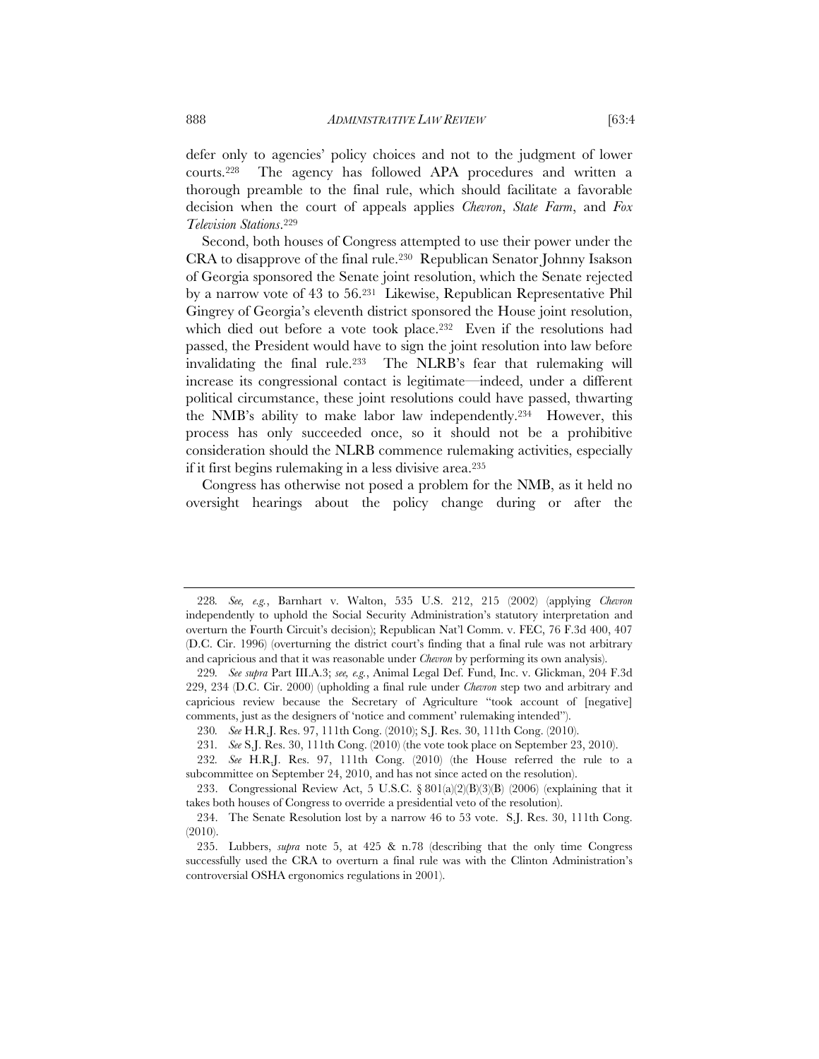defer only to agencies' policy choices and not to the judgment of lower courts.[228] The agency has followed APA procedures and written a thorough preamble to the final rule, which should facilitate a favorable decision when the court of appeals applies *Chevron*, *State Farm*, and *Fox Television Stations*.[229]

Second, both houses of Congress attempted to use their power under the CRA to disapprove of the final rule.[230] Republican Senator Johnny Isakson of Georgia sponsored the Senate joint resolution, which the Senate rejected by a narrow vote of 43 to 56.[231] Likewise, Republican Representative Phil Gingrey of Georgia's eleventh district sponsored the House joint resolution, which died out before a vote took place.[232] Even if the resolutions had passed, the President would have to sign the joint resolution into law before invalidating the final rule.[233] The NLRB's fear that rulemaking will increase its congressional contact is legitimate—indeed, under a different political circumstance, these joint resolutions could have passed, thwarting the NMB's ability to make labor law independently.[234] However, this process has only succeeded once, so it should not be a prohibitive consideration should the NLRB commence rulemaking activities, especially if it first begins rulemaking in a less divisive area.[235]

Congress has otherwise not posed a problem for the NMB, as it held no oversight hearings about the policy change during or after the

---

228. *See, e.g.*, Barnhart v. Walton, 535 U.S. 212, 215 (2002) (applying *Chevron* independently to uphold the Social Security Administration's statutory interpretation and overturn the Fourth Circuit's decision); Republican Nat'l Comm. v. FEC, 76 F.3d 400, 407 (D.C. Cir. 1996) (overturning the district court's finding that a final rule was not arbitrary and capricious and that it was reasonable under *Chevron* by performing its own analysis).

229. *See supra* Part III.A.3; *see, e.g.*, Animal Legal Def. Fund, Inc. v. Glickman, 204 F.3d 229, 234 (D.C. Cir. 2000) (upholding a final rule under *Chevron* step two and arbitrary and capricious review because the Secretary of Agriculture "took account of [negative] comments, just as the designers of 'notice and comment' rulemaking intended").

230. *See* H.R.J. Res. 97, 111th Cong. (2010); S.J. Res. 30, 111th Cong. (2010).

231. *See* S.J. Res. 30, 111th Cong. (2010) (the vote took place on September 23, 2010).

232. *See* H.R.J. Res. 97, 111th Cong. (2010) (the House referred the rule to a subcommittee on September 24, 2010, and has not since acted on the resolution).

233. Congressional Review Act, 5 U.S.C. § 801(a)(2)(B)(3)(B) (2006) (explaining that it takes both houses of Congress to override a presidential veto of the resolution).

234. The Senate Resolution lost by a narrow 46 to 53 vote. S.J. Res. 30, 111th Cong. (2010).

235. Lubbers, *supra* note 5, at 425 & n.78 (describing that the only time Congress successfully used the CRA to overturn a final rule was with the Clinton Administration's controversial OSHA ergonomics regulations in 2001).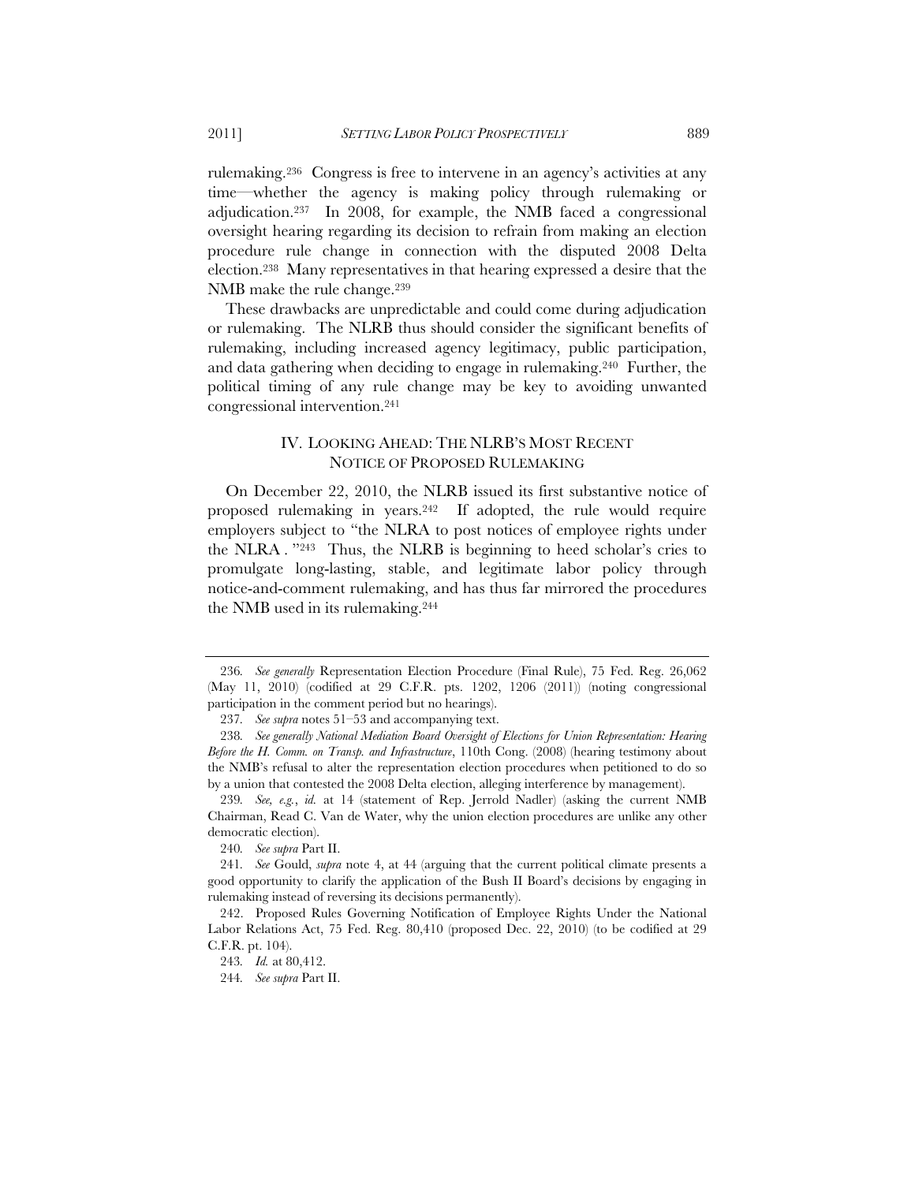rulemaking.[236] Congress is free to intervene in an agency's activities at any time—whether the agency is making policy through rulemaking or adjudication.[237] In 2008, for example, the NMB faced a congressional oversight hearing regarding its decision to refrain from making an election procedure rule change in connection with the disputed 2008 Delta election.[238] Many representatives in that hearing expressed a desire that the NMB make the rule change.[239]

These drawbacks are unpredictable and could come during adjudication or rulemaking. The NLRB thus should consider the significant benefits of rulemaking, including increased agency legitimacy, public participation, and data gathering when deciding to engage in rulemaking.[240] Further, the political timing of any rule change may be key to avoiding unwanted congressional intervention.[241]

## IV. LOOKING AHEAD: THE NLRB'S MOST RECENT NOTICE OF PROPOSED RULEMAKING

On December 22, 2010, the NLRB issued its first substantive notice of proposed rulemaking in years.[242] If adopted, the rule would require employers subject to "the NLRA to post notices of employee rights under the NLRA . "[243] Thus, the NLRB is beginning to heed scholar's cries to promulgate long-lasting, stable, and legitimate labor policy through notice-and-comment rulemaking, and has thus far mirrored the procedures the NMB used in its rulemaking.[244]

---

236. *See generally* Representation Election Procedure (Final Rule), 75 Fed. Reg. 26,062 (May 11, 2010) (codified at 29 C.F.R. pts. 1202, 1206 (2011)) (noting congressional participation in the comment period but no hearings).

237. *See supra* notes 51–53 and accompanying text.

238. *See generally National Mediation Board Oversight of Elections for Union Representation: Hearing Before the H. Comm. on Transp. and Infrastructure*, 110th Cong. (2008) (hearing testimony about the NMB's refusal to alter the representation election procedures when petitioned to do so by a union that contested the 2008 Delta election, alleging interference by management).

239. *See, e.g.*, *id.* at 14 (statement of Rep. Jerrold Nadler) (asking the current NMB Chairman, Read C. Van de Water, why the union election procedures are unlike any other democratic election).

240. *See supra* Part II.

241. *See* Gould, *supra* note 4, at 44 (arguing that the current political climate presents a good opportunity to clarify the application of the Bush II Board's decisions by engaging in rulemaking instead of reversing its decisions permanently).

242. Proposed Rules Governing Notification of Employee Rights Under the National Labor Relations Act, 75 Fed. Reg. 80,410 (proposed Dec. 22, 2010) (to be codified at 29 C.F.R. pt. 104).

243. *Id.* at 80,412.

244. *See supra* Part II.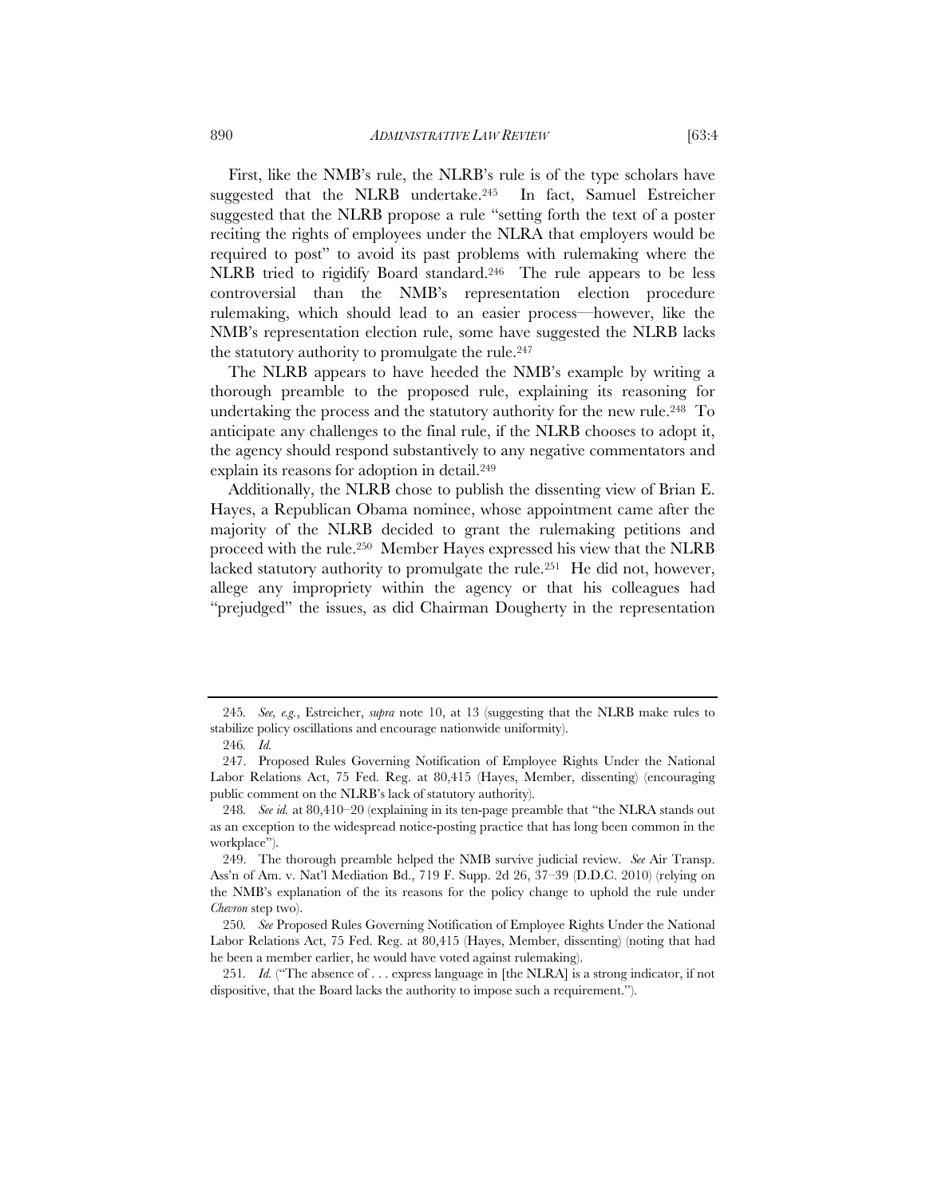First, like the NMB's rule, the NLRB's rule is of the type scholars have suggested that the NLRB undertake.[245] In fact, Samuel Estreicher suggested that the NLRB propose a rule "setting forth the text of a poster reciting the rights of employees under the NLRA that employers would be required to post" to avoid its past problems with rulemaking where the NLRB tried to rigidify Board standard.[246] The rule appears to be less controversial than the NMB's representation election procedure rulemaking, which should lead to an easier process—however, like the NMB's representation election rule, some have suggested the NLRB lacks the statutory authority to promulgate the rule.[247]

The NLRB appears to have heeded the NMB's example by writing a thorough preamble to the proposed rule, explaining its reasoning for undertaking the process and the statutory authority for the new rule.[248] To anticipate any challenges to the final rule, if the NLRB chooses to adopt it, the agency should respond substantively to any negative commentators and explain its reasons for adoption in detail.[249]

Additionally, the NLRB chose to publish the dissenting view of Brian E. Hayes, a Republican Obama nominee, whose appointment came after the majority of the NLRB decided to grant the rulemaking petitions and proceed with the rule.[250] Member Hayes expressed his view that the NLRB lacked statutory authority to promulgate the rule.[251] He did not, however, allege any impropriety within the agency or that his colleagues had "prejudged" the issues, as did Chairman Dougherty in the representation

---

245. *See, e.g.*, Estreicher, *supra* note 10, at 13 (suggesting that the NLRB make rules to stabilize policy oscillations and encourage nationwide uniformity).

246. *Id.*

247. Proposed Rules Governing Notification of Employee Rights Under the National Labor Relations Act, 75 Fed. Reg. at 80,415 (Hayes, Member, dissenting) (encouraging public comment on the NLRB's lack of statutory authority).

248. *See id.* at 80,410–20 (explaining in its ten-page preamble that "the NLRA stands out as an exception to the widespread notice-posting practice that has long been common in the workplace").

249. The thorough preamble helped the NMB survive judicial review. *See* Air Transp. Ass'n of Am. v. Nat'l Mediation Bd., 719 F. Supp. 2d 26, 37–39 (D.D.C. 2010) (relying on the NMB's explanation of the its reasons for the policy change to uphold the rule under *Chevron* step two).

250. *See* Proposed Rules Governing Notification of Employee Rights Under the National Labor Relations Act, 75 Fed. Reg. at 80,415 (Hayes, Member, dissenting) (noting that had he been a member earlier, he would have voted against rulemaking).

251. *Id.* ("The absence of . . . express language in [the NLRA] is a strong indicator, if not dispositive, that the Board lacks the authority to impose such a requirement.").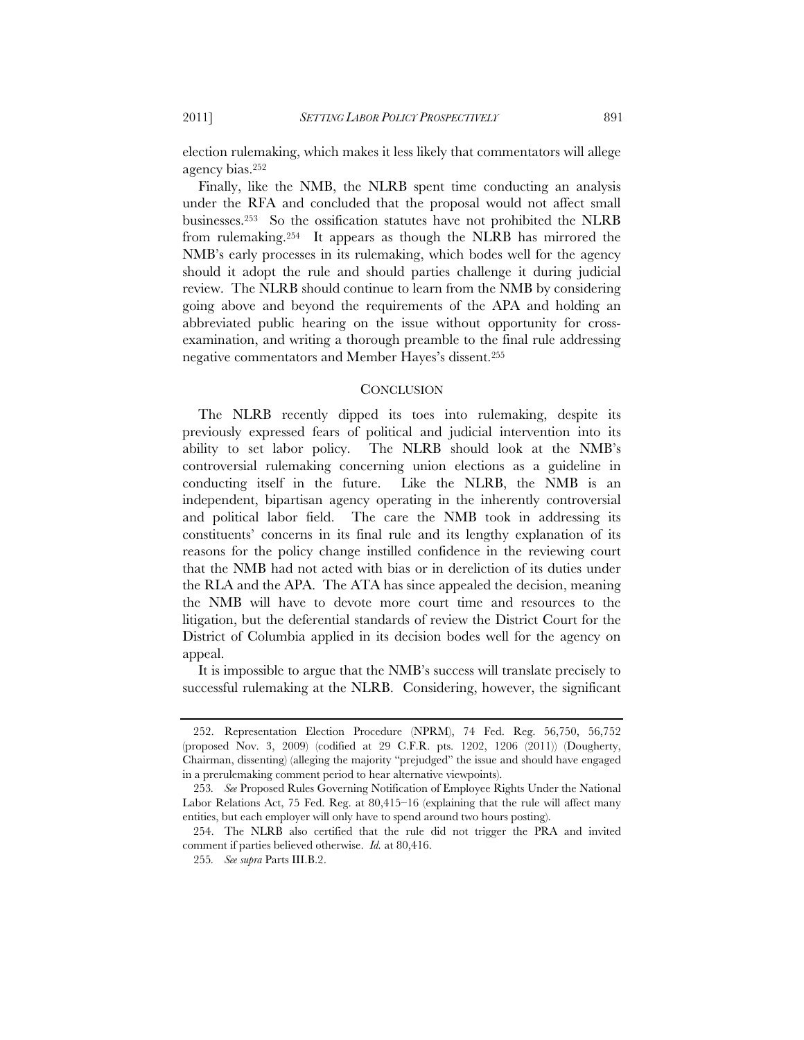election rulemaking, which makes it less likely that commentators will allege agency bias.[252]

Finally, like the NMB, the NLRB spent time conducting an analysis under the RFA and concluded that the proposal would not affect small businesses.[253] So the ossification statutes have not prohibited the NLRB from rulemaking.[254] It appears as though the NLRB has mirrored the NMB's early processes in its rulemaking, which bodes well for the agency should it adopt the rule and should parties challenge it during judicial review. The NLRB should continue to learn from the NMB by considering going above and beyond the requirements of the APA and holding an abbreviated public hearing on the issue without opportunity for cross-examination, and writing a thorough preamble to the final rule addressing negative commentators and Member Hayes's dissent.[255]

## CONCLUSION

The NLRB recently dipped its toes into rulemaking, despite its previously expressed fears of political and judicial intervention into its ability to set labor policy. The NLRB should look at the NMB's controversial rulemaking concerning union elections as a guideline in conducting itself in the future. Like the NLRB, the NMB is an independent, bipartisan agency operating in the inherently controversial and political labor field. The care the NMB took in addressing its constituents' concerns in its final rule and its lengthy explanation of its reasons for the policy change instilled confidence in the reviewing court that the NMB had not acted with bias or in dereliction of its duties under the RLA and the APA. The ATA has since appealed the decision, meaning the NMB will have to devote more court time and resources to the litigation, but the deferential standards of review the District Court for the District of Columbia applied in its decision bodes well for the agency on appeal.

It is impossible to argue that the NMB's success will translate precisely to successful rulemaking at the NLRB. Considering, however, the significant

---

252. Representation Election Procedure (NPRM), 74 Fed. Reg. 56,750, 56,752 (proposed Nov. 3, 2009) (codified at 29 C.F.R. pts. 1202, 1206 (2011)) (Dougherty, Chairman, dissenting) (alleging the majority "prejudged" the issue and should have engaged in a prerulemaking comment period to hear alternative viewpoints).

253. *See* Proposed Rules Governing Notification of Employee Rights Under the National Labor Relations Act, 75 Fed. Reg. at 80,415–16 (explaining that the rule will affect many entities, but each employer will only have to spend around two hours posting).

254. The NLRB also certified that the rule did not trigger the PRA and invited comment if parties believed otherwise. *Id.* at 80,416.

255. *See supra* Parts III.B.2.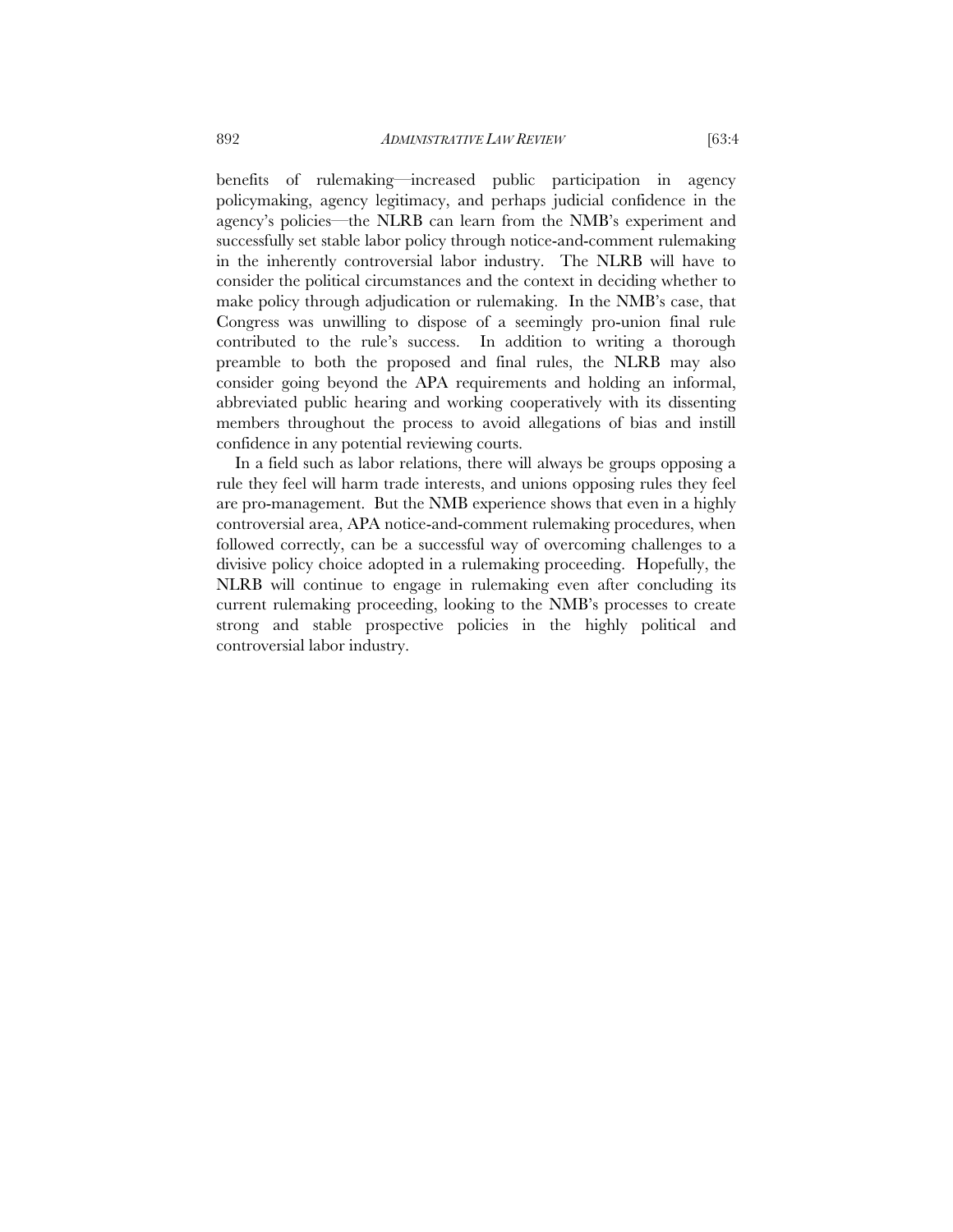benefits of rulemaking—increased public participation in agency policymaking, agency legitimacy, and perhaps judicial confidence in the agency's policies—the NLRB can learn from the NMB's experiment and successfully set stable labor policy through notice-and-comment rulemaking in the inherently controversial labor industry. The NLRB will have to consider the political circumstances and the context in deciding whether to make policy through adjudication or rulemaking. In the NMB's case, that Congress was unwilling to dispose of a seemingly pro-union final rule contributed to the rule's success. In addition to writing a thorough preamble to both the proposed and final rules, the NLRB may also consider going beyond the APA requirements and holding an informal, abbreviated public hearing and working cooperatively with its dissenting members throughout the process to avoid allegations of bias and instill confidence in any potential reviewing courts.

In a field such as labor relations, there will always be groups opposing a rule they feel will harm trade interests, and unions opposing rules they feel are pro-management. But the NMB experience shows that even in a highly controversial area, APA notice-and-comment rulemaking procedures, when followed correctly, can be a successful way of overcoming challenges to a divisive policy choice adopted in a rulemaking proceeding. Hopefully, the NLRB will continue to engage in rulemaking even after concluding its current rulemaking proceeding, looking to the NMB's processes to create strong and stable prospective policies in the highly political and controversial labor industry.